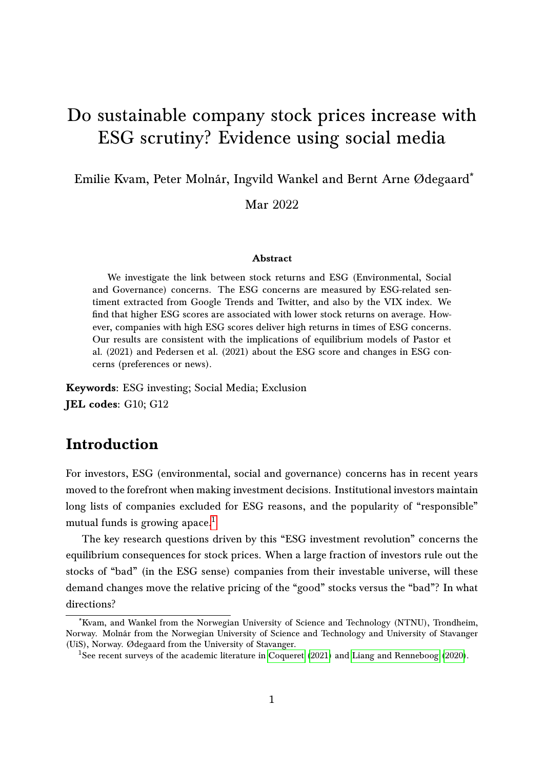# Do sustainable company stock prices increase with ESG scrutiny? Evidence using social media

Emilie Kvam, Peter Molnár, Ingvild Wankel and Bernt Arne Ødegaard*

Mar 2022

**Abstract**

We investigate the link between stock returns and ESG (Environmental, Social and Governance) concerns. The ESG concerns are measured by ESG-related sentiment extracted from Google Trends and Twitter, and also by the VIX index. We find that higher ESG scores are associated with lower stock returns on average. However, companies with high ESG scores deliver high returns in times of ESG concerns. Our results are consistent with the implications of equilibrium models of Pastor et al. (2021) and Pedersen et al. (2021) about the ESG score and changes in ESG concerns (preferences or news).

**Keywords**: ESG investing; Social Media; Exclusion

**JEL codes**: G10; G12

## Introduction

For investors, ESG (environmental, social and governance) concerns has in recent years moved to the forefront when making investment decisions. Institutional investors maintain long lists of companies excluded for ESG reasons, and the popularity of "responsible" mutual funds is growing apace.[1]

The key research questions driven by this "ESG investment revolution" concerns the equilibrium consequences for stock prices. When a large fraction of investors rule out the stocks of "bad" (in the ESG sense) companies from their investable universe, will these demand changes move the relative pricing of the "good" stocks versus the "bad"? In what directions?

---

*Kvam, and Wankel from the Norwegian University of Science and Technology (NTNU), Trondheim, Norway. Molnár from the Norwegian University of Science and Technology and University of Stavanger (UiS), Norway. Ødegaard from the University of Stavanger.

[1] See recent surveys of the academic literature in Coqueret (2021) and Liang and Renneboog (2020).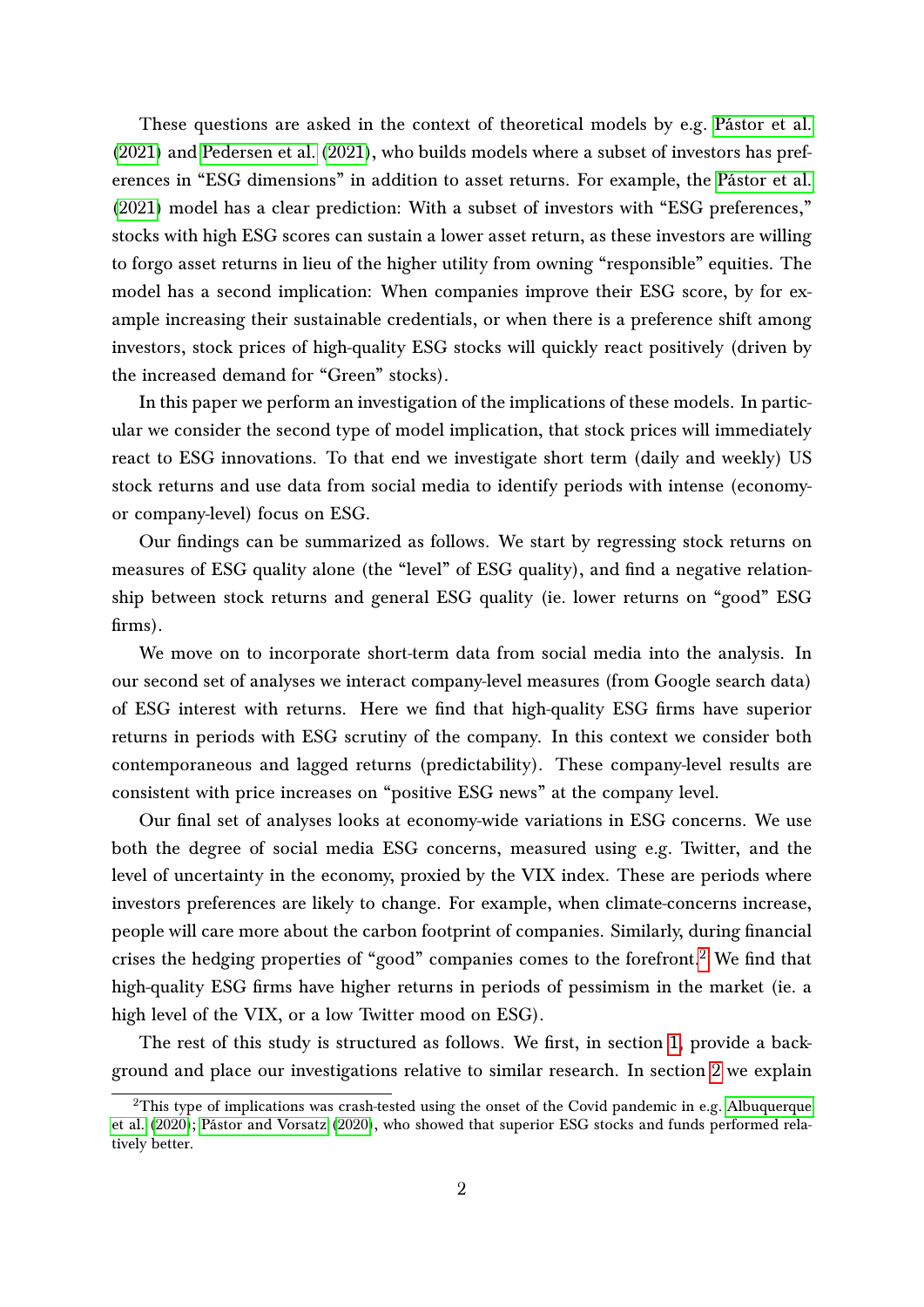These questions are asked in the context of theoretical models by e.g. Pástor et al. (2021) and Pedersen et al. (2021), who builds models where a subset of investors has preferences in "ESG dimensions" in addition to asset returns. For example, the Pástor et al. (2021) model has a clear prediction: With a subset of investors with "ESG preferences," stocks with high ESG scores can sustain a lower asset return, as these investors are willing to forgo asset returns in lieu of the higher utility from owning "responsible" equities. The model has a second implication: When companies improve their ESG score, by for example increasing their sustainable credentials, or when there is a preference shift among investors, stock prices of high-quality ESG stocks will quickly react positively (driven by the increased demand for "Green" stocks).

In this paper we perform an investigation of the implications of these models. In particular we consider the second type of model implication, that stock prices will immediately react to ESG innovations. To that end we investigate short term (daily and weekly) US stock returns and use data from social media to identify periods with intense (economy- or company-level) focus on ESG.

Our findings can be summarized as follows. We start by regressing stock returns on measures of ESG quality alone (the "level" of ESG quality), and find a negative relationship between stock returns and general ESG quality (ie. lower returns on "good" ESG firms).

We move on to incorporate short-term data from social media into the analysis. In our second set of analyses we interact company-level measures (from Google search data) of ESG interest with returns. Here we find that high-quality ESG firms have superior returns in periods with ESG scrutiny of the company. In this context we consider both contemporaneous and lagged returns (predictability). These company-level results are consistent with price increases on "positive ESG news" at the company level.

Our final set of analyses looks at economy-wide variations in ESG concerns. We use both the degree of social media ESG concerns, measured using e.g. Twitter, and the level of uncertainty in the economy, proxied by the VIX index. These are periods where investors preferences are likely to change. For example, when climate-concerns increase, people will care more about the carbon footprint of companies. Similarly, during financial crises the hedging properties of "good" companies comes to the forefront.[2] We find that high-quality ESG firms have higher returns in periods of pessimism in the market (ie. a high level of the VIX, or a low Twitter mood on ESG).

The rest of this study is structured as follows. We first, in section 1, provide a background and place our investigations relative to similar research. In section 2 we explain

[2]This type of implications was crash-tested using the onset of the Covid pandemic in e.g. Albuquerque et al. (2020); Pástor and Vorsatz (2020), who showed that superior ESG stocks and funds performed relatively better.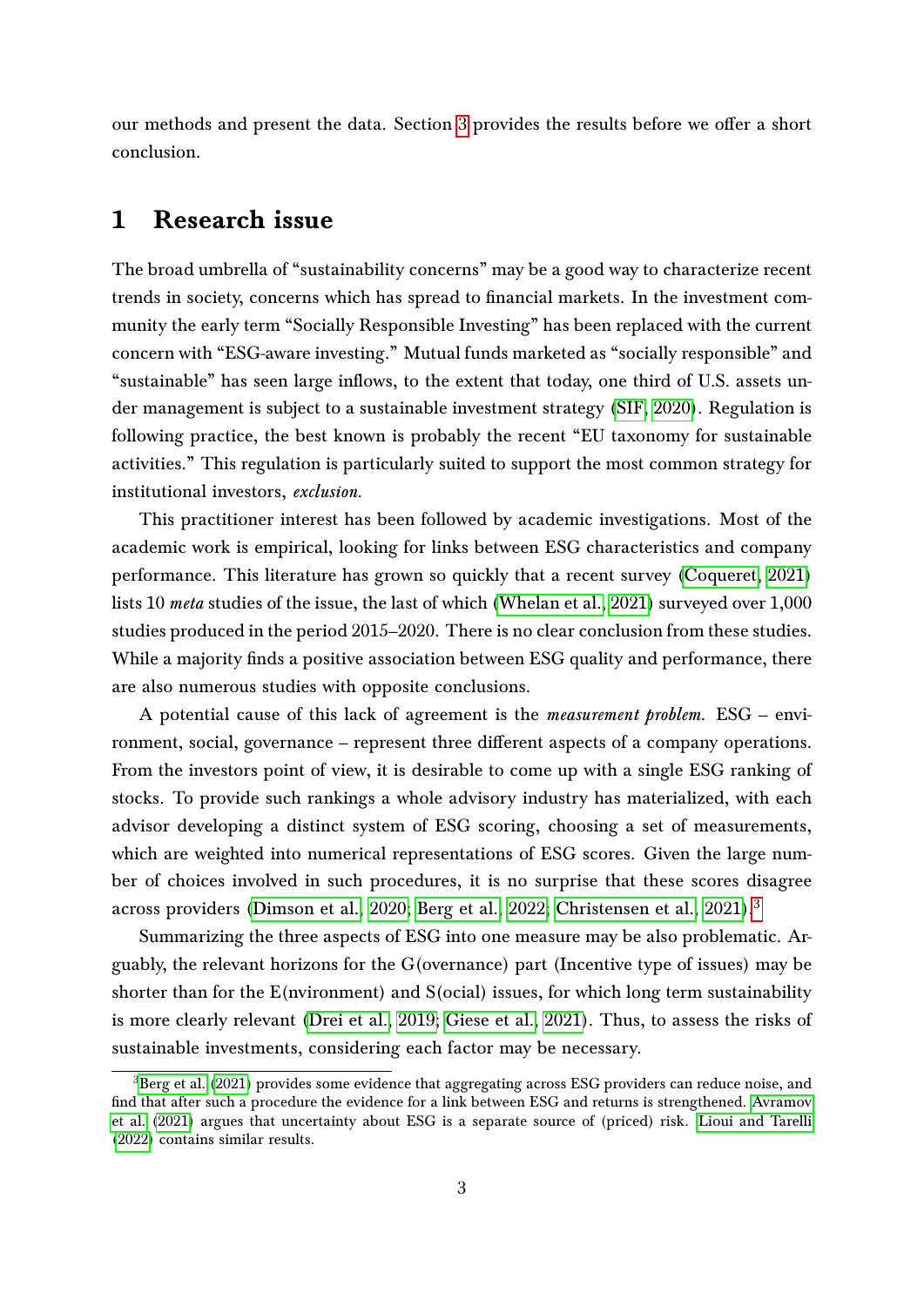our methods and present the data. Section 3 provides the results before we offer a short conclusion.

# 1 Research issue

The broad umbrella of "sustainability concerns" may be a good way to characterize recent trends in society, concerns which has spread to financial markets. In the investment community the early term "Socially Responsible Investing" has been replaced with the current concern with "ESG-aware investing." Mutual funds marketed as "socially responsible" and "sustainable" has seen large inflows, to the extent that today, one third of U.S. assets under management is subject to a sustainable investment strategy (SIF, 2020). Regulation is following practice, the best known is probably the recent "EU taxonomy for sustainable activities." This regulation is particularly suited to support the most common strategy for institutional investors, *exclusion*.

This practitioner interest has been followed by academic investigations. Most of the academic work is empirical, looking for links between ESG characteristics and company performance. This literature has grown so quickly that a recent survey (Coqueret, 2021) lists 10 *meta* studies of the issue, the last of which (Whelan et al., 2021) surveyed over 1,000 studies produced in the period 2015–2020. There is no clear conclusion from these studies. While a majority finds a positive association between ESG quality and performance, there are also numerous studies with opposite conclusions.

A potential cause of this lack of agreement is the *measurement problem*. ESG – environment, social, governance – represent three different aspects of a company operations. From the investors point of view, it is desirable to come up with a single ESG ranking of stocks. To provide such rankings a whole advisory industry has materialized, with each advisor developing a distinct system of ESG scoring, choosing a set of measurements, which are weighted into numerical representations of ESG scores. Given the large number of choices involved in such procedures, it is no surprise that these scores disagree across providers (Dimson et al., 2020; Berg et al., 2022; Christensen et al., 2021).[3]

Summarizing the three aspects of ESG into one measure may be also problematic. Arguably, the relevant horizons for the G(overnance) part (Incentive type of issues) may be shorter than for the E(nvironment) and S(ocial) issues, for which long term sustainability is more clearly relevant (Drei et al., 2019; Giese et al., 2021). Thus, to assess the risks of sustainable investments, considering each factor may be necessary.

[3] Berg et al. (2021) provides some evidence that aggregating across ESG providers can reduce noise, and find that after such a procedure the evidence for a link between ESG and returns is strengthened. Avramov et al. (2021) argues that uncertainty about ESG is a separate source of (priced) risk. Lioui and Tarelli (2022) contains similar results.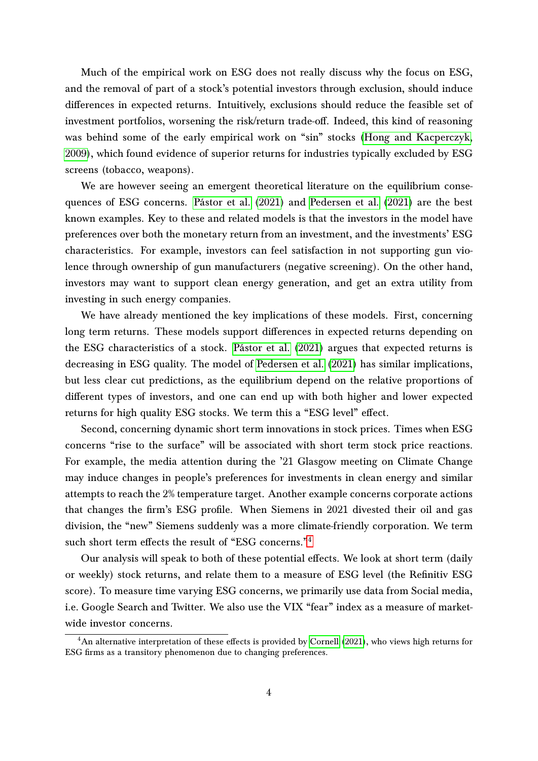Much of the empirical work on ESG does not really discuss why the focus on ESG, and the removal of part of a stock's potential investors through exclusion, should induce differences in expected returns. Intuitively, exclusions should reduce the feasible set of investment portfolios, worsening the risk/return trade-off. Indeed, this kind of reasoning was behind some of the early empirical work on "sin" stocks (Hong and Kacperczyk, 2009), which found evidence of superior returns for industries typically excluded by ESG screens (tobacco, weapons).

We are however seeing an emergent theoretical literature on the equilibrium consequences of ESG concerns. Pástor et al. (2021) and Pedersen et al. (2021) are the best known examples. Key to these and related models is that the investors in the model have preferences over both the monetary return from an investment, and the investments' ESG characteristics. For example, investors can feel satisfaction in not supporting gun violence through ownership of gun manufacturers (negative screening). On the other hand, investors may want to support clean energy generation, and get an extra utility from investing in such energy companies.

We have already mentioned the key implications of these models. First, concerning long term returns. These models support differences in expected returns depending on the ESG characteristics of a stock. Pástor et al. (2021) argues that expected returns is decreasing in ESG quality. The model of Pedersen et al. (2021) has similar implications, but less clear cut predictions, as the equilibrium depend on the relative proportions of different types of investors, and one can end up with both higher and lower expected returns for high quality ESG stocks. We term this a "ESG level" effect.

Second, concerning dynamic short term innovations in stock prices. Times when ESG concerns "rise to the surface" will be associated with short term stock price reactions. For example, the media attention during the '21 Glasgow meeting on Climate Change may induce changes in people's preferences for investments in clean energy and similar attempts to reach the 2% temperature target. Another example concerns corporate actions that changes the firm's ESG profile. When Siemens in 2021 divested their oil and gas division, the "new" Siemens suddenly was a more climate-friendly corporation. We term such short term effects the result of "ESG concerns."[4]

Our analysis will speak to both of these potential effects. We look at short term (daily or weekly) stock returns, and relate them to a measure of ESG level (the Refinitiv ESG score). To measure time varying ESG concerns, we primarily use data from Social media, i.e. Google Search and Twitter. We also use the VIX "fear" index as a measure of market-wide investor concerns.

[4] An alternative interpretation of these effects is provided by Cornell (2021), who views high returns for ESG firms as a transitory phenomenon due to changing preferences.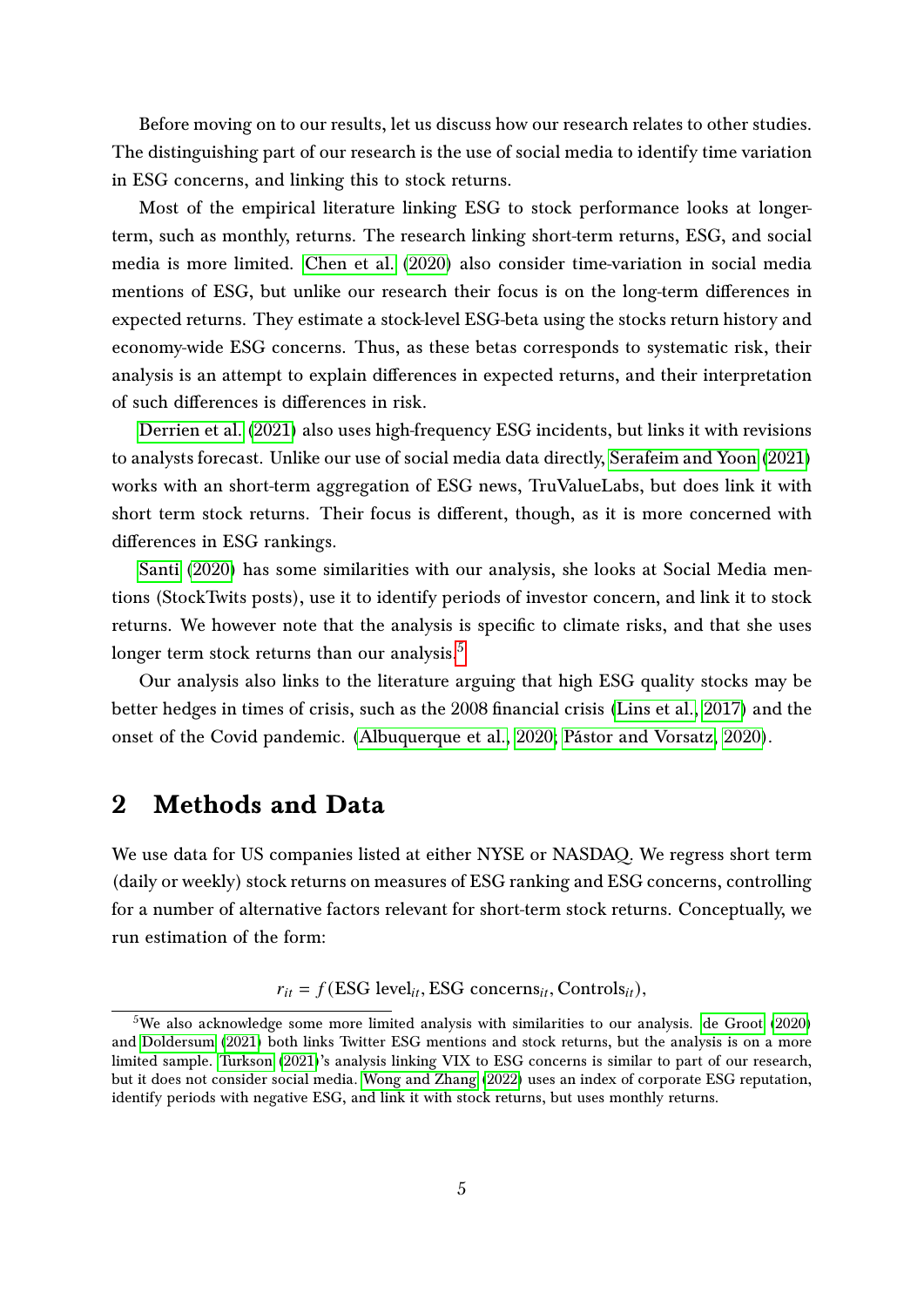Before moving on to our results, let us discuss how our research relates to other studies. The distinguishing part of our research is the use of social media to identify time variation in ESG concerns, and linking this to stock returns.

Most of the empirical literature linking ESG to stock performance looks at longer-term, such as monthly, returns. The research linking short-term returns, ESG, and social media is more limited. Chen et al. (2020) also consider time-variation in social media mentions of ESG, but unlike our research their focus is on the long-term differences in expected returns. They estimate a stock-level ESG-beta using the stocks return history and economy-wide ESG concerns. Thus, as these betas corresponds to systematic risk, their analysis is an attempt to explain differences in expected returns, and their interpretation of such differences is differences in risk.

Derrien et al. (2021) also uses high-frequency ESG incidents, but links it with revisions to analysts forecast. Unlike our use of social media data directly, Serafeim and Yoon (2021) works with an short-term aggregation of ESG news, TruValueLabs, but does link it with short term stock returns. Their focus is different, though, as it is more concerned with differences in ESG rankings.

Santi (2020) has some similarities with our analysis, she looks at Social Media mentions (StockTwits posts), use it to identify periods of investor concern, and link it to stock returns. We however note that the analysis is specific to climate risks, and that she uses longer term stock returns than our analysis.[5]

Our analysis also links to the literature arguing that high ESG quality stocks may be better hedges in times of crisis, such as the 2008 financial crisis (Lins et al., 2017) and the onset of the Covid pandemic. (Albuquerque et al., 2020; Pástor and Vorsatz, 2020).

## 2 Methods and Data

We use data for US companies listed at either NYSE or NASDAQ. We regress short term (daily or weekly) stock returns on measures of ESG ranking and ESG concerns, controlling for a number of alternative factors relevant for short-term stock returns. Conceptually, we run estimation of the form:

$$r_{it} = f(\text{ESG level}_{it}, \text{ESG concerns}_{it}, \text{Controls}_{it}),$$

[5] We also acknowledge some more limited analysis with similarities to our analysis. de Groot (2020) and Doldersum (2021) both links Twitter ESG mentions and stock returns, but the analysis is on a more limited sample. Turkson (2021)'s analysis linking VIX to ESG concerns is similar to part of our research, but it does not consider social media. Wong and Zhang (2022) uses an index of corporate ESG reputation, identify periods with negative ESG, and link it with stock returns, but uses monthly returns.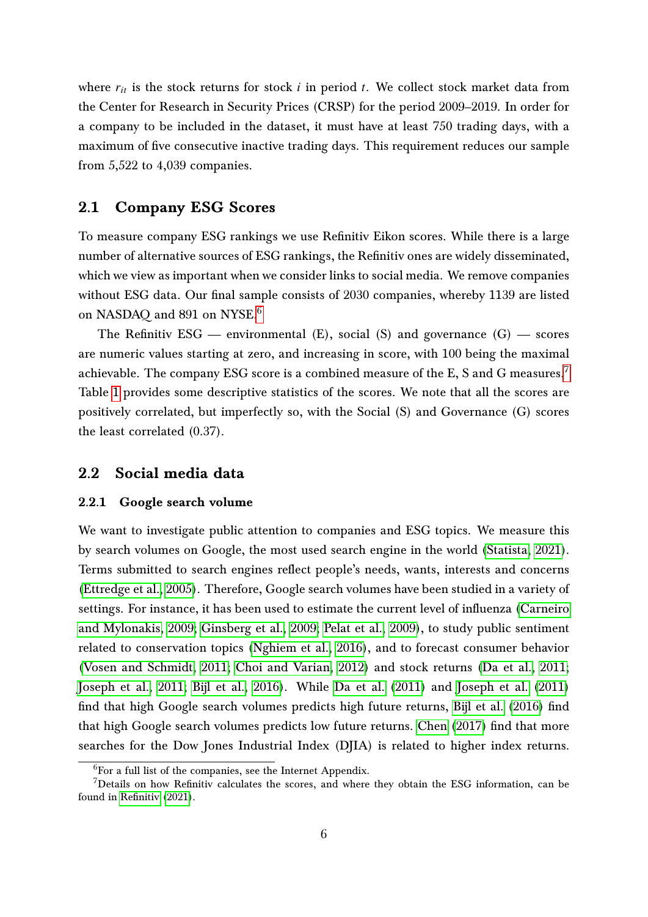where $r_{it}$ is the stock returns for stock $i$ in period $t$. We collect stock market data from the Center for Research in Security Prices (CRSP) for the period 2009–2019. In order for a company to be included in the dataset, it must have at least 750 trading days, with a maximum of five consecutive inactive trading days. This requirement reduces our sample from 5,522 to 4,039 companies.

## 2.1 Company ESG Scores

To measure company ESG rankings we use Refinitiv Eikon scores. While there is a large number of alternative sources of ESG rankings, the Refinitiv ones are widely disseminated, which we view as important when we consider links to social media. We remove companies without ESG data. Our final sample consists of 2030 companies, whereby 1139 are listed on NASDAQ and 891 on NYSE.[6]

The Refinitiv ESG — environmental (E), social (S) and governance (G) — scores are numeric values starting at zero, and increasing in score, with 100 being the maximal achievable. The company ESG score is a combined measure of the E, S and G measures.[7] Table 1 provides some descriptive statistics of the scores. We note that all the scores are positively correlated, but imperfectly so, with the Social (S) and Governance (G) scores the least correlated (0.37).

## 2.2 Social media data

### 2.2.1 Google search volume

We want to investigate public attention to companies and ESG topics. We measure this by search volumes on Google, the most used search engine in the world (Statista, 2021). Terms submitted to search engines reflect people's needs, wants, interests and concerns (Ettredge et al., 2005). Therefore, Google search volumes have been studied in a variety of settings. For instance, it has been used to estimate the current level of influenza (Carneiro and Mylonakis, 2009; Ginsberg et al., 2009; Pelat et al., 2009), to study public sentiment related to conservation topics (Nghiem et al., 2016), and to forecast consumer behavior (Vosen and Schmidt, 2011; Choi and Varian, 2012) and stock returns (Da et al., 2011; Joseph et al., 2011; Bijl et al., 2016). While Da et al. (2011) and Joseph et al. (2011) find that high Google search volumes predicts high future returns, Bijl et al. (2016) find that high Google search volumes predicts low future returns. Chen (2017) find that more searches for the Dow Jones Industrial Index (DJIA) is related to higher index returns.

[6] For a full list of the companies, see the Internet Appendix.

[7] Details on how Refinitiv calculates the scores, and where they obtain the ESG information, can be found in Refinitiv (2021).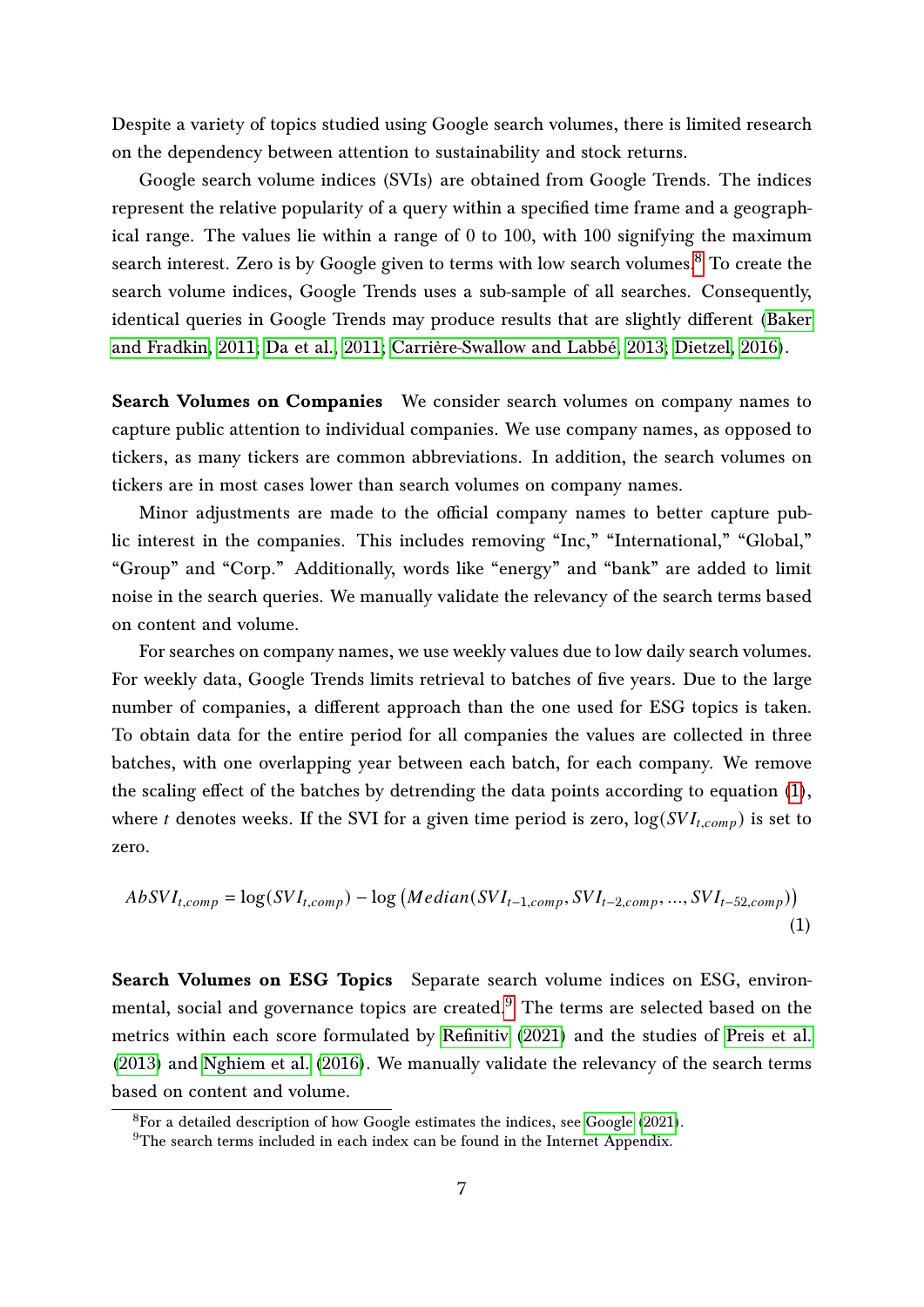Despite a variety of topics studied using Google search volumes, there is limited research on the dependency between attention to sustainability and stock returns.

Google search volume indices (SVIs) are obtained from Google Trends. The indices represent the relative popularity of a query within a specified time frame and a geographical range. The values lie within a range of 0 to 100, with 100 signifying the maximum search interest. Zero is by Google given to terms with low search volumes.[8] To create the search volume indices, Google Trends uses a sub-sample of all searches. Consequently, identical queries in Google Trends may produce results that are slightly different (Baker and Fradkin, 2011; Da et al., 2011; Carrière-Swallow and Labbé, 2013; Dietzel, 2016).

**Search Volumes on Companies** We consider search volumes on company names to capture public attention to individual companies. We use company names, as opposed to tickers, as many tickers are common abbreviations. In addition, the search volumes on tickers are in most cases lower than search volumes on company names.

Minor adjustments are made to the official company names to better capture public interest in the companies. This includes removing "Inc," "International," "Global," "Group" and "Corp." Additionally, words like "energy" and "bank" are added to limit noise in the search queries. We manually validate the relevancy of the search terms based on content and volume.

For searches on company names, we use weekly values due to low daily search volumes. For weekly data, Google Trends limits retrieval to batches of five years. Due to the large number of companies, a different approach than the one used for ESG topics is taken. To obtain data for the entire period for all companies the values are collected in three batches, with one overlapping year between each batch, for each company. We remove the scaling effect of the batches by detrending the data points according to equation (1), where $t$ denotes weeks. If the SVI for a given time period is zero, $\log(SVI_{t,comp})$ is set to zero.

$$AbSVI_{t,comp} = \log(SVI_{t,comp}) - \log\left(Median(SVI_{t-1,comp}, SVI_{t-2,comp}, ..., SVI_{t-52,comp})\right) \tag{1}$$

**Search Volumes on ESG Topics** Separate search volume indices on ESG, environmental, social and governance topics are created.[9] The terms are selected based on the metrics within each score formulated by Refinitiv (2021) and the studies of Preis et al. (2013) and Nghiem et al. (2016). We manually validate the relevancy of the search terms based on content and volume.

[8] For a detailed description of how Google estimates the indices, see Google (2021).

[9] The search terms included in each index can be found in the Internet Appendix.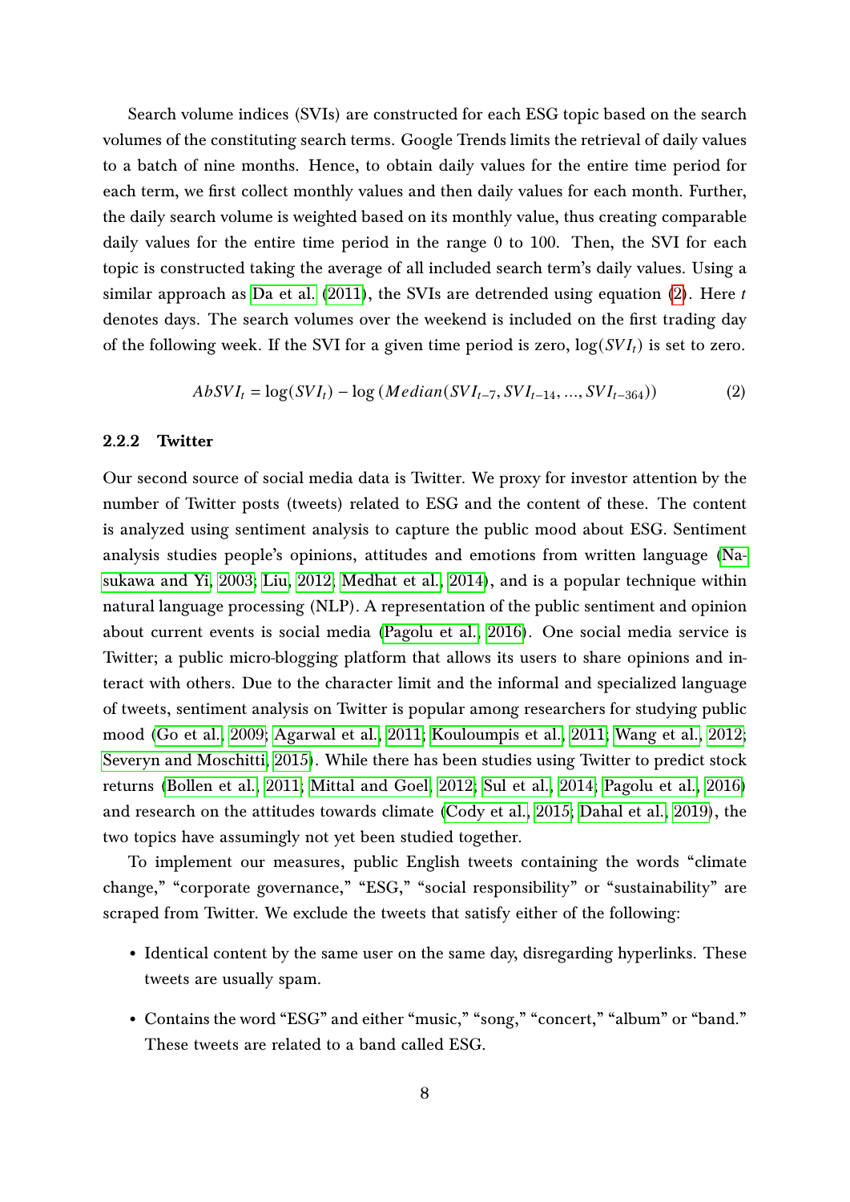Search volume indices (SVIs) are constructed for each ESG topic based on the search volumes of the constituting search terms. Google Trends limits the retrieval of daily values to a batch of nine months. Hence, to obtain daily values for the entire time period for each term, we first collect monthly values and then daily values for each month. Further, the daily search volume is weighted based on its monthly value, thus creating comparable daily values for the entire time period in the range 0 to 100. Then, the SVI for each topic is constructed taking the average of all included search term's daily values. Using a similar approach as Da et al. (2011), the SVIs are detrended using equation (2). Here $t$ denotes days. The search volumes over the weekend is included on the first trading day of the following week. If the SVI for a given time period is zero, $\log(SVI_t)$ is set to zero.

$$AbSVI_t = \log(SVI_t) - \log\left(Median(SVI_{t-7}, SVI_{t-14}, ..., SVI_{t-364})\right) \tag{2}$$

### 2.2.2 Twitter

Our second source of social media data is Twitter. We proxy for investor attention by the number of Twitter posts (tweets) related to ESG and the content of these. The content is analyzed using sentiment analysis to capture the public mood about ESG. Sentiment analysis studies people's opinions, attitudes and emotions from written language (Nasukawa and Yi, 2003; Liu, 2012; Medhat et al., 2014), and is a popular technique within natural language processing (NLP). A representation of the public sentiment and opinion about current events is social media (Pagolu et al., 2016). One social media service is Twitter; a public micro-blogging platform that allows its users to share opinions and interact with others. Due to the character limit and the informal and specialized language of tweets, sentiment analysis on Twitter is popular among researchers for studying public mood (Go et al., 2009; Agarwal et al., 2011; Kouloumpis et al., 2011; Wang et al., 2012; Severyn and Moschitti, 2015). While there has been studies using Twitter to predict stock returns (Bollen et al., 2011; Mittal and Goel, 2012; Sul et al., 2014; Pagolu et al., 2016) and research on the attitudes towards climate (Cody et al., 2015; Dahal et al., 2019), the two topics have assumingly not yet been studied together.

To implement our measures, public English tweets containing the words "climate change," "corporate governance," "ESG," "social responsibility" or "sustainability" are scraped from Twitter. We exclude the tweets that satisfy either of the following:

- Identical content by the same user on the same day, disregarding hyperlinks. These tweets are usually spam.
- Contains the word "ESG" and either "music," "song," "concert," "album" or "band." These tweets are related to a band called ESG.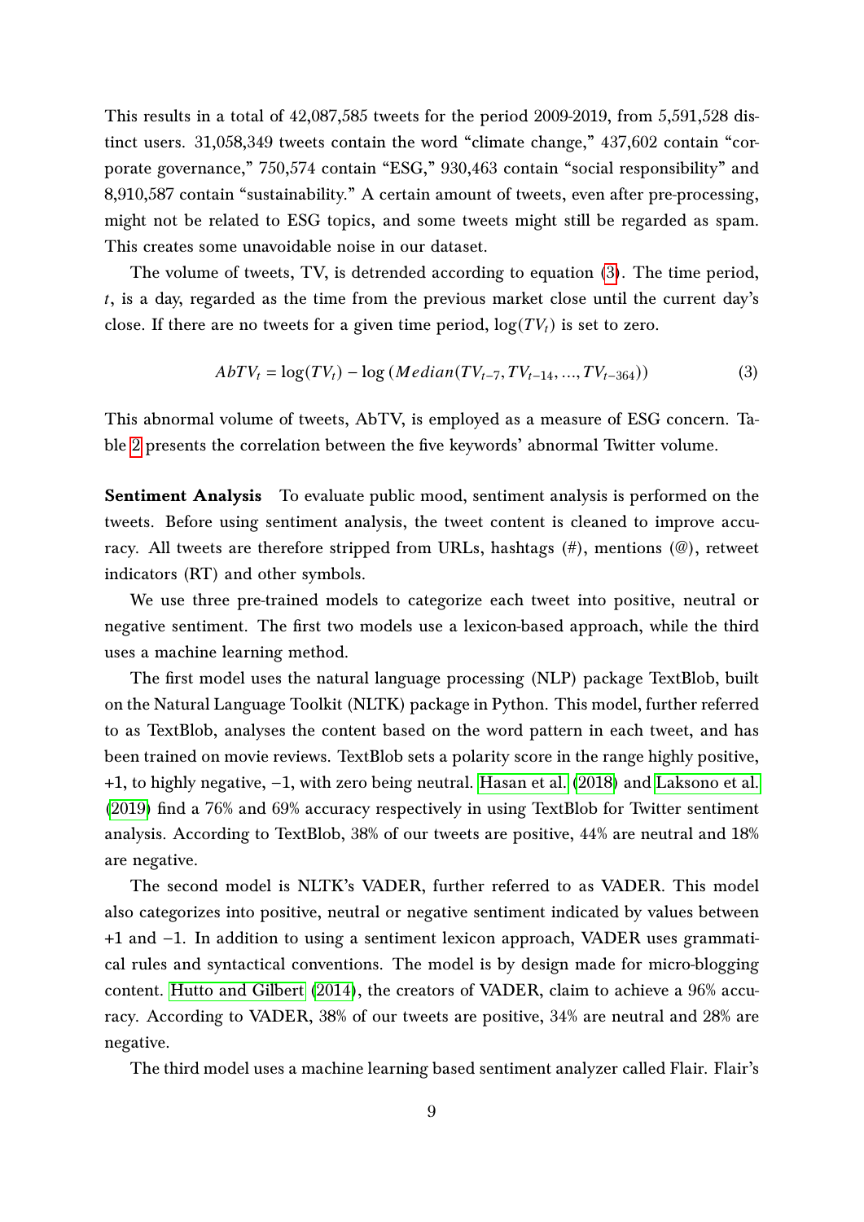This results in a total of 42,087,585 tweets for the period 2009-2019, from 5,591,528 distinct users. 31,058,349 tweets contain the word "climate change," 437,602 contain "corporate governance," 750,574 contain "ESG," 930,463 contain "social responsibility" and 8,910,587 contain "sustainability." A certain amount of tweets, even after pre-processing, might not be related to ESG topics, and some tweets might still be regarded as spam. This creates some unavoidable noise in our dataset.

The volume of tweets, TV, is detrended according to equation (3). The time period, $t$, is a day, regarded as the time from the previous market close until the current day's close. If there are no tweets for a given time period, $\log(TV_t)$ is set to zero.

$$AbTV_t = \log(TV_t) - \log\left(Median(TV_{t-7}, TV_{t-14}, ..., TV_{t-364})\right) \tag{3}$$

This abnormal volume of tweets, AbTV, is employed as a measure of ESG concern. Table 2 presents the correlation between the five keywords' abnormal Twitter volume.

**Sentiment Analysis** To evaluate public mood, sentiment analysis is performed on the tweets. Before using sentiment analysis, the tweet content is cleaned to improve accuracy. All tweets are therefore stripped from URLs, hashtags (#), mentions (@), retweet indicators (RT) and other symbols.

We use three pre-trained models to categorize each tweet into positive, neutral or negative sentiment. The first two models use a lexicon-based approach, while the third uses a machine learning method.

The first model uses the natural language processing (NLP) package TextBlob, built on the Natural Language Toolkit (NLTK) package in Python. This model, further referred to as TextBlob, analyses the content based on the word pattern in each tweet, and has been trained on movie reviews. TextBlob sets a polarity score in the range highly positive, +1, to highly negative, −1, with zero being neutral. Hasan et al. (2018) and Laksono et al. (2019) find a 76% and 69% accuracy respectively in using TextBlob for Twitter sentiment analysis. According to TextBlob, 38% of our tweets are positive, 44% are neutral and 18% are negative.

The second model is NLTK's VADER, further referred to as VADER. This model also categorizes into positive, neutral or negative sentiment indicated by values between +1 and −1. In addition to using a sentiment lexicon approach, VADER uses grammatical rules and syntactical conventions. The model is by design made for micro-blogging content. Hutto and Gilbert (2014), the creators of VADER, claim to achieve a 96% accuracy. According to VADER, 38% of our tweets are positive, 34% are neutral and 28% are negative.

The third model uses a machine learning based sentiment analyzer called Flair. Flair's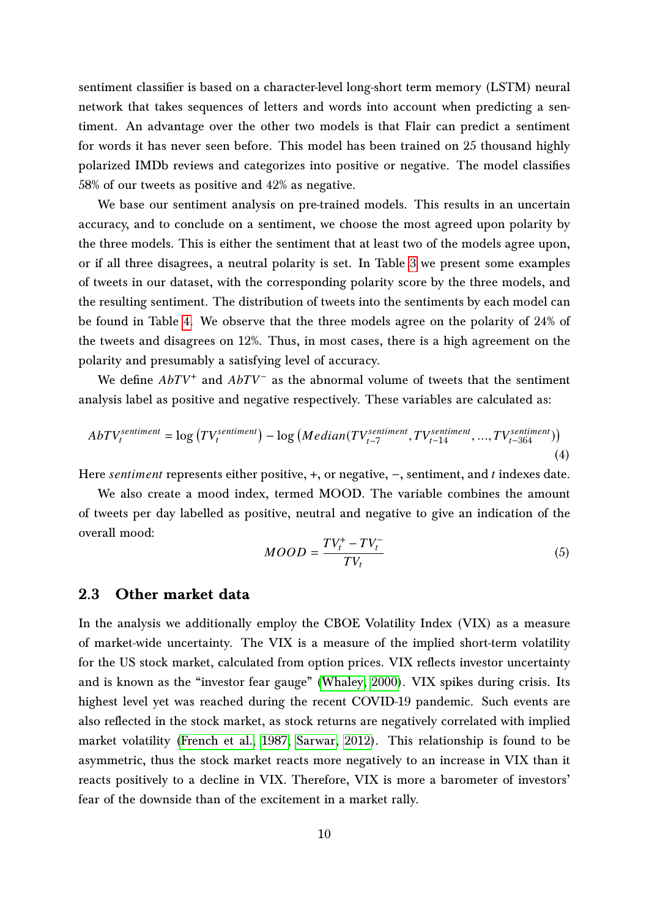sentiment classifier is based on a character-level long-short term memory (LSTM) neural network that takes sequences of letters and words into account when predicting a sentiment. An advantage over the other two models is that Flair can predict a sentiment for words it has never seen before. This model has been trained on 25 thousand highly polarized IMDb reviews and categorizes into positive or negative. The model classifies 58% of our tweets as positive and 42% as negative.

We base our sentiment analysis on pre-trained models. This results in an uncertain accuracy, and to conclude on a sentiment, we choose the most agreed upon polarity by the three models. This is either the sentiment that at least two of the models agree upon, or if all three disagrees, a neutral polarity is set. In Table 3 we present some examples of tweets in our dataset, with the corresponding polarity score by the three models, and the resulting sentiment. The distribution of tweets into the sentiments by each model can be found in Table 4. We observe that the three models agree on the polarity of 24% of the tweets and disagrees on 12%. Thus, in most cases, there is a high agreement on the polarity and presumably a satisfying level of accuracy.

We define $AbTV^{+}$ and $AbTV^{-}$ as the abnormal volume of tweets that the sentiment analysis label as positive and negative respectively. These variables are calculated as:

$$AbTV_t^{sentiment} = \log\left(TV_t^{sentiment}\right) - \log\left(Median(TV_{t-7}^{sentiment}, TV_{t-14}^{sentiment}, ..., TV_{t-364}^{sentiment})\right) \tag{4}$$

Here *sentiment* represents either positive, +, or negative, −, sentiment, and $t$ indexes date.

We also create a mood index, termed MOOD. The variable combines the amount of tweets per day labelled as positive, neutral and negative to give an indication of the overall mood:

$$MOOD = \frac{TV_t^{+} - TV_t^{-}}{TV_t} \tag{5}$$

## 2.3 Other market data

In the analysis we additionally employ the CBOE Volatility Index (VIX) as a measure of market-wide uncertainty. The VIX is a measure of the implied short-term volatility for the US stock market, calculated from option prices. VIX reflects investor uncertainty and is known as the "investor fear gauge" (Whaley, 2000). VIX spikes during crisis. Its highest level yet was reached during the recent COVID-19 pandemic. Such events are also reflected in the stock market, as stock returns are negatively correlated with implied market volatility (French et al., 1987; Sarwar, 2012). This relationship is found to be asymmetric, thus the stock market reacts more negatively to an increase in VIX than it reacts positively to a decline in VIX. Therefore, VIX is more a barometer of investors' fear of the downside than of the excitement in a market rally.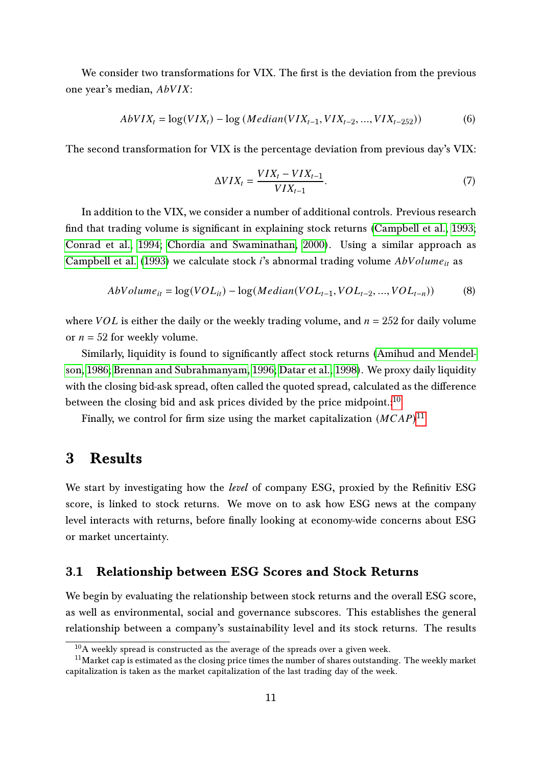We consider two transformations for VIX. The first is the deviation from the previous one year's median, $AbVIX$:

$$AbVIX_t = \log(VIX_t) - \log\left(Median(VIX_{t-1}, VIX_{t-2}, ..., VIX_{t-252})\right) \tag{6}$$

The second transformation for VIX is the percentage deviation from previous day's VIX:

$$\Delta VIX_t = \frac{VIX_t - VIX_{t-1}}{VIX_{t-1}}. \tag{7}$$

In addition to the VIX, we consider a number of additional controls. Previous research find that trading volume is significant in explaining stock returns (Campbell et al., 1993; Conrad et al., 1994; Chordia and Swaminathan, 2000). Using a similar approach as Campbell et al. (1993) we calculate stock $i$'s abnormal trading volume $AbVolume_{it}$ as

$$AbVolume_{it} = \log(VOL_{it}) - \log(Median(VOL_{t-1}, VOL_{t-2}, ..., VOL_{t-n})) \tag{8}$$

where $VOL$ is either the daily or the weekly trading volume, and $n = 252$ for daily volume or $n = 52$ for weekly volume.

Similarly, liquidity is found to significantly affect stock returns (Amihud and Mendelson, 1986; Brennan and Subrahmanyam, 1996; Datar et al., 1998). We proxy daily liquidity with the closing bid-ask spread, often called the quoted spread, calculated as the difference between the closing bid and ask prices divided by the price midpoint.[10]

Finally, we control for firm size using the market capitalization ($MCAP$)[11]

## 3 Results

We start by investigating how the *level* of company ESG, proxied by the Refinitiv ESG score, is linked to stock returns. We move on to ask how ESG news at the company level interacts with returns, before finally looking at economy-wide concerns about ESG or market uncertainty.

### 3.1 Relationship between ESG Scores and Stock Returns

We begin by evaluating the relationship between stock returns and the overall ESG score, as well as environmental, social and governance subscores. This establishes the general relationship between a company's sustainability level and its stock returns. The results

[10] A weekly spread is constructed as the average of the spreads over a given week.

[11] Market cap is estimated as the closing price times the number of shares outstanding. The weekly market capitalization is taken as the market capitalization of the last trading day of the week.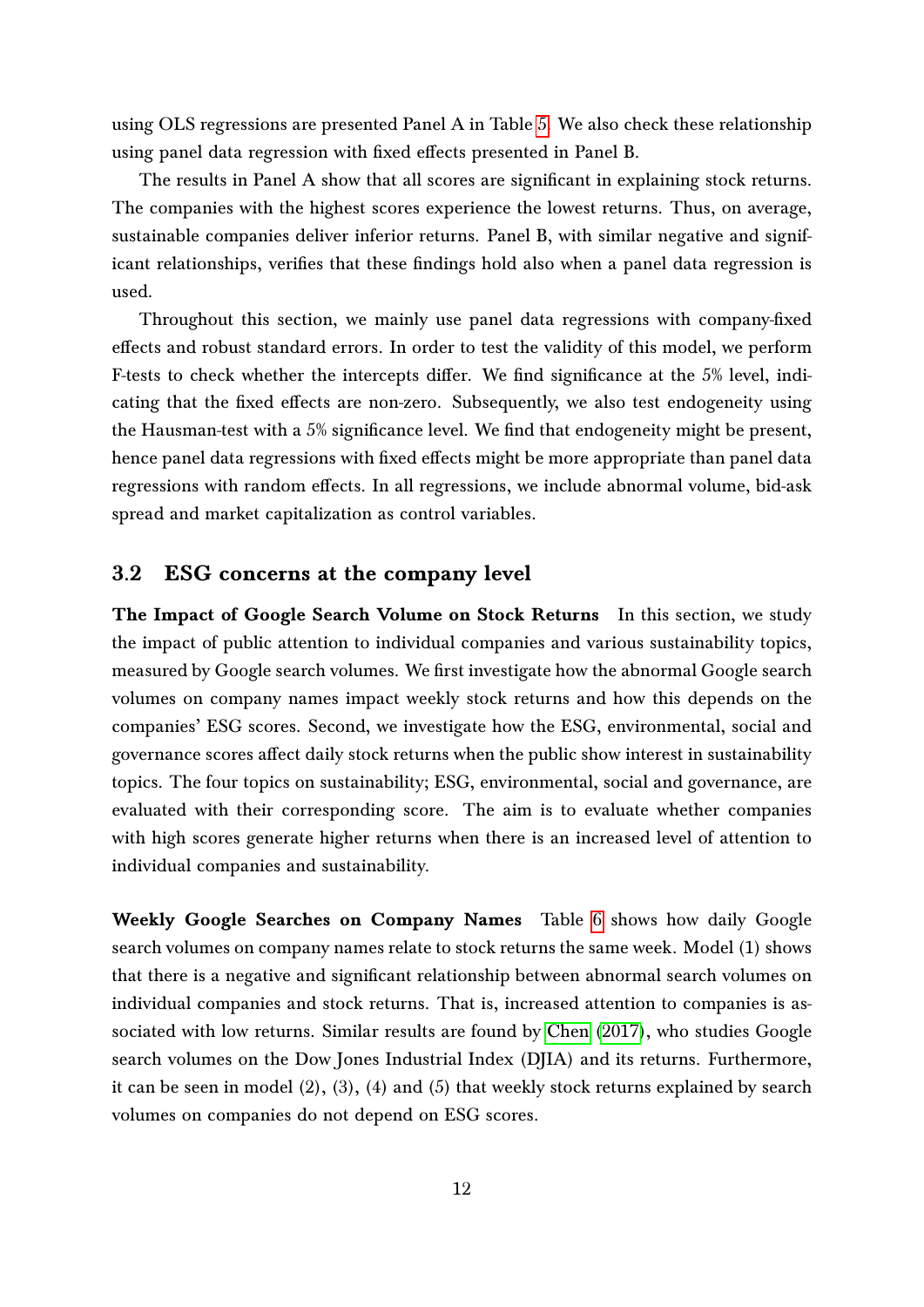using OLS regressions are presented Panel A in Table 5. We also check these relationship using panel data regression with fixed effects presented in Panel B.

The results in Panel A show that all scores are significant in explaining stock returns. The companies with the highest scores experience the lowest returns. Thus, on average, sustainable companies deliver inferior returns. Panel B, with similar negative and significant relationships, verifies that these findings hold also when a panel data regression is used.

Throughout this section, we mainly use panel data regressions with company-fixed effects and robust standard errors. In order to test the validity of this model, we perform F-tests to check whether the intercepts differ. We find significance at the 5% level, indicating that the fixed effects are non-zero. Subsequently, we also test endogeneity using the Hausman-test with a 5% significance level. We find that endogeneity might be present, hence panel data regressions with fixed effects might be more appropriate than panel data regressions with random effects. In all regressions, we include abnormal volume, bid-ask spread and market capitalization as control variables.

## 3.2 ESG concerns at the company level

**The Impact of Google Search Volume on Stock Returns** In this section, we study the impact of public attention to individual companies and various sustainability topics, measured by Google search volumes. We first investigate how the abnormal Google search volumes on company names impact weekly stock returns and how this depends on the companies' ESG scores. Second, we investigate how the ESG, environmental, social and governance scores affect daily stock returns when the public show interest in sustainability topics. The four topics on sustainability; ESG, environmental, social and governance, are evaluated with their corresponding score. The aim is to evaluate whether companies with high scores generate higher returns when there is an increased level of attention to individual companies and sustainability.

**Weekly Google Searches on Company Names** Table 6 shows how daily Google search volumes on company names relate to stock returns the same week. Model (1) shows that there is a negative and significant relationship between abnormal search volumes on individual companies and stock returns. That is, increased attention to companies is associated with low returns. Similar results are found by Chen (2017), who studies Google search volumes on the Dow Jones Industrial Index (DJIA) and its returns. Furthermore, it can be seen in model (2), (3), (4) and (5) that weekly stock returns explained by search volumes on companies do not depend on ESG scores.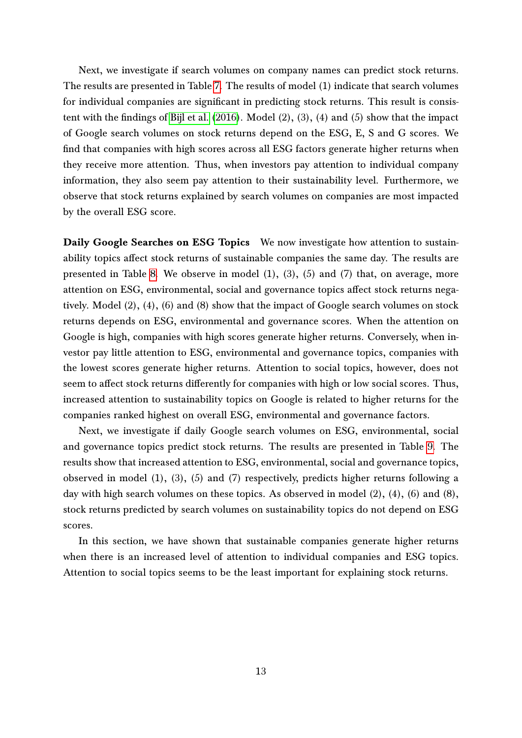Next, we investigate if search volumes on company names can predict stock returns. The results are presented in Table 7. The results of model (1) indicate that search volumes for individual companies are significant in predicting stock returns. This result is consistent with the findings of Bijl et al. (2016). Model (2), (3), (4) and (5) show that the impact of Google search volumes on stock returns depend on the ESG, E, S and G scores. We find that companies with high scores across all ESG factors generate higher returns when they receive more attention. Thus, when investors pay attention to individual company information, they also seem pay attention to their sustainability level. Furthermore, we observe that stock returns explained by search volumes on companies are most impacted by the overall ESG score.

**Daily Google Searches on ESG Topics** We now investigate how attention to sustainability topics affect stock returns of sustainable companies the same day. The results are presented in Table 8. We observe in model (1), (3), (5) and (7) that, on average, more attention on ESG, environmental, social and governance topics affect stock returns negatively. Model (2), (4), (6) and (8) show that the impact of Google search volumes on stock returns depends on ESG, environmental and governance scores. When the attention on Google is high, companies with high scores generate higher returns. Conversely, when investor pay little attention to ESG, environmental and governance topics, companies with the lowest scores generate higher returns. Attention to social topics, however, does not seem to affect stock returns differently for companies with high or low social scores. Thus, increased attention to sustainability topics on Google is related to higher returns for the companies ranked highest on overall ESG, environmental and governance factors.

Next, we investigate if daily Google search volumes on ESG, environmental, social and governance topics predict stock returns. The results are presented in Table 9. The results show that increased attention to ESG, environmental, social and governance topics, observed in model (1), (3), (5) and (7) respectively, predicts higher returns following a day with high search volumes on these topics. As observed in model (2), (4), (6) and (8), stock returns predicted by search volumes on sustainability topics do not depend on ESG scores.

In this section, we have shown that sustainable companies generate higher returns when there is an increased level of attention to individual companies and ESG topics. Attention to social topics seems to be the least important for explaining stock returns.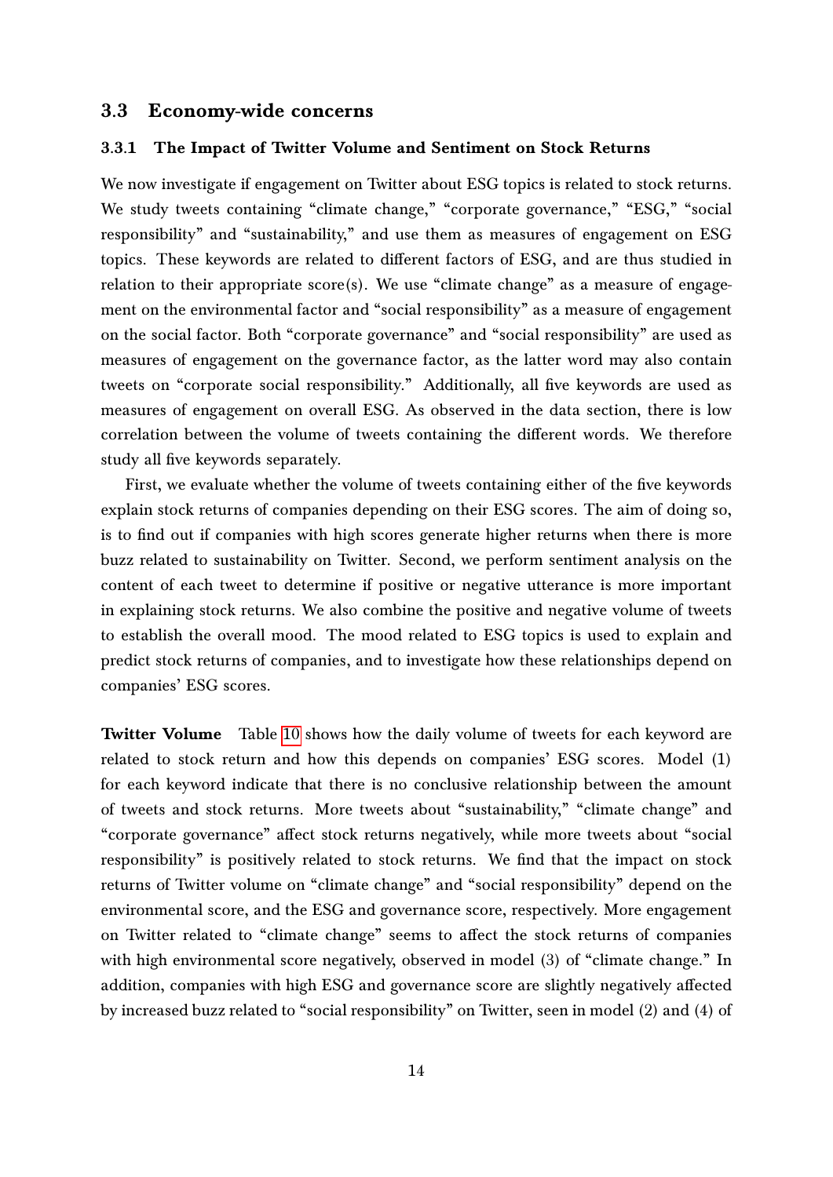## 3.3 Economy-wide concerns

### 3.3.1 The Impact of Twitter Volume and Sentiment on Stock Returns

We now investigate if engagement on Twitter about ESG topics is related to stock returns. We study tweets containing "climate change," "corporate governance," "ESG," "social responsibility" and "sustainability," and use them as measures of engagement on ESG topics. These keywords are related to different factors of ESG, and are thus studied in relation to their appropriate score(s). We use "climate change" as a measure of engagement on the environmental factor and "social responsibility" as a measure of engagement on the social factor. Both "corporate governance" and "social responsibility" are used as measures of engagement on the governance factor, as the latter word may also contain tweets on "corporate social responsibility." Additionally, all five keywords are used as measures of engagement on overall ESG. As observed in the data section, there is low correlation between the volume of tweets containing the different words. We therefore study all five keywords separately.

First, we evaluate whether the volume of tweets containing either of the five keywords explain stock returns of companies depending on their ESG scores. The aim of doing so, is to find out if companies with high scores generate higher returns when there is more buzz related to sustainability on Twitter. Second, we perform sentiment analysis on the content of each tweet to determine if positive or negative utterance is more important in explaining stock returns. We also combine the positive and negative volume of tweets to establish the overall mood. The mood related to ESG topics is used to explain and predict stock returns of companies, and to investigate how these relationships depend on companies' ESG scores.

**Twitter Volume** Table 10 shows how the daily volume of tweets for each keyword are related to stock return and how this depends on companies' ESG scores. Model (1) for each keyword indicate that there is no conclusive relationship between the amount of tweets and stock returns. More tweets about "sustainability," "climate change" and "corporate governance" affect stock returns negatively, while more tweets about "social responsibility" is positively related to stock returns. We find that the impact on stock returns of Twitter volume on "climate change" and "social responsibility" depend on the environmental score, and the ESG and governance score, respectively. More engagement on Twitter related to "climate change" seems to affect the stock returns of companies with high environmental score negatively, observed in model (3) of "climate change." In addition, companies with high ESG and governance score are slightly negatively affected by increased buzz related to "social responsibility" on Twitter, seen in model (2) and (4) of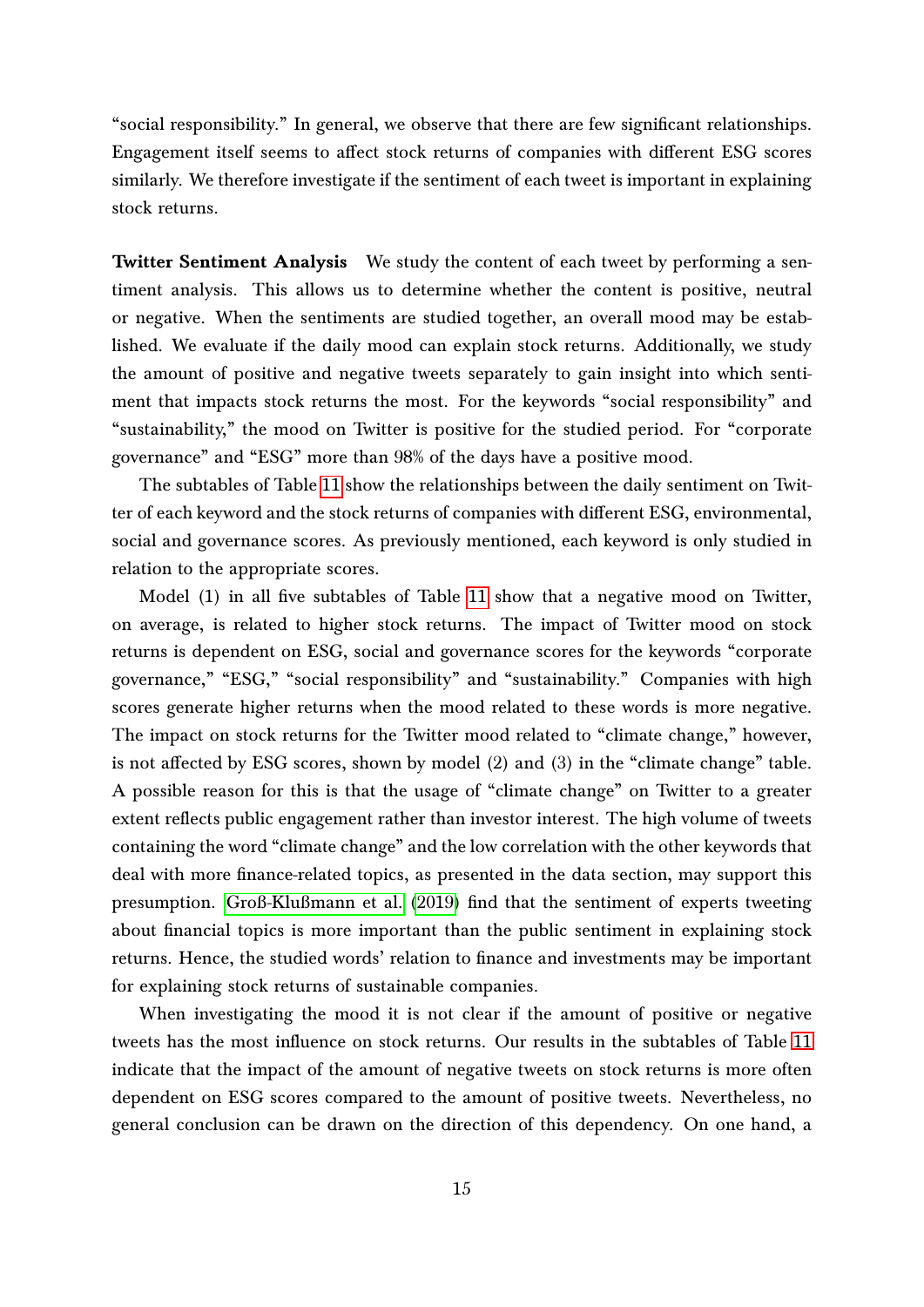"social responsibility." In general, we observe that there are few significant relationships. Engagement itself seems to affect stock returns of companies with different ESG scores similarly. We therefore investigate if the sentiment of each tweet is important in explaining stock returns.

**Twitter Sentiment Analysis** We study the content of each tweet by performing a sentiment analysis. This allows us to determine whether the content is positive, neutral or negative. When the sentiments are studied together, an overall mood may be established. We evaluate if the daily mood can explain stock returns. Additionally, we study the amount of positive and negative tweets separately to gain insight into which sentiment that impacts stock returns the most. For the keywords "social responsibility" and "sustainability," the mood on Twitter is positive for the studied period. For "corporate governance" and "ESG" more than 98% of the days have a positive mood.

The subtables of Table 11 show the relationships between the daily sentiment on Twitter of each keyword and the stock returns of companies with different ESG, environmental, social and governance scores. As previously mentioned, each keyword is only studied in relation to the appropriate scores.

Model (1) in all five subtables of Table 11 show that a negative mood on Twitter, on average, is related to higher stock returns. The impact of Twitter mood on stock returns is dependent on ESG, social and governance scores for the keywords "corporate governance," "ESG," "social responsibility" and "sustainability." Companies with high scores generate higher returns when the mood related to these words is more negative. The impact on stock returns for the Twitter mood related to "climate change," however, is not affected by ESG scores, shown by model (2) and (3) in the "climate change" table. A possible reason for this is that the usage of "climate change" on Twitter to a greater extent reflects public engagement rather than investor interest. The high volume of tweets containing the word "climate change" and the low correlation with the other keywords that deal with more finance-related topics, as presented in the data section, may support this presumption. Groß-Klußmann et al. (2019) find that the sentiment of experts tweeting about financial topics is more important than the public sentiment in explaining stock returns. Hence, the studied words' relation to finance and investments may be important for explaining stock returns of sustainable companies.

When investigating the mood it is not clear if the amount of positive or negative tweets has the most influence on stock returns. Our results in the subtables of Table 11 indicate that the impact of the amount of negative tweets on stock returns is more often dependent on ESG scores compared to the amount of positive tweets. Nevertheless, no general conclusion can be drawn on the direction of this dependency. On one hand, a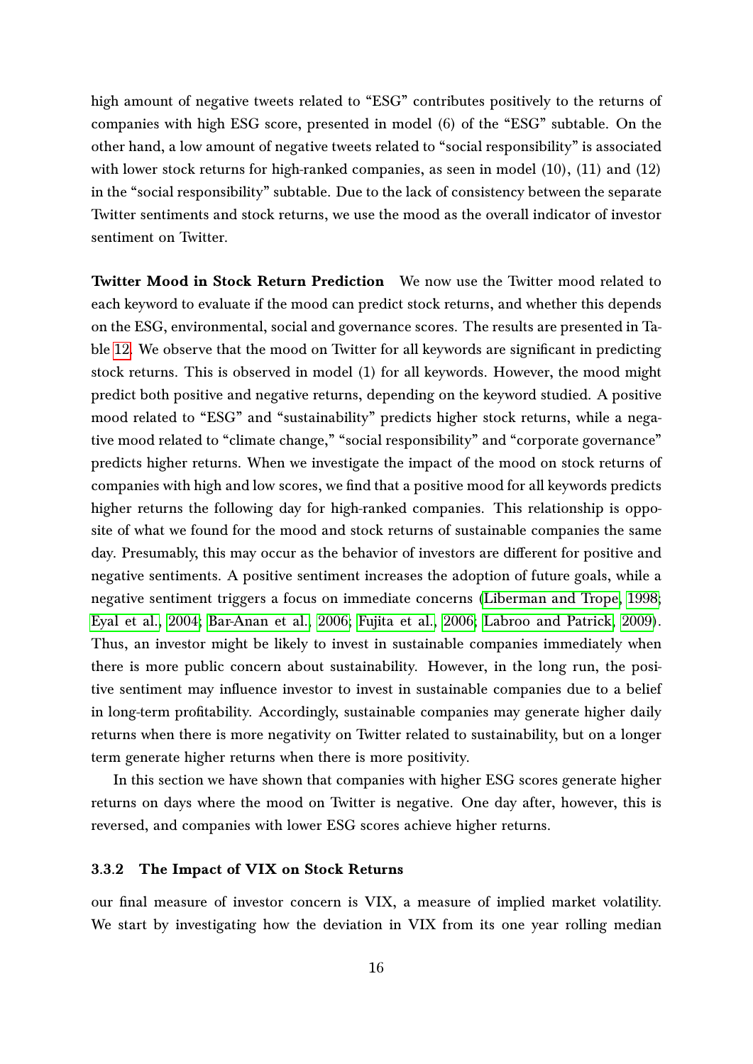high amount of negative tweets related to "ESG" contributes positively to the returns of companies with high ESG score, presented in model (6) of the "ESG" subtable. On the other hand, a low amount of negative tweets related to "social responsibility" is associated with lower stock returns for high-ranked companies, as seen in model (10), (11) and (12) in the "social responsibility" subtable. Due to the lack of consistency between the separate Twitter sentiments and stock returns, we use the mood as the overall indicator of investor sentiment on Twitter.

**Twitter Mood in Stock Return Prediction** We now use the Twitter mood related to each keyword to evaluate if the mood can predict stock returns, and whether this depends on the ESG, environmental, social and governance scores. The results are presented in Table 12. We observe that the mood on Twitter for all keywords are significant in predicting stock returns. This is observed in model (1) for all keywords. However, the mood might predict both positive and negative returns, depending on the keyword studied. A positive mood related to "ESG" and "sustainability" predicts higher stock returns, while a negative mood related to "climate change," "social responsibility" and "corporate governance" predicts higher returns. When we investigate the impact of the mood on stock returns of companies with high and low scores, we find that a positive mood for all keywords predicts higher returns the following day for high-ranked companies. This relationship is opposite of what we found for the mood and stock returns of sustainable companies the same day. Presumably, this may occur as the behavior of investors are different for positive and negative sentiments. A positive sentiment increases the adoption of future goals, while a negative sentiment triggers a focus on immediate concerns (Liberman and Trope, 1998; Eyal et al., 2004; Bar-Anan et al., 2006; Fujita et al., 2006; Labroo and Patrick, 2009). Thus, an investor might be likely to invest in sustainable companies immediately when there is more public concern about sustainability. However, in the long run, the positive sentiment may influence investor to invest in sustainable companies due to a belief in long-term profitability. Accordingly, sustainable companies may generate higher daily returns when there is more negativity on Twitter related to sustainability, but on a longer term generate higher returns when there is more positivity.

In this section we have shown that companies with higher ESG scores generate higher returns on days where the mood on Twitter is negative. One day after, however, this is reversed, and companies with lower ESG scores achieve higher returns.

### 3.3.2 The Impact of VIX on Stock Returns

our final measure of investor concern is VIX, a measure of implied market volatility. We start by investigating how the deviation in VIX from its one year rolling median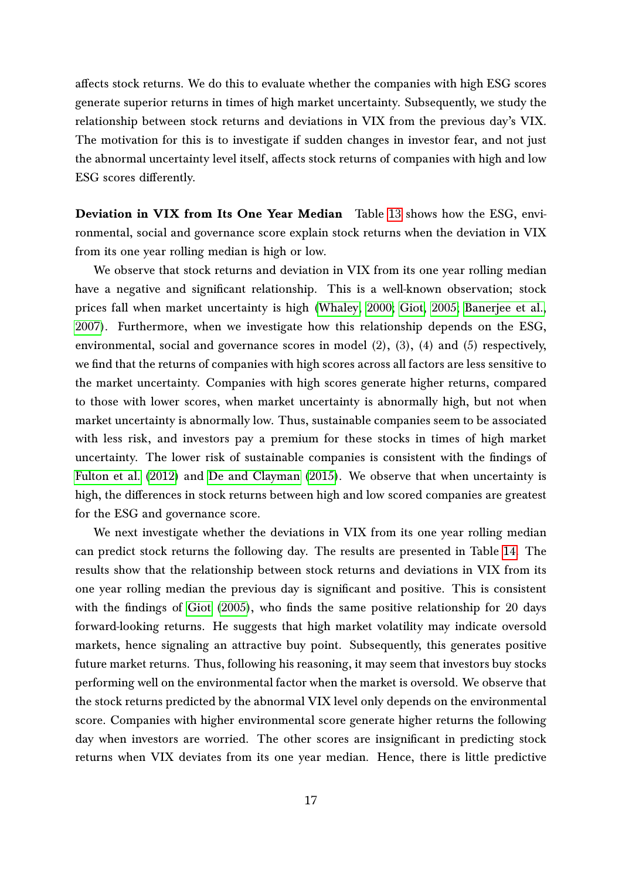affects stock returns. We do this to evaluate whether the companies with high ESG scores generate superior returns in times of high market uncertainty. Subsequently, we study the relationship between stock returns and deviations in VIX from the previous day's VIX. The motivation for this is to investigate if sudden changes in investor fear, and not just the abnormal uncertainty level itself, affects stock returns of companies with high and low ESG scores differently.

**Deviation in VIX from Its One Year Median** Table 13 shows how the ESG, environmental, social and governance score explain stock returns when the deviation in VIX from its one year rolling median is high or low.

We observe that stock returns and deviation in VIX from its one year rolling median have a negative and significant relationship. This is a well-known observation; stock prices fall when market uncertainty is high (Whaley, 2000; Giot, 2005; Banerjee et al., 2007). Furthermore, when we investigate how this relationship depends on the ESG, environmental, social and governance scores in model (2), (3), (4) and (5) respectively, we find that the returns of companies with high scores across all factors are less sensitive to the market uncertainty. Companies with high scores generate higher returns, compared to those with lower scores, when market uncertainty is abnormally high, but not when market uncertainty is abnormally low. Thus, sustainable companies seem to be associated with less risk, and investors pay a premium for these stocks in times of high market uncertainty. The lower risk of sustainable companies is consistent with the findings of Fulton et al. (2012) and De and Clayman (2015). We observe that when uncertainty is high, the differences in stock returns between high and low scored companies are greatest for the ESG and governance score.

We next investigate whether the deviations in VIX from its one year rolling median can predict stock returns the following day. The results are presented in Table 14. The results show that the relationship between stock returns and deviations in VIX from its one year rolling median the previous day is significant and positive. This is consistent with the findings of Giot (2005), who finds the same positive relationship for 20 days forward-looking returns. He suggests that high market volatility may indicate oversold markets, hence signaling an attractive buy point. Subsequently, this generates positive future market returns. Thus, following his reasoning, it may seem that investors buy stocks performing well on the environmental factor when the market is oversold. We observe that the stock returns predicted by the abnormal VIX level only depends on the environmental score. Companies with higher environmental score generate higher returns the following day when investors are worried. The other scores are insignificant in predicting stock returns when VIX deviates from its one year median. Hence, there is little predictive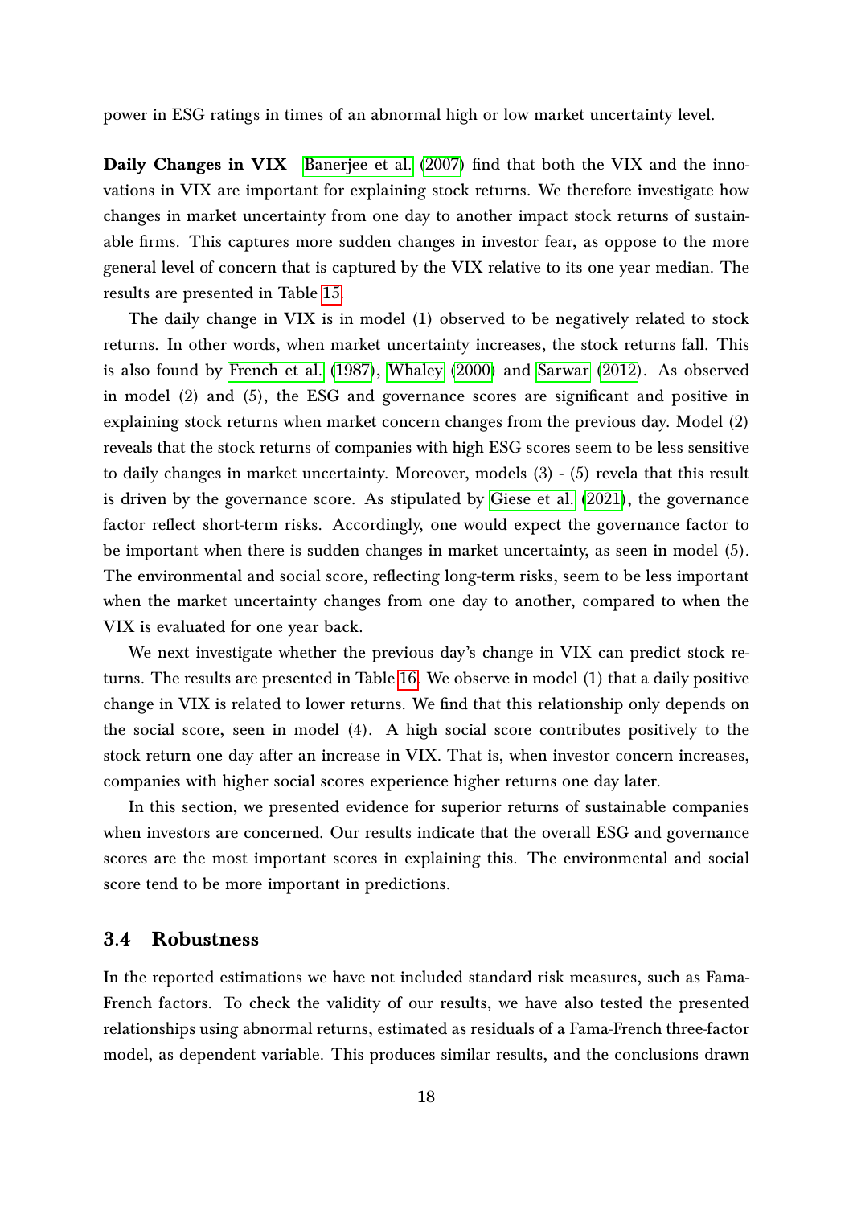power in ESG ratings in times of an abnormal high or low market uncertainty level.

**Daily Changes in VIX** Banerjee et al. (2007) find that both the VIX and the innovations in VIX are important for explaining stock returns. We therefore investigate how changes in market uncertainty from one day to another impact stock returns of sustainable firms. This captures more sudden changes in investor fear, as oppose to the more general level of concern that is captured by the VIX relative to its one year median. The results are presented in Table 15.

The daily change in VIX is in model (1) observed to be negatively related to stock returns. In other words, when market uncertainty increases, the stock returns fall. This is also found by French et al. (1987), Whaley (2000) and Sarwar (2012). As observed in model (2) and (5), the ESG and governance scores are significant and positive in explaining stock returns when market concern changes from the previous day. Model (2) reveals that the stock returns of companies with high ESG scores seem to be less sensitive to daily changes in market uncertainty. Moreover, models (3) - (5) revela that this result is driven by the governance score. As stipulated by Giese et al. (2021), the governance factor reflect short-term risks. Accordingly, one would expect the governance factor to be important when there is sudden changes in market uncertainty, as seen in model (5). The environmental and social score, reflecting long-term risks, seem to be less important when the market uncertainty changes from one day to another, compared to when the VIX is evaluated for one year back.

We next investigate whether the previous day's change in VIX can predict stock returns. The results are presented in Table 16. We observe in model (1) that a daily positive change in VIX is related to lower returns. We find that this relationship only depends on the social score, seen in model (4). A high social score contributes positively to the stock return one day after an increase in VIX. That is, when investor concern increases, companies with higher social scores experience higher returns one day later.

In this section, we presented evidence for superior returns of sustainable companies when investors are concerned. Our results indicate that the overall ESG and governance scores are the most important scores in explaining this. The environmental and social score tend to be more important in predictions.

### 3.4 Robustness

In the reported estimations we have not included standard risk measures, such as Fama-French factors. To check the validity of our results, we have also tested the presented relationships using abnormal returns, estimated as residuals of a Fama-French three-factor model, as dependent variable. This produces similar results, and the conclusions drawn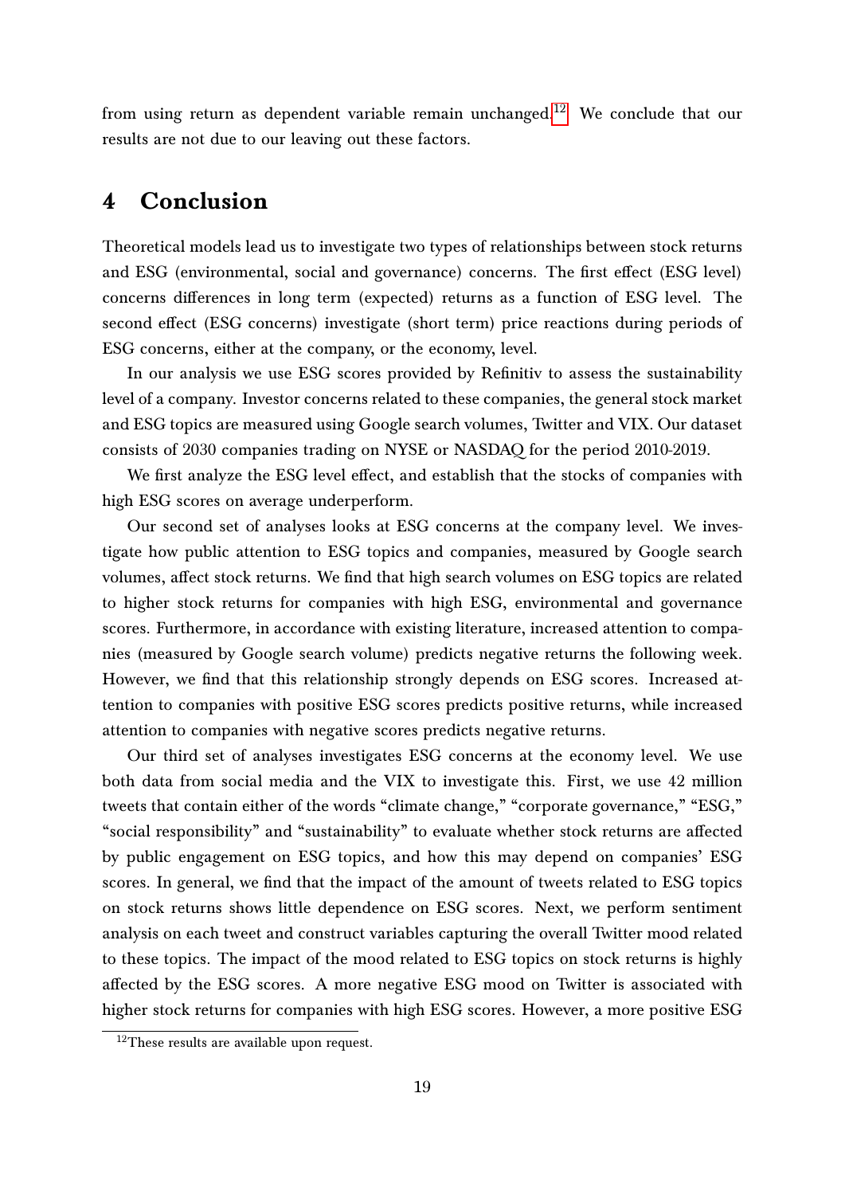from using return as dependent variable remain unchanged.[12] We conclude that our results are not due to our leaving out these factors.

# 4 Conclusion

Theoretical models lead us to investigate two types of relationships between stock returns and ESG (environmental, social and governance) concerns. The first effect (ESG level) concerns differences in long term (expected) returns as a function of ESG level. The second effect (ESG concerns) investigate (short term) price reactions during periods of ESG concerns, either at the company, or the economy, level.

In our analysis we use ESG scores provided by Refinitiv to assess the sustainability level of a company. Investor concerns related to these companies, the general stock market and ESG topics are measured using Google search volumes, Twitter and VIX. Our dataset consists of 2030 companies trading on NYSE or NASDAQ for the period 2010-2019.

We first analyze the ESG level effect, and establish that the stocks of companies with high ESG scores on average underperform.

Our second set of analyses looks at ESG concerns at the company level. We investigate how public attention to ESG topics and companies, measured by Google search volumes, affect stock returns. We find that high search volumes on ESG topics are related to higher stock returns for companies with high ESG, environmental and governance scores. Furthermore, in accordance with existing literature, increased attention to companies (measured by Google search volume) predicts negative returns the following week. However, we find that this relationship strongly depends on ESG scores. Increased attention to companies with positive ESG scores predicts positive returns, while increased attention to companies with negative scores predicts negative returns.

Our third set of analyses investigates ESG concerns at the economy level. We use both data from social media and the VIX to investigate this. First, we use 42 million tweets that contain either of the words "climate change," "corporate governance," "ESG," "social responsibility" and "sustainability" to evaluate whether stock returns are affected by public engagement on ESG topics, and how this may depend on companies' ESG scores. In general, we find that the impact of the amount of tweets related to ESG topics on stock returns shows little dependence on ESG scores. Next, we perform sentiment analysis on each tweet and construct variables capturing the overall Twitter mood related to these topics. The impact of the mood related to ESG topics on stock returns is highly affected by the ESG scores. A more negative ESG mood on Twitter is associated with higher stock returns for companies with high ESG scores. However, a more positive ESG

[12] These results are available upon request.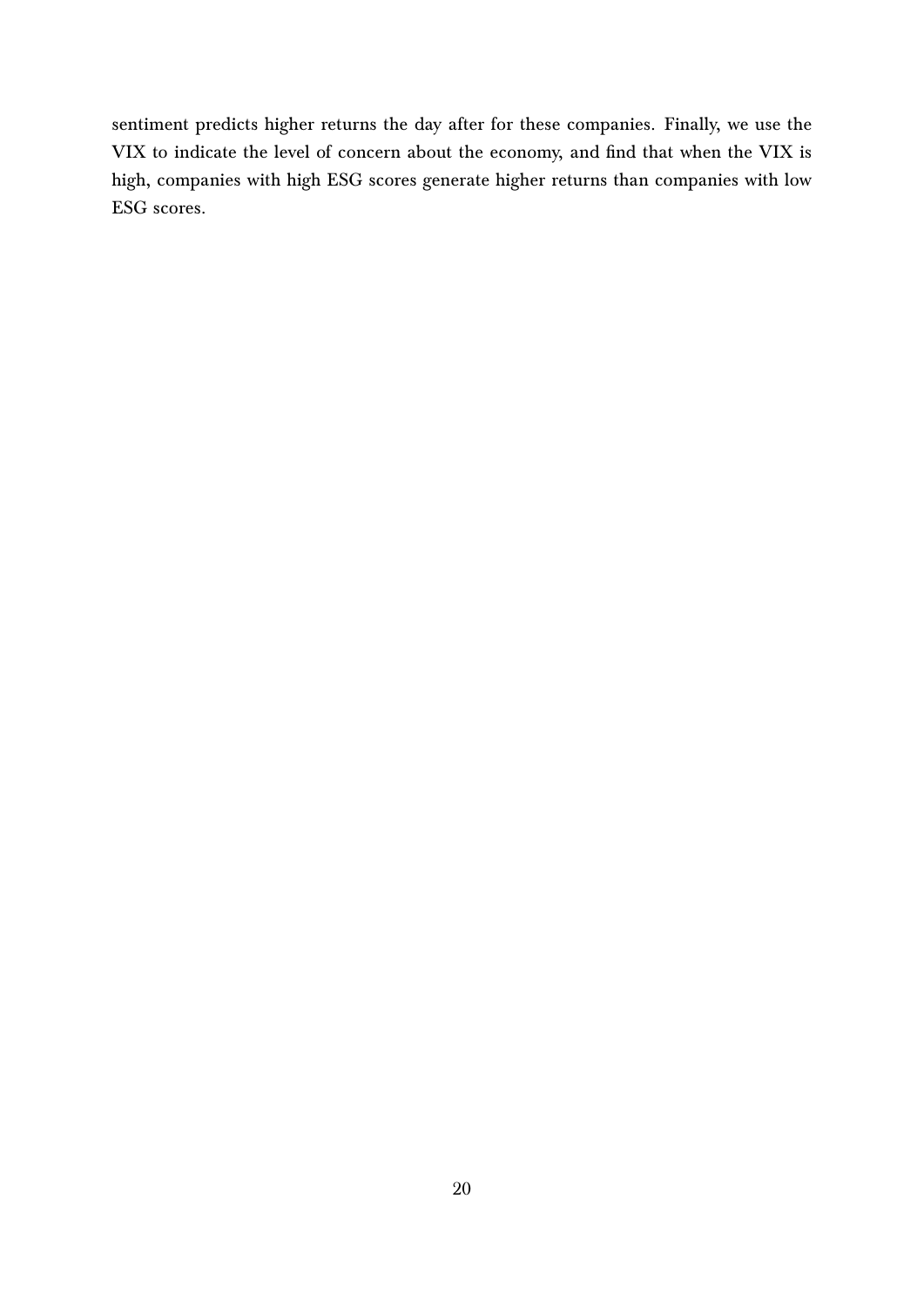sentiment predicts higher returns the day after for these companies. Finally, we use the VIX to indicate the level of concern about the economy, and find that when the VIX is high, companies with high ESG scores generate higher returns than companies with low ESG scores.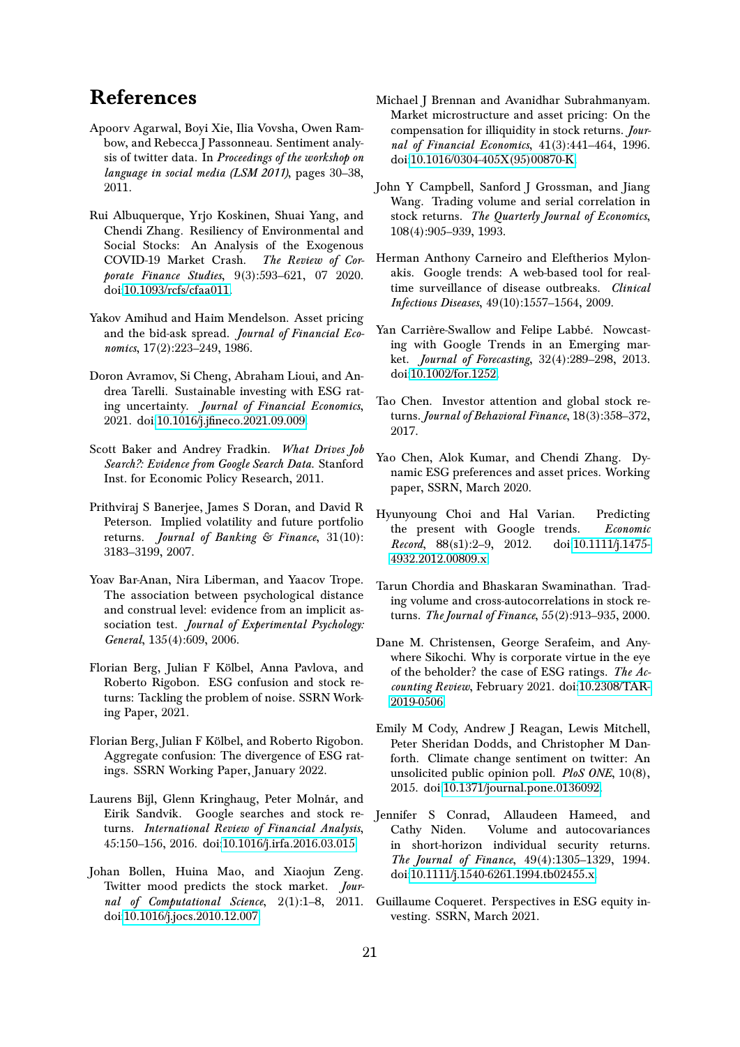# References

Apoorv Agarwal, Boyi Xie, Ilia Vovsha, Owen Rambow, and Rebecca J Passonneau. Sentiment analysis of twitter data. In *Proceedings of the workshop on language in social media (LSM 2011)*, pages 30–38, 2011.

Rui Albuquerque, Yrjo Koskinen, Shuai Yang, and Chendi Zhang. Resiliency of Environmental and Social Stocks: An Analysis of the Exogenous COVID-19 Market Crash. *The Review of Corporate Finance Studies*, 9(3):593–621, 07 2020. doi:10.1093/rcfs/cfaa011.

Yakov Amihud and Haim Mendelson. Asset pricing and the bid-ask spread. *Journal of Financial Economics*, 17(2):223–249, 1986.

Doron Avramov, Si Cheng, Abraham Lioui, and Andrea Tarelli. Sustainable investing with ESG rating uncertainty. *Journal of Financial Economics*, 2021. doi:10.1016/j.jfineco.2021.09.009.

Scott Baker and Andrey Fradkin. *What Drives Job Search?: Evidence from Google Search Data.* Stanford Inst. for Economic Policy Research, 2011.

Prithviraj S Banerjee, James S Doran, and David R Peterson. Implied volatility and future portfolio returns. *Journal of Banking & Finance*, 31(10): 3183–3199, 2007.

Yoav Bar-Anan, Nira Liberman, and Yaacov Trope. The association between psychological distance and construal level: evidence from an implicit association test. *Journal of Experimental Psychology: General*, 135(4):609, 2006.

Florian Berg, Julian F Kölbel, Anna Pavlova, and Roberto Rigobon. ESG confusion and stock returns: Tackling the problem of noise. SSRN Working Paper, 2021.

Florian Berg, Julian F Kölbel, and Roberto Rigobon. Aggregate confusion: The divergence of ESG ratings. SSRN Working Paper, January 2022.

Laurens Bijl, Glenn Kringhaug, Peter Molnár, and Eirik Sandvik. Google searches and stock returns. *International Review of Financial Analysis*, 45:150–156, 2016. doi:10.1016/j.irfa.2016.03.015.

Johan Bollen, Huina Mao, and Xiaojun Zeng. Twitter mood predicts the stock market. *Journal of Computational Science*, 2(1):1–8, 2011. doi:10.1016/j.jocs.2010.12.007.

Michael J Brennan and Avanidhar Subrahmanyam. Market microstructure and asset pricing: On the compensation for illiquidity in stock returns. *Journal of Financial Economics*, 41(3):441–464, 1996. doi:10.1016/0304-405X(95)00870-K.

John Y Campbell, Sanford J Grossman, and Jiang Wang. Trading volume and serial correlation in stock returns. *The Quarterly Journal of Economics*, 108(4):905–939, 1993.

Herman Anthony Carneiro and Eleftherios Mylonakis. Google trends: A web-based tool for real-time surveillance of disease outbreaks. *Clinical Infectious Diseases*, 49(10):1557–1564, 2009.

Yan Carrière-Swallow and Felipe Labbé. Nowcasting with Google Trends in an Emerging market. *Journal of Forecasting*, 32(4):289–298, 2013. doi:10.1002/for.1252.

Tao Chen. Investor attention and global stock returns. *Journal of Behavioral Finance*, 18(3):358–372, 2017.

Yao Chen, Alok Kumar, and Chendi Zhang. Dynamic ESG preferences and asset prices. Working paper, SSRN, March 2020.

Hyunyoung Choi and Hal Varian. Predicting the present with Google trends. *Economic Record*, 88(s1):2–9, 2012. doi:10.1111/j.1475-4932.2012.00809.x.

Tarun Chordia and Bhaskaran Swaminathan. Trading volume and cross-autocorrelations in stock returns. *The Journal of Finance*, 55(2):913–935, 2000.

Dane M. Christensen, George Serafeim, and Anywhere Sikochi. Why is corporate virtue in the eye of the beholder? the case of ESG ratings. *The Accounting Review*, February 2021. doi:10.2308/TAR-2019-0506.

Emily M Cody, Andrew J Reagan, Lewis Mitchell, Peter Sheridan Dodds, and Christopher M Danforth. Climate change sentiment on twitter: An unsolicited public opinion poll. *PloS ONE*, 10(8), 2015. doi:10.1371/journal.pone.0136092.

Jennifer S Conrad, Allaudeen Hameed, and Cathy Niden. Volume and autocovariances in short-horizon individual security returns. *The Journal of Finance*, 49(4):1305–1329, 1994. doi:10.1111/j.1540-6261.1994.tb02455.x.

Guillaume Coqueret. Perspectives in ESG equity investing. SSRN, March 2021.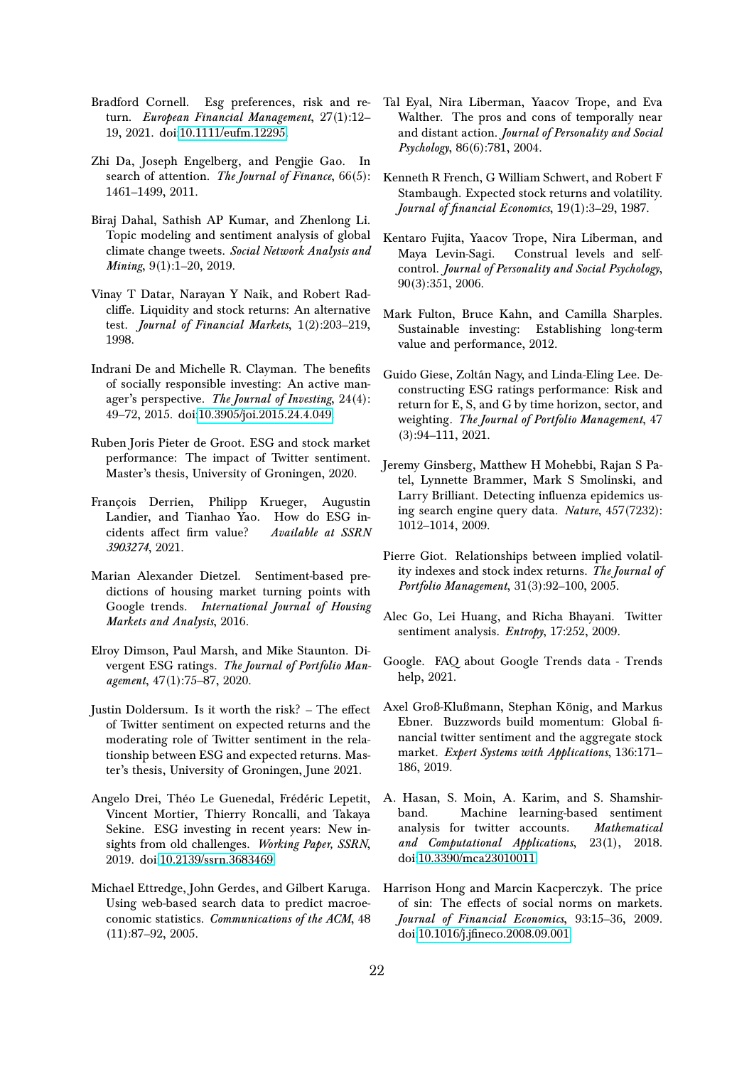Bradford Cornell. Esg preferences, risk and return. *European Financial Management*, 27(1):12–19, 2021. doi:10.1111/eufm.12295.

Zhi Da, Joseph Engelberg, and Pengjie Gao. In search of attention. *The Journal of Finance*, 66(5): 1461–1499, 2011.

Biraj Dahal, Sathish AP Kumar, and Zhenlong Li. Topic modeling and sentiment analysis of global climate change tweets. *Social Network Analysis and Mining*, 9(1):1–20, 2019.

Vinay T Datar, Narayan Y Naik, and Robert Radcliffe. Liquidity and stock returns: An alternative test. *Journal of Financial Markets*, 1(2):203–219, 1998.

Indrani De and Michelle R. Clayman. The benefits of socially responsible investing: An active manager's perspective. *The Journal of Investing*, 24(4): 49–72, 2015. doi:10.3905/joi.2015.24.4.049.

Ruben Joris Pieter de Groot. ESG and stock market performance: The impact of Twitter sentiment. Master's thesis, University of Groningen, 2020.

François Derrien, Philipp Krueger, Augustin Landier, and Tianhao Yao. How do ESG incidents affect firm value? *Available at SSRN 3903274*, 2021.

Marian Alexander Dietzel. Sentiment-based predictions of housing market turning points with Google trends. *International Journal of Housing Markets and Analysis*, 2016.

Elroy Dimson, Paul Marsh, and Mike Staunton. Divergent ESG ratings. *The Journal of Portfolio Management*, 47(1):75–87, 2020.

Justin Doldersum. Is it worth the risk? – The effect of Twitter sentiment on expected returns and the moderating role of Twitter sentiment in the relationship between ESG and expected returns. Master's thesis, University of Groningen, June 2021.

Angelo Drei, Théo Le Guenedal, Frédéric Lepetit, Vincent Mortier, Thierry Roncalli, and Takaya Sekine. ESG investing in recent years: New insights from old challenges. *Working Paper, SSRN*, 2019. doi:10.2139/ssrn.3683469.

Michael Ettredge, John Gerdes, and Gilbert Karuga. Using web-based search data to predict macroeconomic statistics. *Communications of the ACM*, 48 (11):87–92, 2005.

Tal Eyal, Nira Liberman, Yaacov Trope, and Eva Walther. The pros and cons of temporally near and distant action. *Journal of Personality and Social Psychology*, 86(6):781, 2004.

Kenneth R French, G William Schwert, and Robert F Stambaugh. Expected stock returns and volatility. *Journal of financial Economics*, 19(1):3–29, 1987.

Kentaro Fujita, Yaacov Trope, Nira Liberman, and Maya Levin-Sagi. Construal levels and self-control. *Journal of Personality and Social Psychology*, 90(3):351, 2006.

Mark Fulton, Bruce Kahn, and Camilla Sharples. Sustainable investing: Establishing long-term value and performance, 2012.

Guido Giese, Zoltán Nagy, and Linda-Eling Lee. Deconstructing ESG ratings performance: Risk and return for E, S, and G by time horizon, sector, and weighting. *The Journal of Portfolio Management*, 47 (3):94–111, 2021.

Jeremy Ginsberg, Matthew H Mohebbi, Rajan S Patel, Lynnette Brammer, Mark S Smolinski, and Larry Brilliant. Detecting influenza epidemics using search engine query data. *Nature*, 457(7232): 1012–1014, 2009.

Pierre Giot. Relationships between implied volatility indexes and stock index returns. *The Journal of Portfolio Management*, 31(3):92–100, 2005.

Alec Go, Lei Huang, and Richa Bhayani. Twitter sentiment analysis. *Entropy*, 17:252, 2009.

Google. FAQ about Google Trends data - Trends help, 2021.

Axel Groß-Klußmann, Stephan König, and Markus Ebner. Buzzwords build momentum: Global financial twitter sentiment and the aggregate stock market. *Expert Systems with Applications*, 136:171–186, 2019.

A. Hasan, S. Moin, A. Karim, and S. Shamshirband. Machine learning-based sentiment analysis for twitter accounts. *Mathematical and Computational Applications*, 23(1), 2018. doi:10.3390/mca23010011.

Harrison Hong and Marcin Kacperczyk. The price of sin: The effects of social norms on markets. *Journal of Financial Economics*, 93:15–36, 2009. doi:10.1016/j.jfineco.2008.09.001.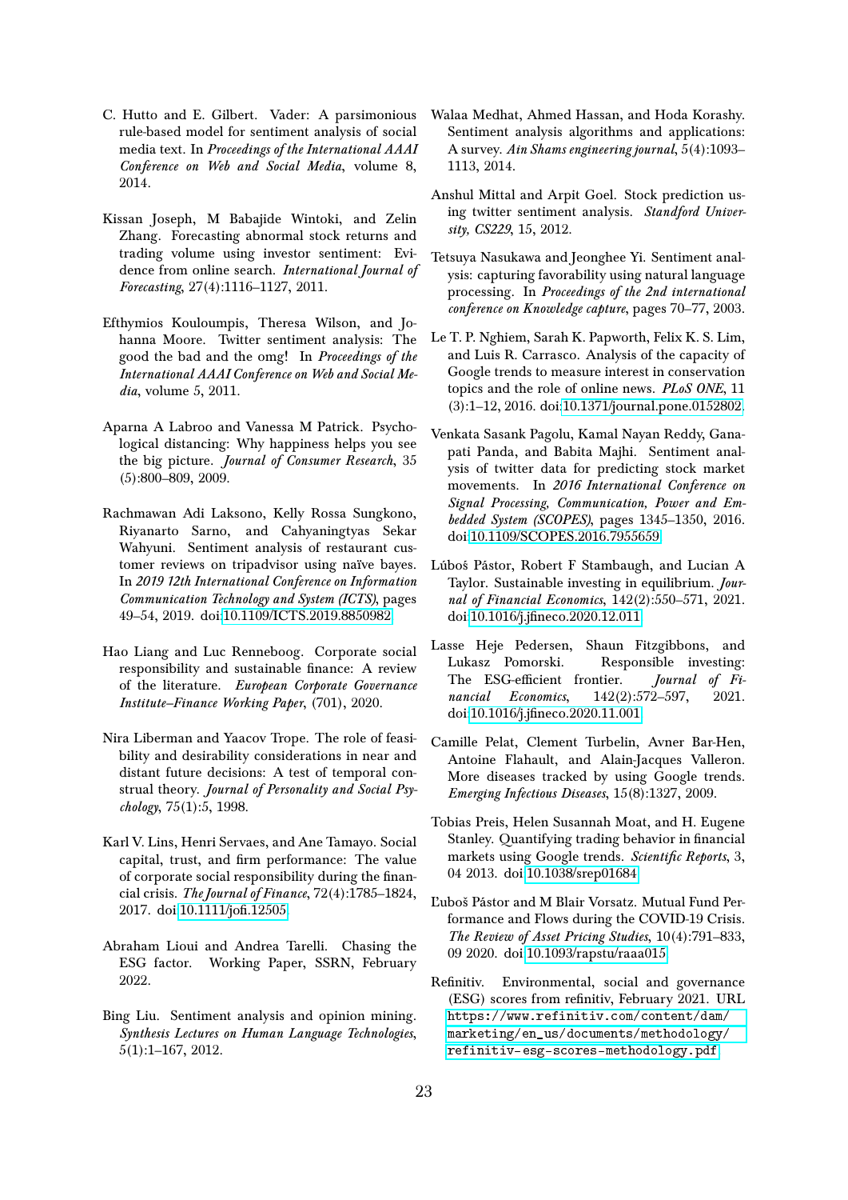C. Hutto and E. Gilbert. Vader: A parsimonious rule-based model for sentiment analysis of social media text. In *Proceedings of the International AAAI Conference on Web and Social Media*, volume 8, 2014.

Kissan Joseph, M Babajide Wintoki, and Zelin Zhang. Forecasting abnormal stock returns and trading volume using investor sentiment: Evidence from online search. *International Journal of Forecasting*, 27(4):1116–1127, 2011.

Efthymios Kouloumpis, Theresa Wilson, and Johanna Moore. Twitter sentiment analysis: The good the bad and the omg! In *Proceedings of the International AAAI Conference on Web and Social Media*, volume 5, 2011.

Aparna A Labroo and Vanessa M Patrick. Psychological distancing: Why happiness helps you see the big picture. *Journal of Consumer Research*, 35 (5):800–809, 2009.

Rachmawan Adi Laksono, Kelly Rossa Sungkono, Riyanarto Sarno, and Cahyaningtyas Sekar Wahyuni. Sentiment analysis of restaurant customer reviews on tripadvisor using naïve bayes. In *2019 12th International Conference on Information Communication Technology and System (ICTS)*, pages 49–54, 2019. doi:10.1109/ICTS.2019.8850982.

Hao Liang and Luc Renneboog. Corporate social responsibility and sustainable finance: A review of the literature. *European Corporate Governance Institute–Finance Working Paper*, (701), 2020.

Nira Liberman and Yaacov Trope. The role of feasibility and desirability considerations in near and distant future decisions: A test of temporal construal theory. *Journal of Personality and Social Psychology*, 75(1):5, 1998.

Karl V. Lins, Henri Servaes, and Ane Tamayo. Social capital, trust, and firm performance: The value of corporate social responsibility during the financial crisis. *The Journal of Finance*, 72(4):1785–1824, 2017. doi:10.1111/jofi.12505.

Abraham Lioui and Andrea Tarelli. Chasing the ESG factor. Working Paper, SSRN, February 2022.

Bing Liu. Sentiment analysis and opinion mining. *Synthesis Lectures on Human Language Technologies*, 5(1):1–167, 2012.

Walaa Medhat, Ahmed Hassan, and Hoda Korashy. Sentiment analysis algorithms and applications: A survey. *Ain Shams engineering journal*, 5(4):1093–1113, 2014.

Anshul Mittal and Arpit Goel. Stock prediction using twitter sentiment analysis. *Standford University, CS229*, 15, 2012.

Tetsuya Nasukawa and Jeonghee Yi. Sentiment analysis: capturing favorability using natural language processing. In *Proceedings of the 2nd international conference on Knowledge capture*, pages 70–77, 2003.

Le T. P. Nghiem, Sarah K. Papworth, Felix K. S. Lim, and Luis R. Carrasco. Analysis of the capacity of Google trends to measure interest in conservation topics and the role of online news. *PLoS ONE*, 11 (3):1–12, 2016. doi:10.1371/journal.pone.0152802.

Venkata Sasank Pagolu, Kamal Nayan Reddy, Ganapati Panda, and Babita Majhi. Sentiment analysis of twitter data for predicting stock market movements. In *2016 International Conference on Signal Processing, Communication, Power and Embedded System (SCOPES)*, pages 1345–1350, 2016. doi:10.1109/SCOPES.2016.7955659.

Ľuboš Pástor, Robert F Stambaugh, and Lucian A Taylor. Sustainable investing in equilibrium. *Journal of Financial Economics*, 142(2):550–571, 2021. doi:10.1016/j.jfineco.2020.12.011.

Lasse Heje Pedersen, Shaun Fitzgibbons, and Lukasz Pomorski. Responsible investing: The ESG-efficient frontier. *Journal of Financial Economics*, 142(2):572–597, 2021. doi:10.1016/j.jfineco.2020.11.001.

Camille Pelat, Clement Turbelin, Avner Bar-Hen, Antoine Flahault, and Alain-Jacques Valleron. More diseases tracked by using Google trends. *Emerging Infectious Diseases*, 15(8):1327, 2009.

Tobias Preis, Helen Susannah Moat, and H. Eugene Stanley. Quantifying trading behavior in financial markets using Google trends. *Scientific Reports*, 3, 04 2013. doi:10.1038/srep01684.

Ľuboš Pástor and M Blair Vorsatz. Mutual Fund Performance and Flows during the COVID-19 Crisis. *The Review of Asset Pricing Studies*, 10(4):791–833, 09 2020. doi:10.1093/rapstu/raaa015.

Refinitiv. Environmental, social and governance (ESG) scores from refinitiv, February 2021. URL https://www.refinitiv.com/content/dam/marketing/en_us/documents/methodology/refinitiv-esg-scores-methodology.pdf.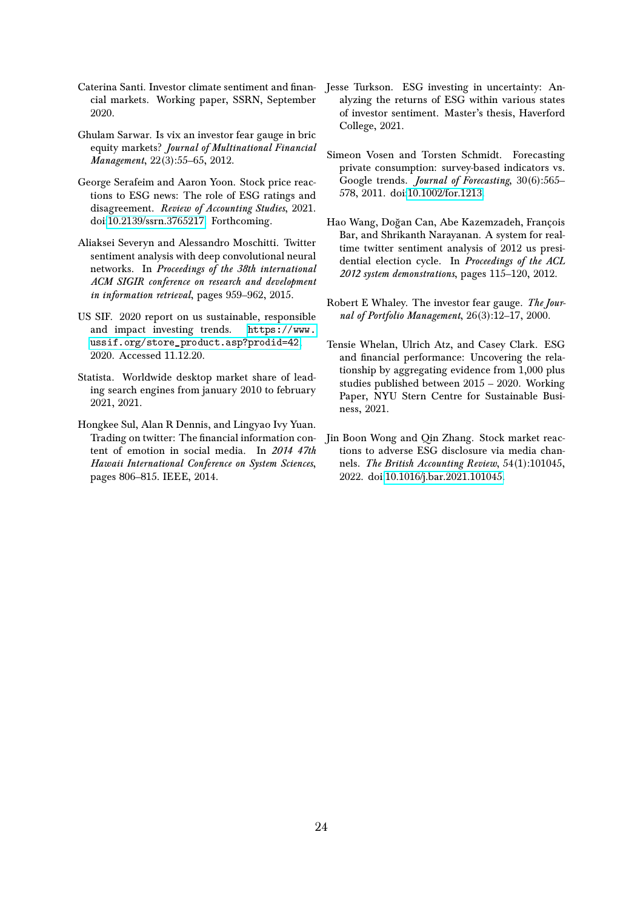Caterina Santi. Investor climate sentiment and financial markets. Working paper, SSRN, September 2020.

Ghulam Sarwar. Is vix an investor fear gauge in bric equity markets? *Journal of Multinational Financial Management*, 22(3):55–65, 2012.

George Serafeim and Aaron Yoon. Stock price reactions to ESG news: The role of ESG ratings and disagreement. *Review of Accounting Studies*, 2021. doi:10.2139/ssrn.3765217. Forthcoming.

Aliaksei Severyn and Alessandro Moschitti. Twitter sentiment analysis with deep convolutional neural networks. In *Proceedings of the 38th international ACM SIGIR conference on research and development in information retrieval*, pages 959–962, 2015.

US SIF. 2020 report on us sustainable, responsible and impact investing trends. https://www.ussif.org/store_product.asp?prodid=42, 2020. Accessed 11.12.20.

Statista. Worldwide desktop market share of leading search engines from january 2010 to february 2021, 2021.

Hongkee Sul, Alan R Dennis, and Lingyao Ivy Yuan. Trading on twitter: The financial information content of emotion in social media. In *2014 47th Hawaii International Conference on System Sciences*, pages 806–815. IEEE, 2014.

Jesse Turkson. ESG investing in uncertainty: Analyzing the returns of ESG within various states of investor sentiment. Master's thesis, Haverford College, 2021.

Simeon Vosen and Torsten Schmidt. Forecasting private consumption: survey-based indicators vs. Google trends. *Journal of Forecasting*, 30(6):565–578, 2011. doi:10.1002/for.1213.

Hao Wang, Doğan Can, Abe Kazemzadeh, François Bar, and Shrikanth Narayanan. A system for real-time twitter sentiment analysis of 2012 us presidential election cycle. In *Proceedings of the ACL 2012 system demonstrations*, pages 115–120, 2012.

Robert E Whaley. The investor fear gauge. *The Journal of Portfolio Management*, 26(3):12–17, 2000.

Tensie Whelan, Ulrich Atz, and Casey Clark. ESG and financial performance: Uncovering the relationship by aggregating evidence from 1,000 plus studies published between 2015 – 2020. Working Paper, NYU Stern Centre for Sustainable Business, 2021.

Jin Boon Wong and Qin Zhang. Stock market reactions to adverse ESG disclosure via media channels. *The British Accounting Review*, 54(1):101045, 2022. doi:10.1016/j.bar.2021.101045.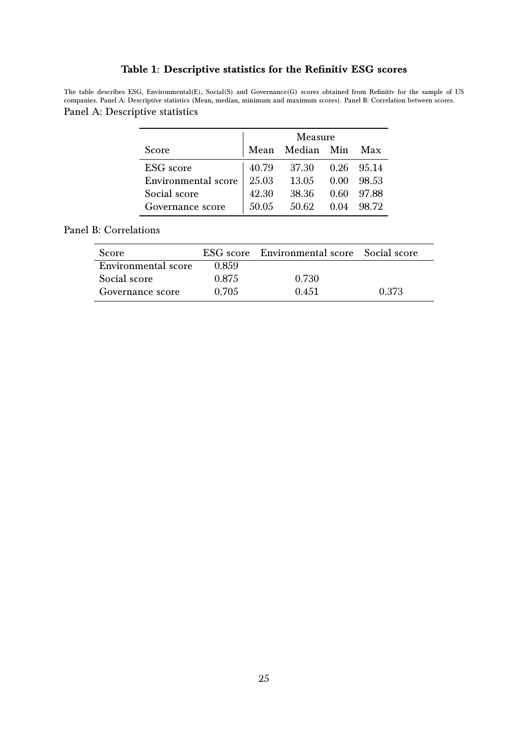**Table 1: Descriptive statistics for the Refinitiv ESG scores**

The table describes ESG, Environmental(E), Social(S) and Governance(G) scores obtained from Refinitiv for the sample of US companies. Panel A: Descriptive statistics (Mean, median, minimum and maximum scores). Panel B: Correlation between scores.

Panel A: Descriptive statistics

| | Measure | | | |
|---|---|---|---|---|
| Score | Mean | Median | Min | Max |
| ESG score | 40.79 | 37.30 | 0.26 | 95.14 |
| Environmental score | 25.03 | 13.05 | 0.00 | 98.53 |
| Social score | 42.30 | 38.36 | 0.60 | 97.88 |
| Governance score | 50.05 | 50.62 | 0.04 | 98.72 |

Panel B: Correlations

| Score | ESG score | Environmental score | Social score |
|---|---|---|---|
| Environmental score | 0.859 | | |
| Social score | 0.875 | 0.730 | |
| Governance score | 0.705 | 0.451 | 0.373 |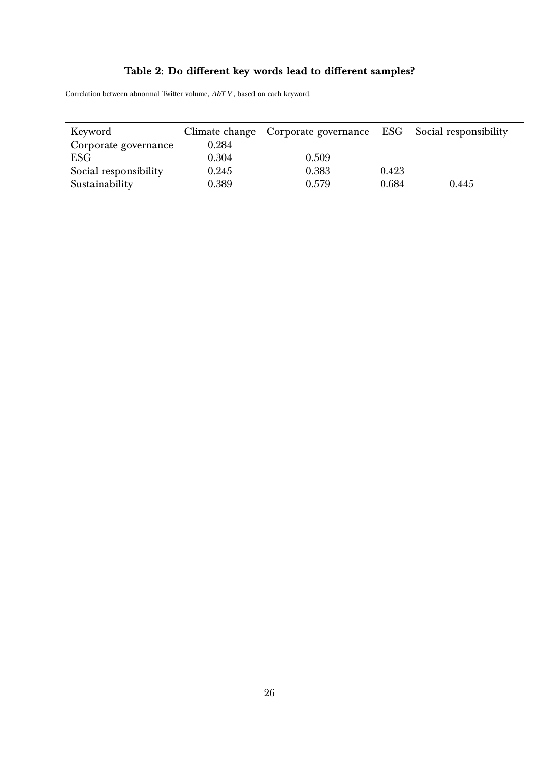# Table 2: Do different key words lead to different samples?

Correlation between abnormal Twitter volume, $AbTV$, based on each keyword.

| Keyword | Climate change | Corporate governance | ESG | Social responsibility |
|---|---|---|---|---|
| Corporate governance | 0.284 | | | |
| ESG | 0.304 | 0.509 | | |
| Social responsibility | 0.245 | 0.383 | 0.423 | |
| Sustainability | 0.389 | 0.579 | 0.684 | 0.445 |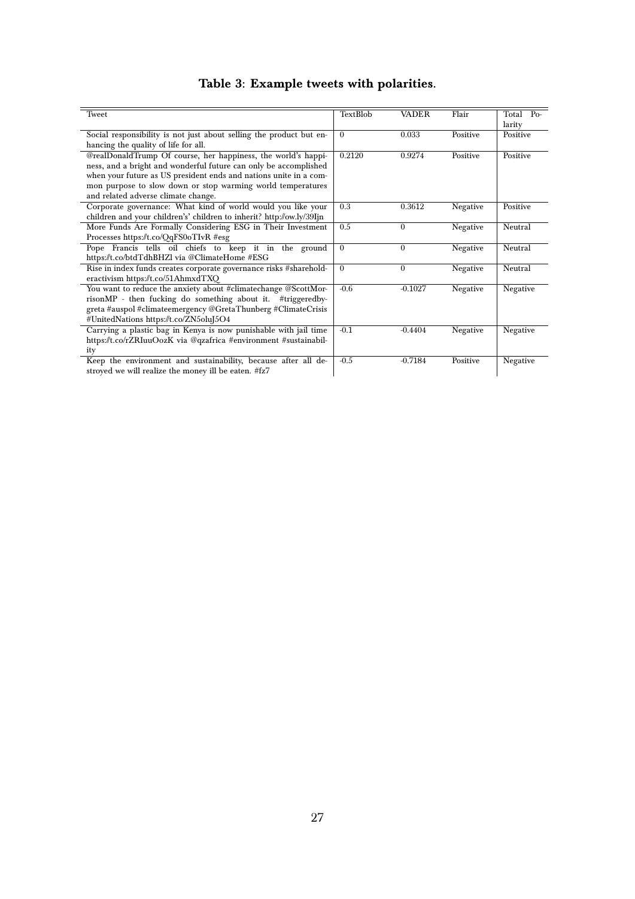# Table 3: Example tweets with polarities.

| Tweet | TextBlob | VADER | Flair | Total Polarity |
|---|---|---|---|---|
| Social responsibility is not just about selling the product but enhancing the quality of life for all. | 0 | 0.033 | Positive | Positive |
| @realDonaldTrump Of course, her happiness, the world's happiness, and a bright and wonderful future can only be accomplished when your future as US president ends and nations unite in a common purpose to slow down or stop warming world temperatures and related adverse climate change. | 0.2120 | 0.9274 | Positive | Positive |
| Corporate governance: What kind of world would you like your children and your children's' children to inherit? http://ow.ly/39Ijn | 0.3 | 0.3612 | Negative | Positive |
| More Funds Are Formally Considering ESG in Their Investment Processes https://t.co/QqFS0oTIvR #esg | 0.5 | 0 | Negative | Neutral |
| Pope Francis tells oil chiefs to keep it in the ground https://t.co/btdTdhBHZl via @ClimateHome #ESG | 0 | 0 | Negative | Neutral |
| Rise in index funds creates corporate governance risks #shareholderactivism https://t.co/51AhmxdTXQ | 0 | 0 | Negative | Neutral |
| You want to reduce the anxiety about #climatechange @ScottMorrisonMP - then fucking do something about it. #triggeredbygreta #auspol #climateemergency @GretaThunberg #ClimateCrisis #UnitedNations https://t.co/ZN5oluJ5O4 | -0.6 | -0.1027 | Negative | Negative |
| Carrying a plastic bag in Kenya is now punishable with jail time https://t.co/rZRIuuOozK via @qzafrica #environment #sustainability | -0.1 | -0.4404 | Negative | Negative |
| Keep the environment and sustainability, because after all destroyed we will realize the money ill be eaten. #fz7 | -0.5 | -0.7184 | Positive | Negative |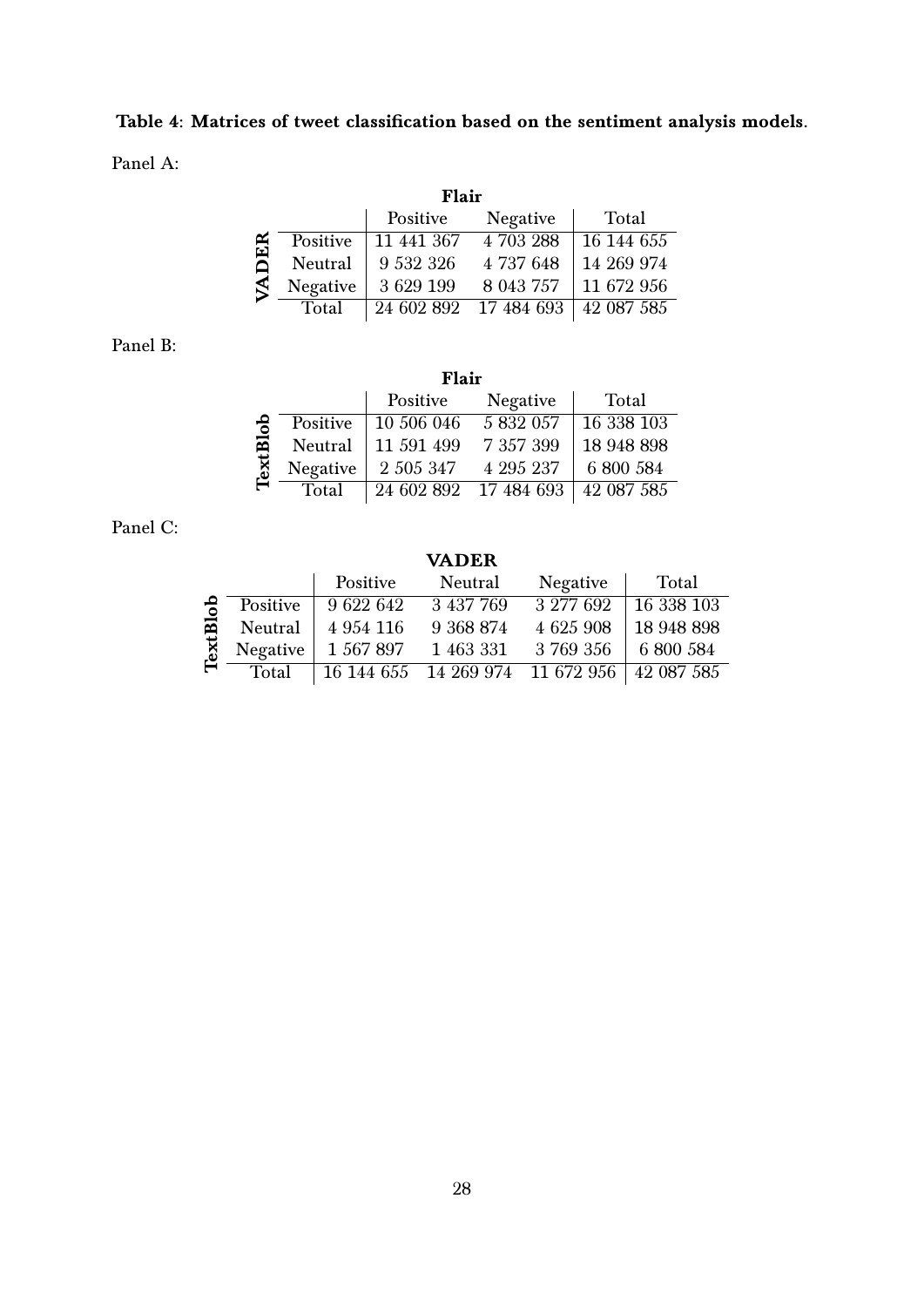**Table 4: Matrices of tweet classification based on the sentiment analysis models.**

Panel A:

| | | Flair | | |
|---|---|---|---|---|
| | | Positive | Negative | Total |
| VADER | Positive | 11 441 367 | 4 703 288 | 16 144 655 |
| | Neutral | 9 532 326 | 4 737 648 | 14 269 974 |
| | Negative | 3 629 199 | 8 043 757 | 11 672 956 |
| | Total | 24 602 892 | 17 484 693 | 42 087 585 |

Panel B:

| | | Flair | | |
|---|---|---|---|---|
| | | Positive | Negative | Total |
| TextBlob | Positive | 10 506 046 | 5 832 057 | 16 338 103 |
| | Neutral | 11 591 499 | 7 357 399 | 18 948 898 |
| | Negative | 2 505 347 | 4 295 237 | 6 800 584 |
| | Total | 24 602 892 | 17 484 693 | 42 087 585 |

Panel C:

| | | VADER | | | |
|---|---|---|---|---|---|
| | | Positive | Neutral | Negative | Total |
| TextBlob | Positive | 9 622 642 | 3 437 769 | 3 277 692 | 16 338 103 |
| | Neutral | 4 954 116 | 9 368 874 | 4 625 908 | 18 948 898 |
| | Negative | 1 567 897 | 1 463 331 | 3 769 356 | 6 800 584 |
| | Total | 16 144 655 | 14 269 974 | 11 672 956 | 42 087 585 |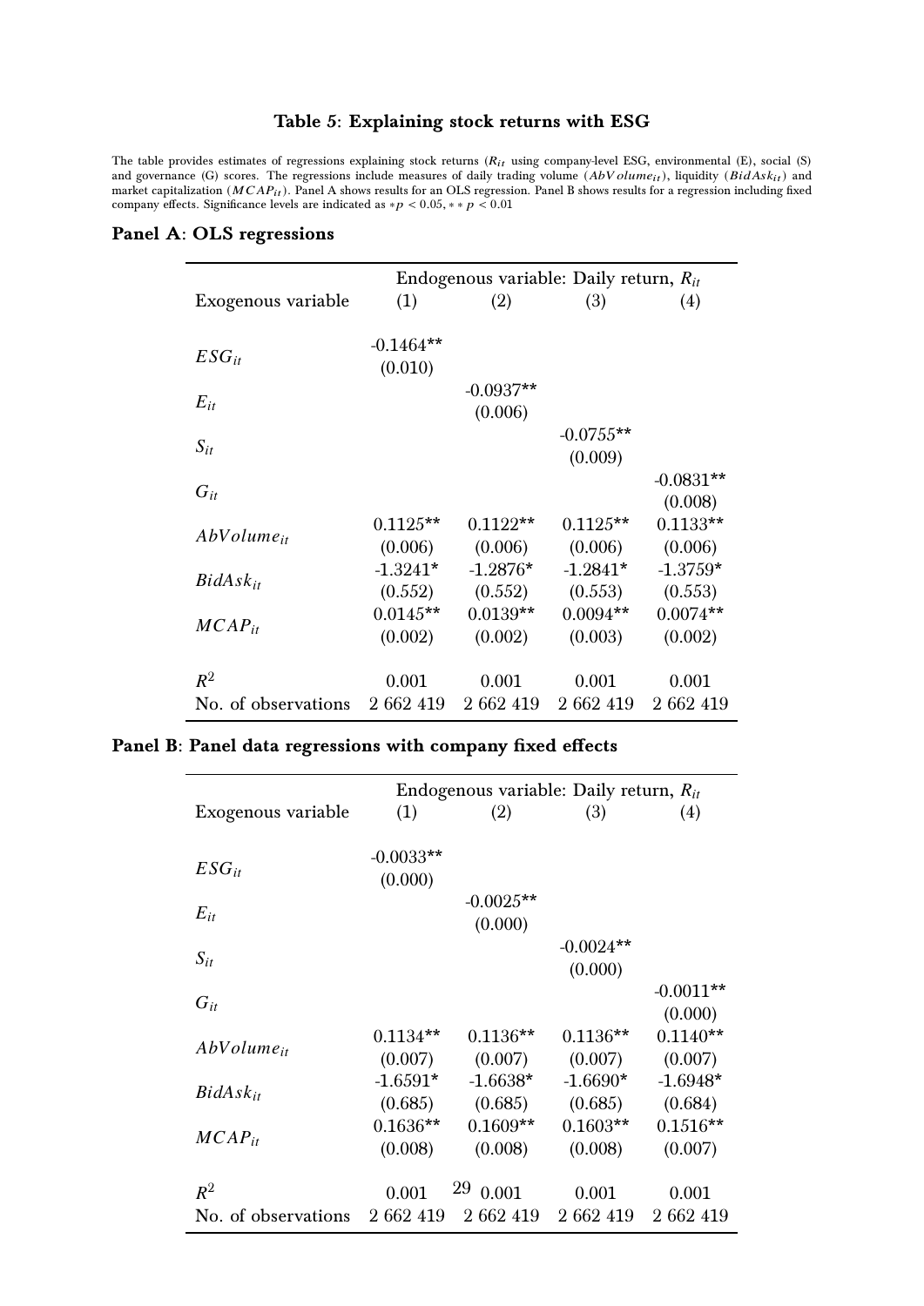# Table 5: Explaining stock returns with ESG

The table provides estimates of regressions explaining stock returns ($R_{it}$ using company-level ESG, environmental (E), social (S) and governance (G) scores. The regressions include measures of daily trading volume ($AbVolume_{it}$), liquidity ($BidAsk_{it}$) and market capitalization ($MCAP_{it}$). Panel A shows results for an OLS regression. Panel B shows results for a regression including fixed company effects. Significance levels are indicated as $*p < 0.05$, $**p < 0.01$

## Panel A: OLS regressions

| Exogenous variable | Endogenous variable: Daily return, $R_{it}$ (1) | (2) | (3) | (4) |
|---|---|---|---|---|
| $ESG_{it}$ | -0.1464** | | | |
| | (0.010) | | | |
| $E_{it}$ | | -0.0937** | | |
| | | (0.006) | | |
| $S_{it}$ | | | -0.0755** | |
| | | | (0.009) | |
| $G_{it}$ | | | | -0.0831** |
| | | | | (0.008) |
| $AbVolume_{it}$ | 0.1125** | 0.1122** | 0.1125** | 0.1133** |
| | (0.006) | (0.006) | (0.006) | (0.006) |
| $BidAsk_{it}$ | -1.3241* | -1.2876* | -1.2841* | -1.3759* |
| | (0.552) | (0.552) | (0.553) | (0.553) |
| $MCAP_{it}$ | 0.0145** | 0.0139** | 0.0094** | 0.0074** |
| | (0.002) | (0.002) | (0.003) | (0.002) |
| $R^2$ | 0.001 | 0.001 | 0.001 | 0.001 |
| No. of observations | 2 662 419 | 2 662 419 | 2 662 419 | 2 662 419 |

## Panel B: Panel data regressions with company fixed effects

| Exogenous variable | Endogenous variable: Daily return, $R_{it}$ (1) | (2) | (3) | (4) |
|---|---|---|---|---|
| $ESG_{it}$ | -0.0033** | | | |
| | (0.000) | | | |
| $E_{it}$ | | -0.0025** | | |
| | | (0.000) | | |
| $S_{it}$ | | | -0.0024** | |
| | | | (0.000) | |
| $G_{it}$ | | | | -0.0011** |
| | | | | (0.000) |
| $AbVolume_{it}$ | 0.1134** | 0.1136** | 0.1136** | 0.1140** |
| | (0.007) | (0.007) | (0.007) | (0.007) |
| $BidAsk_{it}$ | -1.6591* | -1.6638* | -1.6690* | -1.6948* |
| | (0.685) | (0.685) | (0.685) | (0.684) |
| $MCAP_{it}$ | 0.1636** | 0.1609** | 0.1603** | 0.1516** |
| | (0.008) | (0.008) | (0.008) | (0.007) |
| $R^2$ | 0.001 | 0.001 | 0.001 | 0.001 |
| No. of observations | 2 662 419 | 2 662 419 | 2 662 419 | 2 662 419 |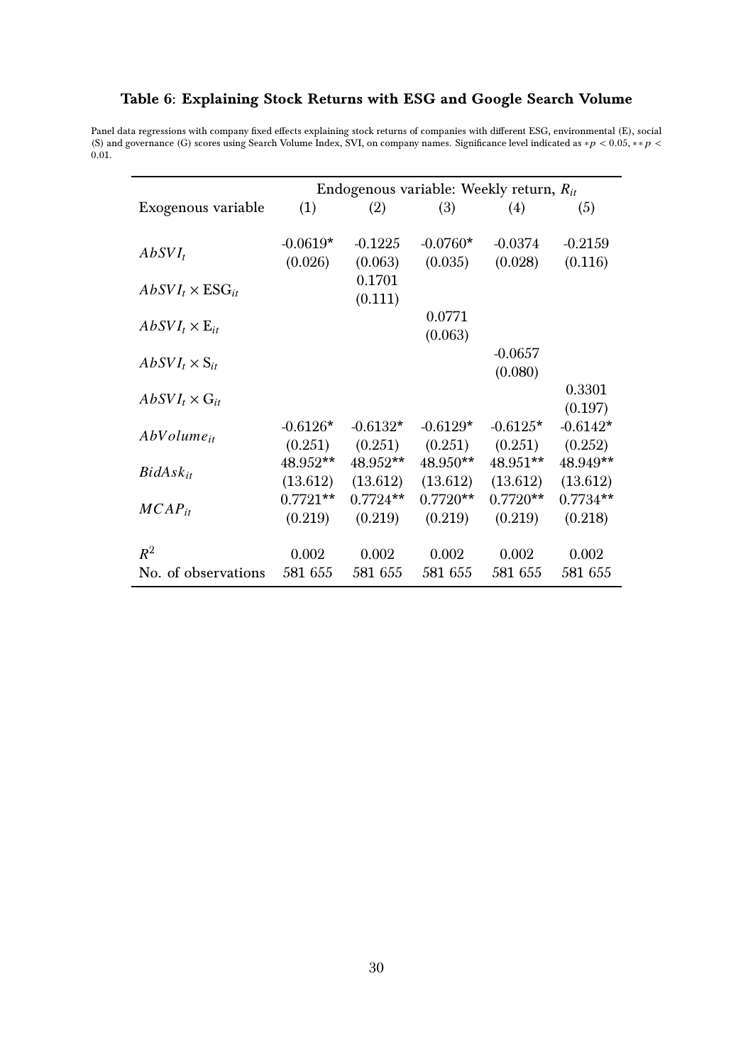**Table 6**: **Explaining Stock Returns with ESG and Google Search Volume**

Panel data regressions with company fixed effects explaining stock returns of companies with different ESG, environmental (E), social (S) and governance (G) scores using Search Volume Index, SVI, on company names. Significance level indicated as $*p < 0.05$, $**p < 0.01$.

| | Endogenous variable: Weekly return, $R_{it}$ | | | | |
|---|---|---|---|---|---|
| Exogenous variable | (1) | (2) | (3) | (4) | (5) |
| $AbSVI_t$ | -0.0619* | -0.1225 | -0.0760* | -0.0374 | -0.2159 |
| | (0.026) | (0.063) | (0.035) | (0.028) | (0.116) |
| $AbSVI_t \times \text{ESG}_{it}$ | | 0.1701 | | | |
| | | (0.111) | | | |
| $AbSVI_t \times \text{E}_{it}$ | | | 0.0771 | | |
| | | | (0.063) | | |
| $AbSVI_t \times \text{S}_{it}$ | | | | -0.0657 | |
| | | | | (0.080) | |
| $AbSVI_t \times \text{G}_{it}$ | | | | | 0.3301 |
| | | | | | (0.197) |
| $AbVolume_{it}$ | -0.6126* | -0.6132* | -0.6129* | -0.6125* | -0.6142* |
| | (0.251) | (0.251) | (0.251) | (0.251) | (0.252) |
| $BidAsk_{it}$ | 48.952** | 48.952** | 48.950** | 48.951** | 48.949** |
| | (13.612) | (13.612) | (13.612) | (13.612) | (13.612) |
| $MCAP_{it}$ | 0.7721** | 0.7724** | 0.7720** | 0.7720** | 0.7734** |
| | (0.219) | (0.219) | (0.219) | (0.219) | (0.218) |
| $R^2$ | 0.002 | 0.002 | 0.002 | 0.002 | 0.002 |
| No. of observations | 581 655 | 581 655 | 581 655 | 581 655 | 581 655 |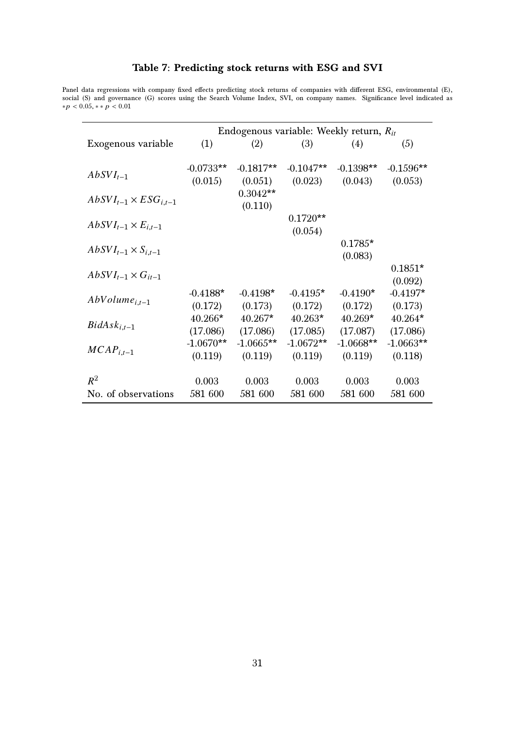**Table 7: Predicting stock returns with ESG and SVI**

Panel data regressions with company fixed effects predicting stock returns of companies with different ESG, environmental (E), social (S) and governance (G) scores using the Search Volume Index, SVI, on company names. Significance level indicated as $*p < 0.05, **p < 0.01$

| | Endogenous variable: Weekly return, $R_{it}$ | | | | |
|---|---|---|---|---|---|
| Exogenous variable | (1) | (2) | (3) | (4) | (5) |
| $AbSVI_{t-1}$ | -0.0733** | -0.1817** | -0.1047** | -0.1398** | -0.1596** |
| | (0.015) | (0.051) | (0.023) | (0.043) | (0.053) |
| $AbSVI_{t-1} \times ESG_{i,t-1}$ | | 0.3042** | | | |
| | | (0.110) | | | |
| $AbSVI_{t-1} \times E_{i,t-1}$ | | | 0.1720** | | |
| | | | (0.054) | | |
| $AbSVI_{t-1} \times S_{i,t-1}$ | | | | 0.1785* | |
| | | | | (0.083) | |
| $AbSVI_{t-1} \times G_{it-1}$ | | | | | 0.1851* |
| | | | | | (0.092) |
| $AbVolume_{i,t-1}$ | -0.4188* | -0.4198* | -0.4195* | -0.4190* | -0.4197* |
| | (0.172) | (0.173) | (0.172) | (0.172) | (0.173) |
| $BidAsk_{i,t-1}$ | 40.266* | 40.267* | 40.263* | 40.269* | 40.264* |
| | (17.086) | (17.086) | (17.085) | (17.087) | (17.086) |
| $MCAP_{i,t-1}$ | -1.0670** | -1.0665** | -1.0672** | -1.0668** | -1.0663** |
| | (0.119) | (0.119) | (0.119) | (0.119) | (0.118) |
| $R^2$ | 0.003 | 0.003 | 0.003 | 0.003 | 0.003 |
| No. of observations | 581 600 | 581 600 | 581 600 | 581 600 | 581 600 |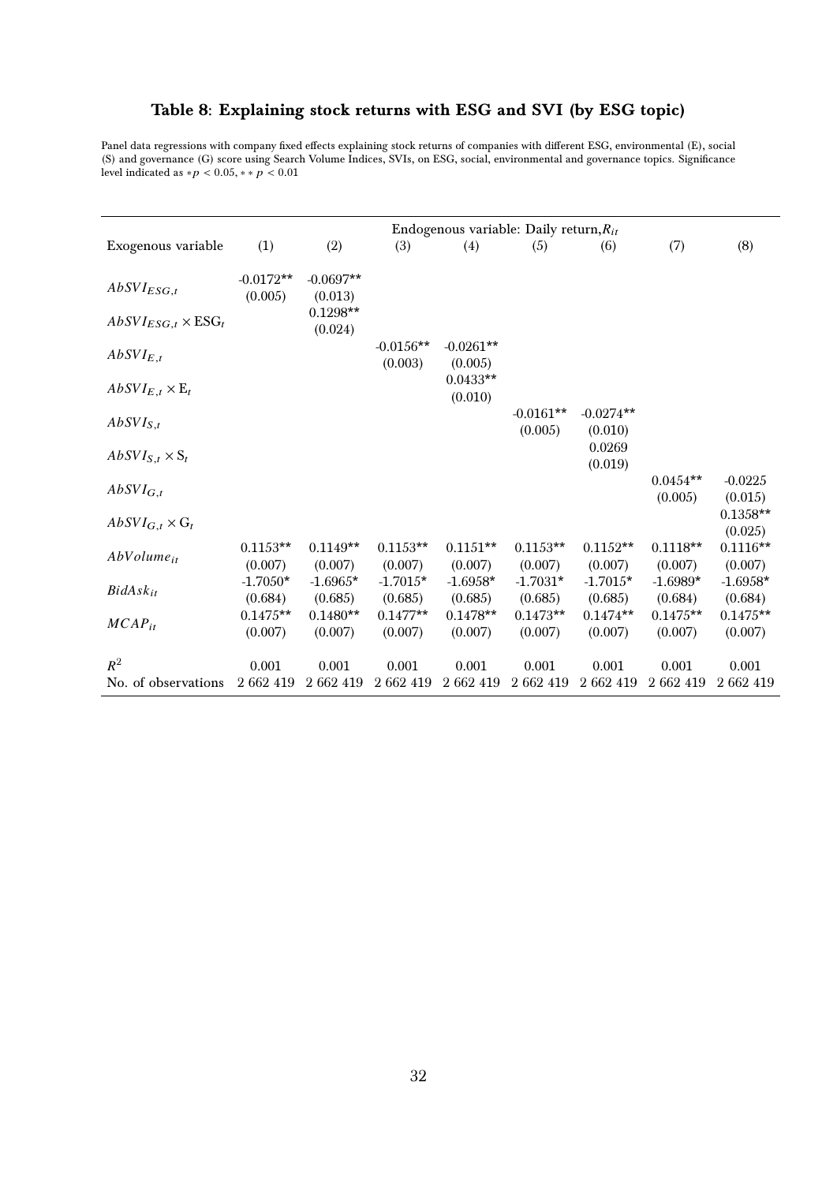### Table 8: Explaining stock returns with ESG and SVI (by ESG topic)

Panel data regressions with company fixed effects explaining stock returns of companies with different ESG, environmental (E), social (S) and governance (G) score using Search Volume Indices, SVIs, on ESG, social, environmental and governance topics. Significance level indicated as $*p < 0.05$, $**p < 0.01$

| | Endogenous variable: Daily return, $R_{it}$ | | | | | | | |
|---|---|---|---|---|---|---|---|---|
| Exogenous variable | (1) | (2) | (3) | (4) | (5) | (6) | (7) | (8) |
| $AbSVI_{ESG,t}$ | -0.0172** | -0.0697** | | | | | | |
| | (0.005) | (0.013) | | | | | | |
| $AbSVI_{ESG,t} \times \mathrm{ESG}_t$ | | 0.1298** | | | | | | |
| | | (0.024) | | | | | | |
| $AbSVI_{E,t}$ | | | -0.0156** | -0.0261** | | | | |
| | | | (0.003) | (0.005) | | | | |
| $AbSVI_{E,t} \times \mathrm{E}_t$ | | | | 0.0433** | | | | |
| | | | | (0.010) | | | | |
| $AbSVI_{S,t}$ | | | | | -0.0161** | -0.0274** | | |
| | | | | | (0.005) | (0.010) | | |
| $AbSVI_{S,t} \times \mathrm{S}_t$ | | | | | | 0.0269 | | |
| | | | | | | (0.019) | | |
| $AbSVI_{G,t}$ | | | | | | | 0.0454** | -0.0225 |
| | | | | | | | (0.005) | (0.015) |
| $AbSVI_{G,t} \times \mathrm{G}_t$ | | | | | | | | 0.1358** |
| | | | | | | | | (0.025) |
| $AbVolume_{it}$ | 0.1153** | 0.1149** | 0.1153** | 0.1151** | 0.1153** | 0.1152** | 0.1118** | 0.1116** |
| | (0.007) | (0.007) | (0.007) | (0.007) | (0.007) | (0.007) | (0.007) | (0.007) |
| $BidAsk_{it}$ | -1.7050* | -1.6965* | -1.7015* | -1.6958* | -1.7031* | -1.7015* | -1.6989* | -1.6958* |
| | (0.684) | (0.685) | (0.685) | (0.685) | (0.685) | (0.685) | (0.684) | (0.684) |
| $MCAP_{it}$ | 0.1475** | 0.1480** | 0.1477** | 0.1478** | 0.1473** | 0.1474** | 0.1475** | 0.1475** |
| | (0.007) | (0.007) | (0.007) | (0.007) | (0.007) | (0.007) | (0.007) | (0.007) |
| $R^2$ | 0.001 | 0.001 | 0.001 | 0.001 | 0.001 | 0.001 | 0.001 | 0.001 |
| No. of observations | 2 662 419 | 2 662 419 | 2 662 419 | 2 662 419 | 2 662 419 | 2 662 419 | 2 662 419 | 2 662 419 |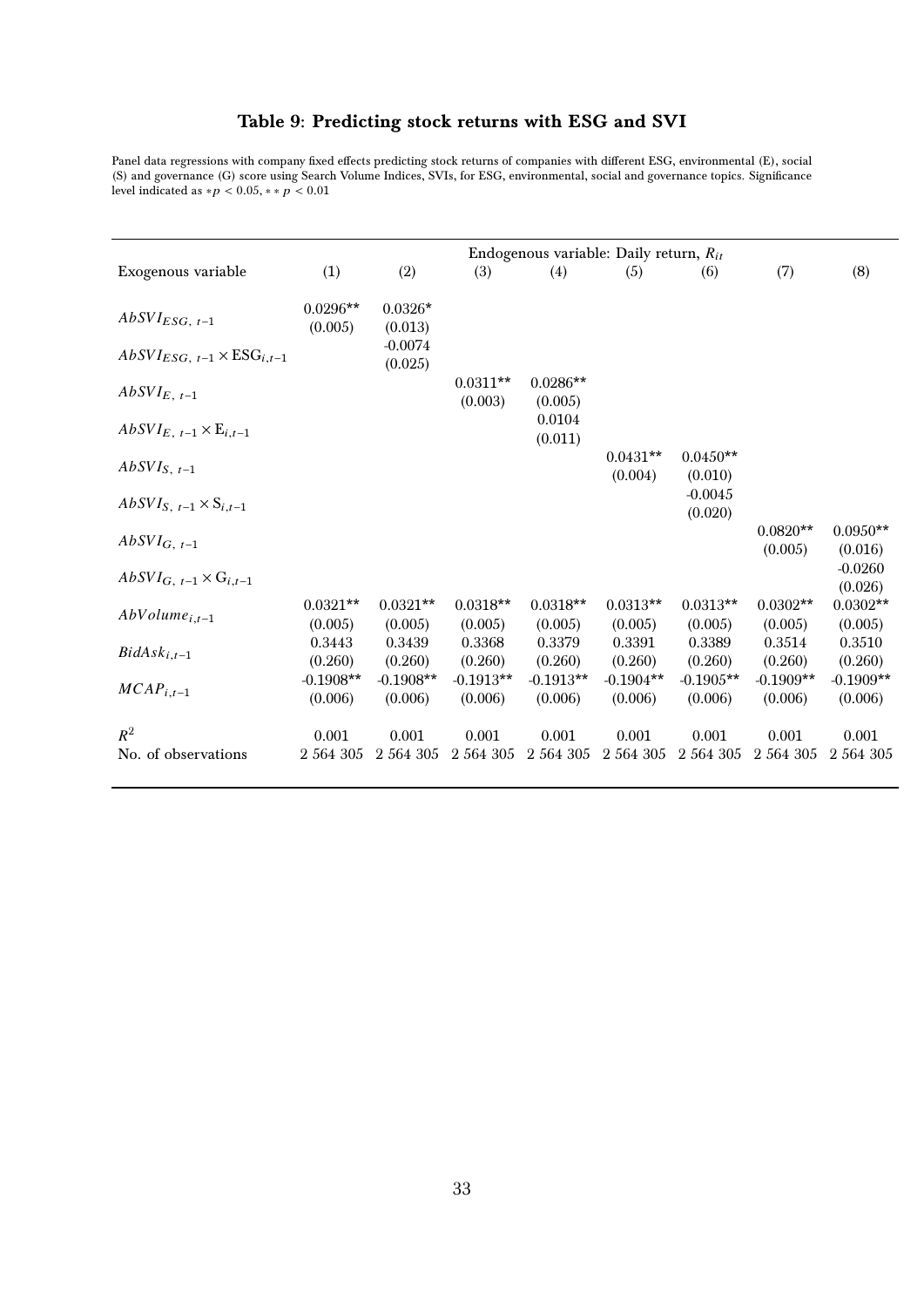# Table 9: Predicting stock returns with ESG and SVI

Panel data regressions with company fixed effects predicting stock returns of companies with different ESG, environmental (E), social (S) and governance (G) score using Search Volume Indices, SVIs, for ESG, environmental, social and governance topics. Significance level indicated as $*p < 0.05$, $**p < 0.01$

| | Endogenous variable: Daily return, $R_{it}$ | | | | | | | |
|---|---|---|---|---|---|---|---|---|
| Exogenous variable | (1) | (2) | (3) | (4) | (5) | (6) | (7) | (8) |
| $AbSVI_{ESG,\ t-1}$ | 0.0296** | 0.0326* | | | | | | |
| | (0.005) | (0.013) | | | | | | |
| $AbSVI_{ESG,\ t-1} \times \text{ESG}_{i,t-1}$ | | -0.0074 | | | | | | |
| | | (0.025) | | | | | | |
| $AbSVI_{E,\ t-1}$ | | | 0.0311** | 0.0286** | | | | |
| | | | (0.003) | (0.005) | | | | |
| $AbSVI_{E,\ t-1} \times \text{E}_{i,t-1}$ | | | | 0.0104 | | | | |
| | | | | (0.011) | | | | |
| $AbSVI_{S,\ t-1}$ | | | | | 0.0431** | 0.0450** | | |
| | | | | | (0.004) | (0.010) | | |
| $AbSVI_{S,\ t-1} \times \text{S}_{i,t-1}$ | | | | | | -0.0045 | | |
| | | | | | | (0.020) | | |
| $AbSVI_{G,\ t-1}$ | | | | | | | 0.0820** | 0.0950** |
| | | | | | | | (0.005) | (0.016) |
| $AbSVI_{G,\ t-1} \times \text{G}_{i,t-1}$ | | | | | | | | -0.0260 |
| | | | | | | | | (0.026) |
| $AbVolume_{i,t-1}$ | 0.0321** | 0.0321** | 0.0318** | 0.0318** | 0.0313** | 0.0313** | 0.0302** | 0.0302** |
| | (0.005) | (0.005) | (0.005) | (0.005) | (0.005) | (0.005) | (0.005) | (0.005) |
| $BidAsk_{i,t-1}$ | 0.3443 | 0.3439 | 0.3368 | 0.3379 | 0.3391 | 0.3389 | 0.3514 | 0.3510 |
| | (0.260) | (0.260) | (0.260) | (0.260) | (0.260) | (0.260) | (0.260) | (0.260) |
| $MCAP_{i,t-1}$ | -0.1908** | -0.1908** | -0.1913** | -0.1913** | -0.1904** | -0.1905** | -0.1909** | -0.1909** |
| | (0.006) | (0.006) | (0.006) | (0.006) | (0.006) | (0.006) | (0.006) | (0.006) |
| $R^2$ | 0.001 | 0.001 | 0.001 | 0.001 | 0.001 | 0.001 | 0.001 | 0.001 |
| No. of observations | 2 564 305 | 2 564 305 | 2 564 305 | 2 564 305 | 2 564 305 | 2 564 305 | 2 564 305 | 2 564 305 |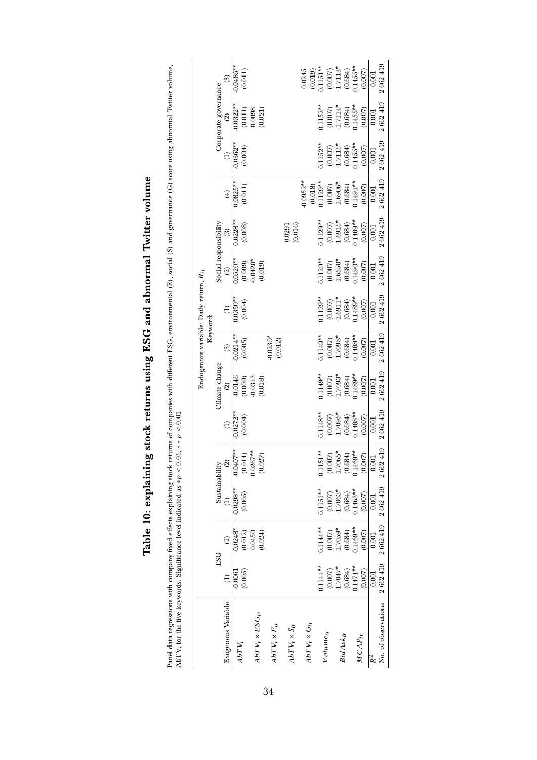# Table 10: explaining stock returns using ESG and abnormal Twitter volume

Panel data regressions with company fixed effects explaining stock returns of companies with different ESG, environmental (E), social (S) and governance (G) score using abnormal Twitter volume, AbTV, for the five keywords. Significance level indicated as $*p < 0.05$, $**p < 0.01$

| | Endogenous variable: Daily return, $R_{it}$ | | | | | | | | | | | | | | |
|---|---|---|---|---|---|---|---|---|---|---|---|---|---|---|---|
| | Keyword: | | | | | | | | | | | | | | |
| | ESG | | Sustainability | | Climate change | | | Social responsibility | | | | Corporate governance | | | |
| Exogenous Variable | (1) | (2) | (1) | (2) | (1) | (2) | (3) | (1) | (2) | (3) | (4) | (1) | (2) | (3) | |
| $AbTV_t$ | -0.0061 | -0.0248* | -0.0298** | -0.0407** | -0.0272** | -0.0146 | -0.0214** | 0.0350** | 0.0520** | 0.0228** | 0.0825** | -0.0362** | -0.0322** | -0.0485** | |
| | (0.005) | (0.012) | (0.005) | (0.014) | (0.004) | (0.009) | (0.005) | (0.004) | (0.009) | (0.008) | (0.011) | (0.004) | (0.011) | (0.011) | |
| $AbTV_t \times ESG_{it}$ | | 0.0450 | | 0.0267** | | -0.0313 | | | -0.0420* | | | | 0.0098 | | |
| | | (0.024) | | (0.027) | | (0.018) | | | (0.019) | | | | (0.021) | | |
| $AbTV_t \times E_{it}$ | | | | | | | -0.0239* | | | | | | | | |
| | | | | | | | (0.012) | | | | | | | | |
| $AbTV_t \times S_{it}$ | | | | | | | | | | 0.0291 | | | | | |
| | | | | | | | | | | (0.016) | | | | | |
| $AbTV_t \times G_{it}$ | | | | | | | | | | | -0.0952** | | | 0.0245 | |
| | | | | | | | | | | | (0.018) | | | (0.019) | |
| $Volume_{it}$ | 0.1144** | 0.1144** | 0.1151** | 0.1151** | 0.1148** | 0.1149** | 0.1149** | 0.1129** | 0.1129** | 0.1129** | 0.1129** | 0.1152** | 0.1152** | 0.1151** | |
| | (0.007) | (0.007) | (0.007) | (0.007) | (0.007) | (0.007) | (0.007) | (0.007) | (0.007) | (0.007) | (0.007) | (0.007) | (0.007) | (0.007) | |
| $BidAsk_{it}$ | -1.7047* | -1.7059* | -1.7063* | -1.7065* | -1.7095* | -1.7093* | -1.7098* | -1.6911* | -1.6550* | -1.6915* | -1.6906* | -1.7115* | -1.7114* | -1.7113* | |
| | (0.684) | (0.684) | (0.684) | (0.684) | (0.684) | (0.684) | (0.684) | (0.684) | (0.684) | (0.684) | (0.684) | (0.684) | (0.684) | (0.684) | |
| $MCAP_{it}$ | 0.1471** | 0.1469** | 0.1463** | 0.1469** | 0.1488** | 0.1489** | 0.1488** | 0.1489** | 0.1490** | 0.1489** | 0.1491** | 0.1455** | 0.1455** | 0.1455** | |
| | (0.007) | (0.007) | (0.007) | (0.007) | (0.007) | (0.007) | (0.007) | (0.007) | (0.007) | (0.007) | (0.007) | (0.007) | (0.007) | (0.007) | |
| $R^2$ | 0.001 | 0.001 | 0.001 | 0.001 | 0.001 | 0.001 | 0.001 | 0.001 | 0.001 | 0.001 | 0.001 | 0.001 | 0.001 | 0.001 | |
| No. of observations | 2 662 419 | 2 662 419 | 2 662 419 | 2 662 419 | 2 662 419 | 2 662 419 | 2 662 419 | 2 662 419 | 2 662 419 | 2 662 419 | 2 662 419 | 2 662 419 | 2 662 419 | 2 662 419 | |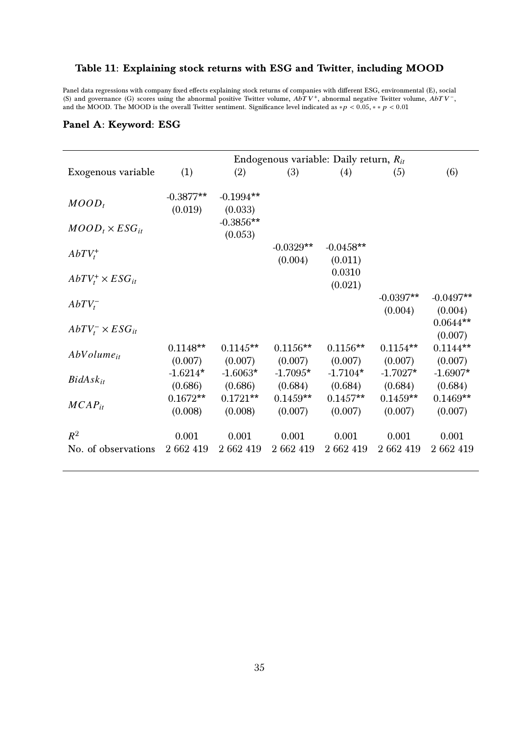### Table 11: Explaining stock returns with ESG and Twitter, including MOOD

Panel data regressions with company fixed effects explaining stock returns of companies with different ESG, environmental (E), social (S) and governance (G) scores using the abnormal positive Twitter volume, $AbTV^+$, abnormal negative Twitter volume, $AbTV^-$, and the MOOD. The MOOD is the overall Twitter sentiment. Significance level indicated as $*p < 0.05, **\ p < 0.01$

#### Panel A: Keyword: ESG

| | Endogenous variable: Daily return, $R_{it}$ | | | | | |
|---|---|---|---|---|---|---|
| Exogenous variable | (1) | (2) | (3) | (4) | (5) | (6) |
| $MOOD_t$ | -0.3877** | -0.1994** | | | | |
| | (0.019) | (0.033) | | | | |
| $MOOD_t \times ESG_{it}$ | | -0.3856** | | | | |
| | | (0.053) | | | | |
| $AbTV_t^+$ | | | -0.0329** | -0.0458** | | |
| | | | (0.004) | (0.011) | | |
| $AbTV_t^+ \times ESG_{it}$ | | | | 0.0310 | | |
| | | | | (0.021) | | |
| $AbTV_t^-$ | | | | | -0.0397** | -0.0497** |
| | | | | | (0.004) | (0.004) |
| $AbTV_t^- \times ESG_{it}$ | | | | | | 0.0644** |
| | | | | | | (0.007) |
| $AbVolume_{it}$ | 0.1148** | 0.1145** | 0.1156** | 0.1156** | 0.1154** | 0.1144** |
| | (0.007) | (0.007) | (0.007) | (0.007) | (0.007) | (0.007) |
| $BidAsk_{it}$ | -1.6214* | -1.6063* | -1.7095* | -1.7104* | -1.7027* | -1.6907* |
| | (0.686) | (0.686) | (0.684) | (0.684) | (0.684) | (0.684) |
| $MCAP_{it}$ | 0.1672** | 0.1721** | 0.1459** | 0.1457** | 0.1459** | 0.1469** |
| | (0.008) | (0.008) | (0.007) | (0.007) | (0.007) | (0.007) |
| $R^2$ | 0.001 | 0.001 | 0.001 | 0.001 | 0.001 | 0.001 |
| No. of observations | 2 662 419 | 2 662 419 | 2 662 419 | 2 662 419 | 2 662 419 | 2 662 419 |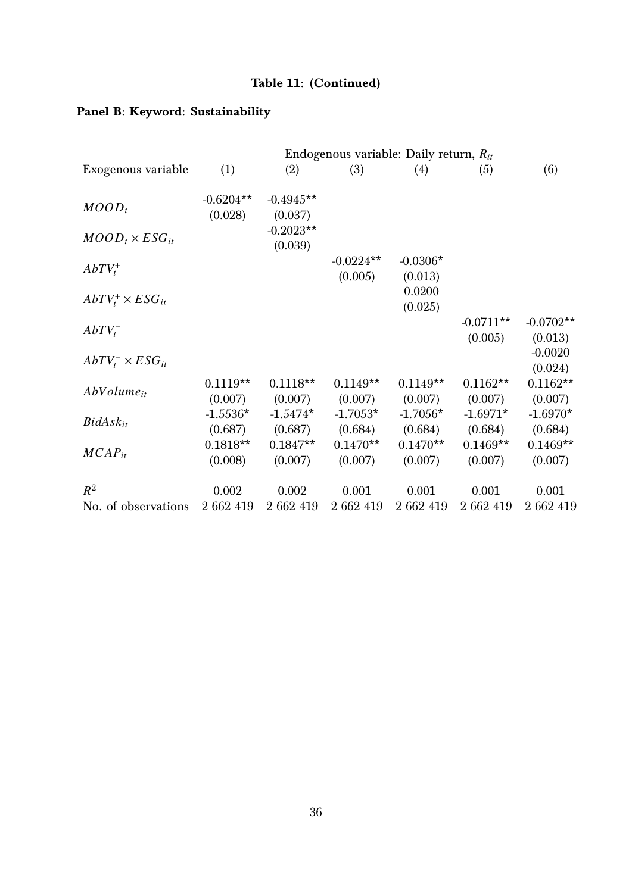**Table 11: (Continued)**

**Panel B: Keyword: Sustainability**

| | Endogenous variable: Daily return, $R_{it}$ | | | | | |
|---|---|---|---|---|---|---|
| Exogenous variable | (1) | (2) | (3) | (4) | (5) | (6) |
| $MOOD_t$ | -0.6204** | -0.4945** | | | | |
| | (0.028) | (0.037) | | | | |
| $MOOD_t \times ESG_{it}$ | | -0.2023** | | | | |
| | | (0.039) | | | | |
| $AbTV_t^+$ | | | -0.0224** | -0.0306* | | |
| | | | (0.005) | (0.013) | | |
| $AbTV_t^+ \times ESG_{it}$ | | | | 0.0200 | | |
| | | | | (0.025) | | |
| $AbTV_t^-$ | | | | | -0.0711** | -0.0702** |
| | | | | | (0.005) | (0.013) |
| $AbTV_t^- \times ESG_{it}$ | | | | | | -0.0020 |
| | | | | | | (0.024) |
| $AbVolume_{it}$ | 0.1119** | 0.1118** | 0.1149** | 0.1149** | 0.1162** | 0.1162** |
| | (0.007) | (0.007) | (0.007) | (0.007) | (0.007) | (0.007) |
| $BidAsk_{it}$ | -1.5536* | -1.5474* | -1.7053* | -1.7056* | -1.6971* | -1.6970* |
| | (0.687) | (0.687) | (0.684) | (0.684) | (0.684) | (0.684) |
| $MCAP_{it}$ | 0.1818** | 0.1847** | 0.1470** | 0.1470** | 0.1469** | 0.1469** |
| | (0.008) | (0.007) | (0.007) | (0.007) | (0.007) | (0.007) |
| $R^2$ | 0.002 | 0.002 | 0.001 | 0.001 | 0.001 | 0.001 |
| No. of observations | 2 662 419 | 2 662 419 | 2 662 419 | 2 662 419 | 2 662 419 | 2 662 419 |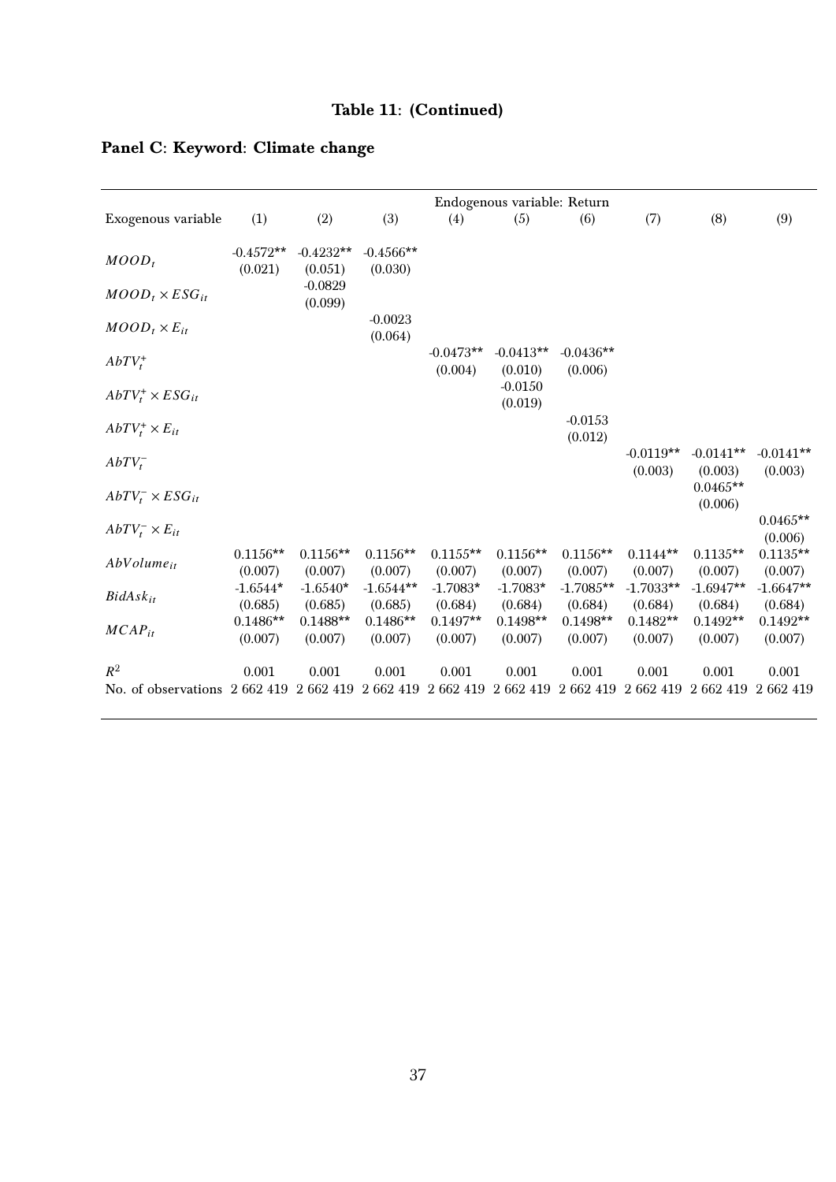**Table 11: (Continued)**

**Panel C: Keyword: Climate change**

| | Endogenous variable: Return | | | | | | | | |
|---|---|---|---|---|---|---|---|---|---|
| Exogenous variable | (1) | (2) | (3) | (4) | (5) | (6) | (7) | (8) | (9) |
| $MOOD_t$ | -0.4572** (0.021) | -0.4232** (0.051) | -0.4566** (0.030) | | | | | | |
| $MOOD_t \times ESG_{it}$ | | -0.0829 (0.099) | | | | | | | |
| $MOOD_t \times E_{it}$ | | | -0.0023 (0.064) | | | | | | |
| $AbTV_t^{+}$ | | | | -0.0473** (0.004) | -0.0413** (0.010) | -0.0436** (0.006) | | | |
| $AbTV_t^{+} \times ESG_{it}$ | | | | | -0.0150 (0.019) | | | | |
| $AbTV_t^{+} \times E_{it}$ | | | | | | -0.0153 (0.012) | | | |
| $AbTV_t^{-}$ | | | | | | | -0.0119** (0.003) | -0.0141** (0.003) | -0.0141** (0.003) |
| $AbTV_t^{-} \times ESG_{it}$ | | | | | | | | 0.0465** (0.006) | |
| $AbTV_t^{-} \times E_{it}$ | | | | | | | | | 0.0465** (0.006) |
| $AbVolume_{it}$ | 0.1156** (0.007) | 0.1156** (0.007) | 0.1156** (0.007) | 0.1155** (0.007) | 0.1156** (0.007) | 0.1156** (0.007) | 0.1144** (0.007) | 0.1135** (0.007) | 0.1135** (0.007) |
| $BidAsk_{it}$ | -1.6544* (0.685) | -1.6540* (0.685) | -1.6544** (0.685) | -1.7083* (0.684) | -1.7083* (0.684) | -1.7085** (0.684) | -1.7033** (0.684) | -1.6947** (0.684) | -1.6647** (0.684) |
| $MCAP_{it}$ | 0.1486** (0.007) | 0.1488** (0.007) | 0.1486** (0.007) | 0.1497** (0.007) | 0.1498** (0.007) | 0.1498** (0.007) | 0.1482** (0.007) | 0.1492** (0.007) | 0.1492** (0.007) |
| $R^2$ | 0.001 | 0.001 | 0.001 | 0.001 | 0.001 | 0.001 | 0.001 | 0.001 | 0.001 |
| No. of observations | 2 662 419 | 2 662 419 | 2 662 419 | 2 662 419 | 2 662 419 | 2 662 419 | 2 662 419 | 2 662 419 | 2 662 419 |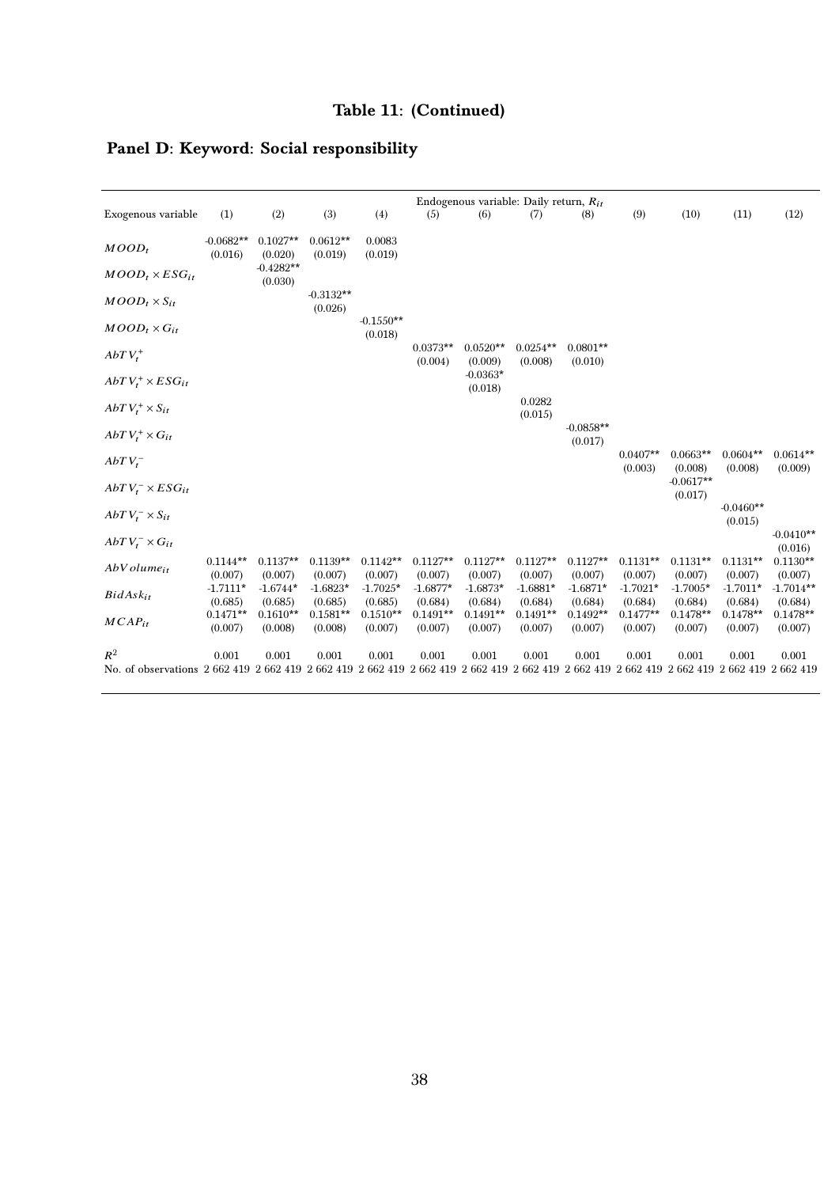**Table 11: (Continued)**

**Panel D: Keyword: Social responsibility**

| Exogenous variable | (1) | (2) | (3) | (4) | (5) | (6) | (7) | (8) | (9) | (10) | (11) | (12) |
|---|---|---|---|---|---|---|---|---|---|---|---|---|
| | Endogenous variable: Daily return, $R_{it}$ | | | | | | | | | | | |
| $MOOD_t$ | -0.0682** | 0.1027** | 0.0612** | 0.0083 | | | | | | | | |
| | (0.016) | (0.020) | (0.019) | (0.019) | | | | | | | | |
| $MOOD_t \times ESG_{it}$ | | -0.4282** | | | | | | | | | | |
| | | (0.030) | | | | | | | | | | |
| $MOOD_t \times S_{it}$ | | | -0.3132** | | | | | | | | | |
| | | | (0.026) | | | | | | | | | |
| $MOOD_t \times G_{it}$ | | | | -0.1550** | | | | | | | | |
| | | | | (0.018) | | | | | | | | |
| $AbTV_t^+$ | | | | | 0.0373** | 0.0520** | 0.0254** | 0.0801** | | | | |
| | | | | | (0.004) | (0.009) | (0.008) | (0.010) | | | | |
| $AbTV_t^+ \times ESG_{it}$ | | | | | | -0.0363* | | | | | | |
| | | | | | | (0.018) | | | | | | |
| $AbTV_t^+ \times S_{it}$ | | | | | | | 0.0282 | | | | | |
| | | | | | | | (0.015) | | | | | |
| $AbTV_t^+ \times G_{it}$ | | | | | | | | -0.0858** | | | | |
| | | | | | | | | (0.017) | | | | |
| $AbTV_t^-$ | | | | | | | | | 0.0407** | 0.0663** | 0.0604** | 0.0614** |
| | | | | | | | | | (0.003) | (0.008) | (0.008) | (0.009) |
| $AbTV_t^- \times ESG_{it}$ | | | | | | | | | | -0.0617** | | |
| | | | | | | | | | | (0.017) | | |
| $AbTV_t^- \times S_{it}$ | | | | | | | | | | | -0.0460** | |
| | | | | | | | | | | | (0.015) | |
| $AbTV_t^- \times G_{it}$ | | | | | | | | | | | | -0.0410** |
| | | | | | | | | | | | | (0.016) |
| $AbVolume_{it}$ | 0.1144** | 0.1137** | 0.1139** | 0.1142** | 0.1127** | 0.1127** | 0.1127** | 0.1127** | 0.1131** | 0.1131** | 0.1131** | 0.1130** |
| | (0.007) | (0.007) | (0.007) | (0.007) | (0.007) | (0.007) | (0.007) | (0.007) | (0.007) | (0.007) | (0.007) | (0.007) |
| $BidAsk_{it}$ | -1.7111* | -1.6744* | -1.6823* | -1.7025* | -1.6877* | -1.6873* | -1.6881* | -1.6871* | -1.7021* | -1.7005* | -1.7011* | -1.7014** |
| | (0.685) | (0.685) | (0.685) | (0.685) | (0.684) | (0.684) | (0.684) | (0.684) | (0.684) | (0.684) | (0.684) | (0.684) |
| $MCAP_{it}$ | 0.1471** | 0.1610** | 0.1581** | 0.1510** | 0.1491** | 0.1491** | 0.1491** | 0.1492** | 0.1477** | 0.1478** | 0.1478** | 0.1478** |
| | (0.007) | (0.008) | (0.008) | (0.007) | (0.007) | (0.007) | (0.007) | (0.007) | (0.007) | (0.007) | (0.007) | (0.007) |
| $R^2$ | 0.001 | 0.001 | 0.001 | 0.001 | 0.001 | 0.001 | 0.001 | 0.001 | 0.001 | 0.001 | 0.001 | 0.001 |
| No. of observations | 2 662 419 | 2 662 419 | 2 662 419 | 2 662 419 | 2 662 419 | 2 662 419 | 2 662 419 | 2 662 419 | 2 662 419 | 2 662 419 | 2 662 419 | 2 662 419 |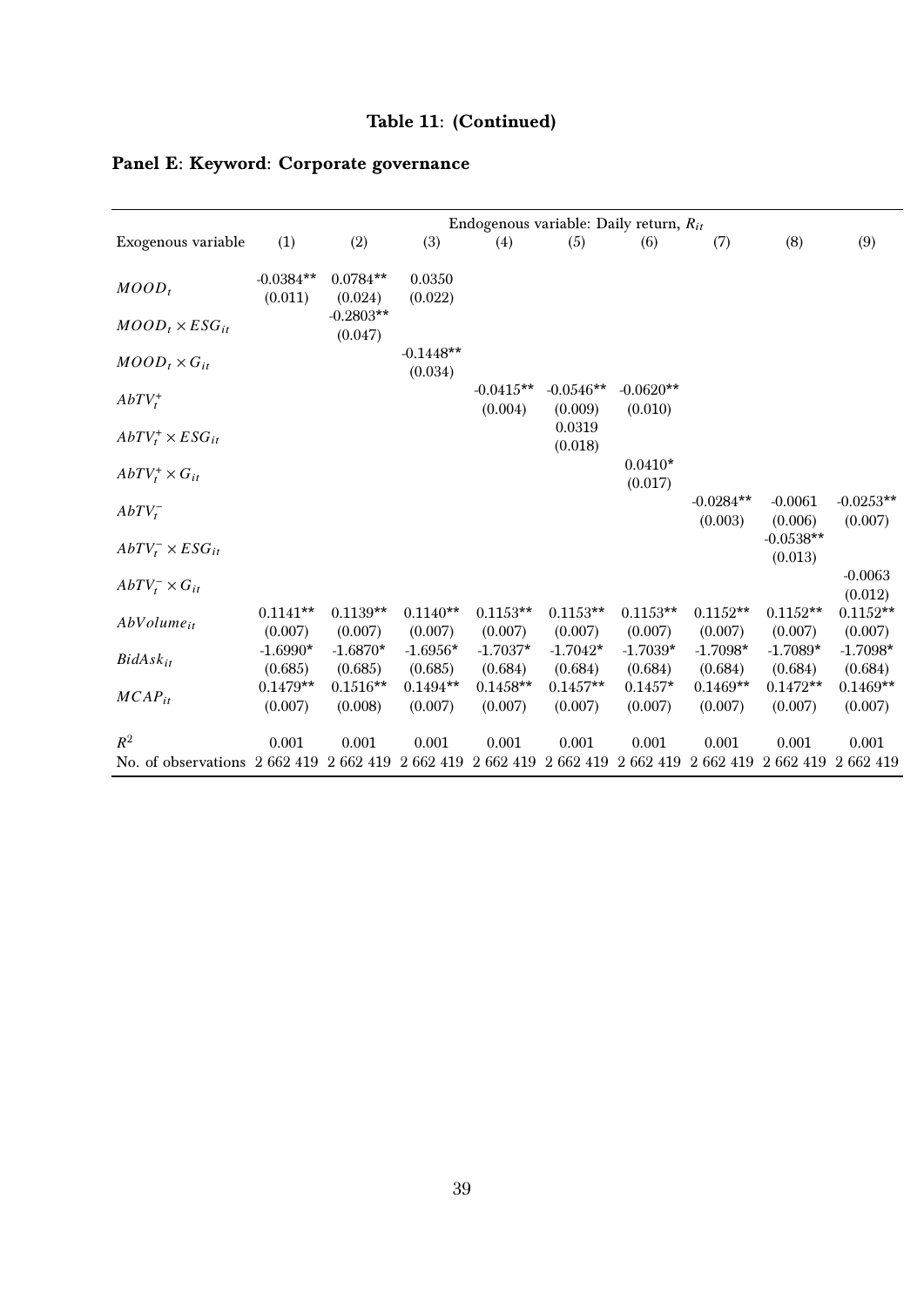**Table 11: (Continued)**

**Panel E: Keyword: Corporate governance**

| | Endogenous variable: Daily return, $R_{it}$ | | | | | | | | |
|---|---|---|---|---|---|---|---|---|---|
| Exogenous variable | (1) | (2) | (3) | (4) | (5) | (6) | (7) | (8) | (9) |
| $MOOD_t$ | -0.0384** | 0.0784** | 0.0350 | | | | | | |
| | (0.011) | (0.024) | (0.022) | | | | | | |
| $MOOD_t \times ESG_{it}$ | | -0.2803** | | | | | | | |
| | | (0.047) | | | | | | | |
| $MOOD_t \times G_{it}$ | | | -0.1448** | | | | | | |
| | | | (0.034) | | | | | | |
| $AbTV_t^+$ | | | | -0.0415** | -0.0546** | -0.0620** | | | |
| | | | | (0.004) | (0.009) | (0.010) | | | |
| $AbTV_t^+ \times ESG_{it}$ | | | | | 0.0319 | | | | |
| | | | | | (0.018) | | | | |
| $AbTV_t^+ \times G_{it}$ | | | | | | 0.0410* | | | |
| | | | | | | (0.017) | | | |
| $AbTV_t^-$ | | | | | | | -0.0284** | -0.0061 | -0.0253** |
| | | | | | | | (0.003) | (0.006) | (0.007) |
| $AbTV_t^- \times ESG_{it}$ | | | | | | | | -0.0538** | |
| | | | | | | | | (0.013) | |
| $AbTV_t^- \times G_{it}$ | | | | | | | | | -0.0063 |
| | | | | | | | | | (0.012) |
| $AbVolume_{it}$ | 0.1141** | 0.1139** | 0.1140** | 0.1153** | 0.1153** | 0.1153** | 0.1152** | 0.1152** | 0.1152** |
| | (0.007) | (0.007) | (0.007) | (0.007) | (0.007) | (0.007) | (0.007) | (0.007) | (0.007) |
| $BidAsk_{it}$ | -1.6990* | -1.6870* | -1.6956* | -1.7037* | -1.7042* | -1.7039* | -1.7098* | -1.7089* | -1.7098* |
| | (0.685) | (0.685) | (0.685) | (0.684) | (0.684) | (0.684) | (0.684) | (0.684) | (0.684) |
| $MCAP_{it}$ | 0.1479** | 0.1516** | 0.1494** | 0.1458** | 0.1457** | 0.1457* | 0.1469** | 0.1472** | 0.1469** |
| | (0.007) | (0.008) | (0.007) | (0.007) | (0.007) | (0.007) | (0.007) | (0.007) | (0.007) |
| $R^2$ | 0.001 | 0.001 | 0.001 | 0.001 | 0.001 | 0.001 | 0.001 | 0.001 | 0.001 |
| No. of observations | 2 662 419 | 2 662 419 | 2 662 419 | 2 662 419 | 2 662 419 | 2 662 419 | 2 662 419 | 2 662 419 | 2 662 419 |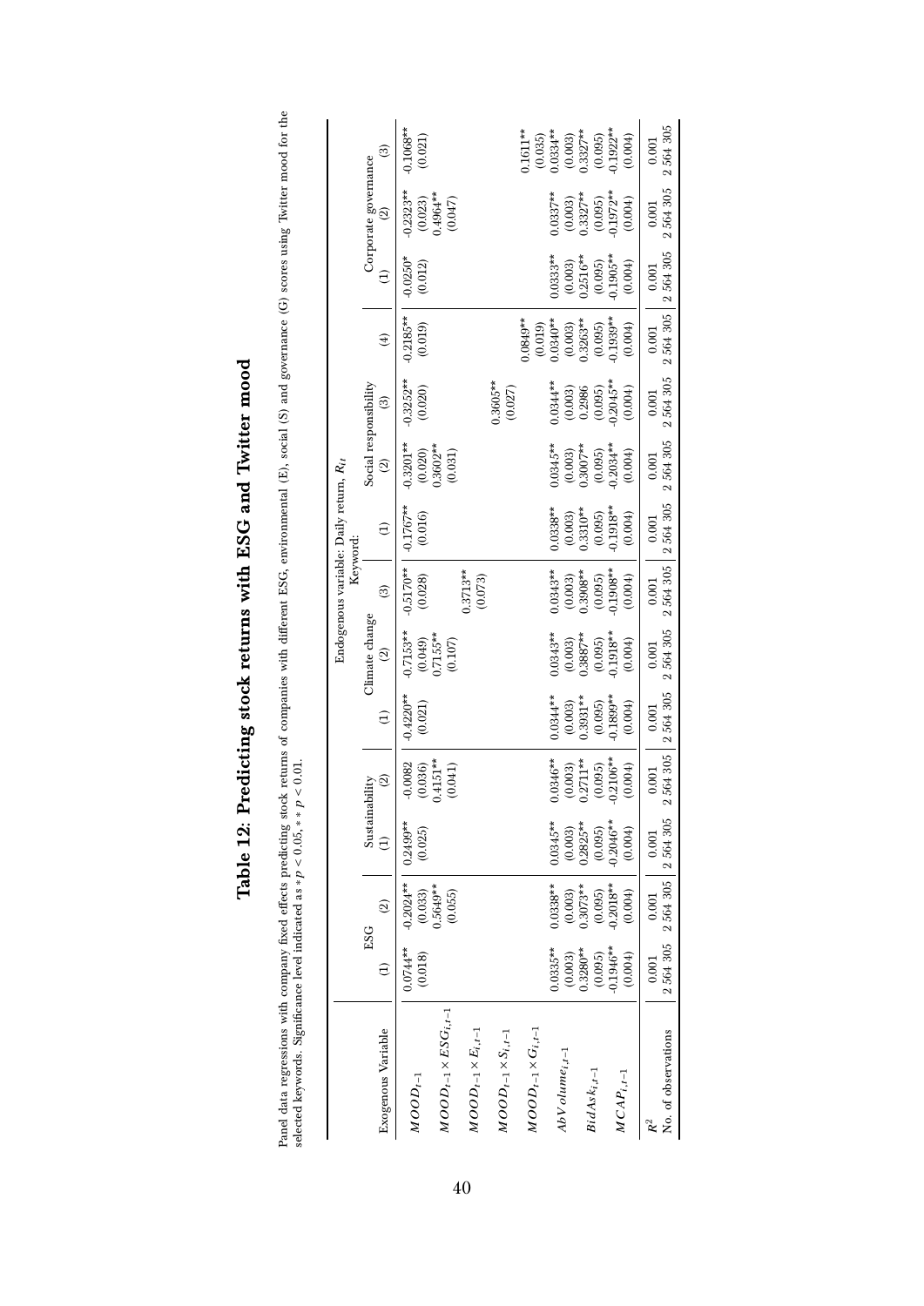# Table 12: Predicting stock returns with ESG and Twitter mood

Panel data regressions with company fixed effects predicting stock returns of companies with different ESG, environmental (E), social (S) and governance (G) scores using Twitter mood for the selected keywords. Significance level indicated as $* p < 0.05$, $** p < 0.01$.

| Exogenous Variable | ESG (1) | ESG (2) | Sustainability (1) | Sustainability (2) | Climate change (1) | Climate change (2) | Climate change (3) | Social responsibility (1) | Social responsibility (2) | Social responsibility (3) | Social responsibility (4) | Corporate governance (1) | Corporate governance (2) | Corporate governance (3) |
|---|---|---|---|---|---|---|---|---|---|---|---|---|---|---|
| | Endogenous variable: Daily return, $R_{i,t}$ | | | | | | | | | | | | | |
| | Keyword: | | | | | | | | | | | | | |
| $MOOD_{t-1}$ | 0.0744** | -0.2024** | 0.2499** | -0.0082 | -0.4220** | -0.7153** | -0.5170** | -0.1767** | -0.3201** | -0.3252** | -0.2185** | -0.0250* | -0.2323** | -0.1068** |
| | (0.018) | (0.033) | (0.025) | (0.036) | (0.021) | (0.049) | (0.028) | (0.016) | (0.020) | (0.020) | (0.019) | (0.012) | (0.023) | (0.021) |
| $MOOD_{t-1} \times ESG_{i,t-1}$ | | 0.5649** | | 0.4151** | | 0.7155** | | | 0.3602** | | | | 0.4964** | |
| | | (0.055) | | (0.041) | | (0.107) | | | (0.031) | | | | (0.047) | |
| $MOOD_{t-1} \times E_{i,t-1}$ | | | | | | | 0.3713** | | | | | | | |
| | | | | | | | (0.073) | | | | | | | |
| $MOOD_{t-1} \times S_{i,t-1}$ | | | | | | | | | | 0.3605** | | | | |
| | | | | | | | | | | (0.027) | | | | |
| $MOOD_{t-1} \times G_{i,t-1}$ | | | | | | | | | | | 0.0849** | | | 0.1611** |
| | | | | | | | | | | | (0.019) | | | (0.035) |
| $AbVolume_{i,t-1}$ | 0.0335** | 0.0338** | 0.0345** | 0.0346** | 0.0344** | 0.0343** | 0.0343** | 0.0338** | 0.0345** | 0.0344** | 0.0340** | 0.0333** | 0.0337** | 0.0334** |
| | (0.003) | (0.003) | (0.003) | (0.003) | (0.003) | (0.003) | (0.003) | (0.003) | (0.003) | (0.003) | (0.003) | (0.003) | (0.003) | (0.003) |
| $BidAsk_{i,t-1}$ | 0.3280** | 0.3073** | 0.2825** | 0.2711** | 0.3931** | 0.3887** | 0.3908** | 0.3310** | 0.3007** | 0.2986 | 0.3263** | 0.2516** | 0.3327** | 0.3327** |
| | (0.095) | (0.095) | (0.095) | (0.095) | (0.095) | (0.095) | (0.095) | (0.095) | (0.095) | (0.095) | (0.095) | (0.095) | (0.095) | (0.095) |
| $MCAP_{i,t-1}$ | -0.1946** | -0.2018** | -0.2046** | -0.2106** | -0.1899** | -0.1918** | -0.1908** | -0.1918** | -0.2034** | -0.2045** | -0.1939** | -0.1905** | -0.1972** | -0.1922** |
| | (0.004) | (0.004) | (0.004) | (0.004) | (0.004) | (0.004) | (0.004) | (0.004) | (0.004) | (0.004) | (0.004) | (0.004) | (0.004) | (0.004) |
| $R^2$ | 0.001 | 0.001 | 0.001 | 0.001 | 0.001 | 0.001 | 0.001 | 0.001 | 0.001 | 0.001 | 0.001 | 0.001 | 0.001 | 0.001 |
| No. of observations | 2 564 305 | 2 564 305 | 2 564 305 | 2 564 305 | 2 564 305 | 2 564 305 | 2 564 305 | 2 564 305 | 2 564 305 | 2 564 305 | 2 564 305 | 2 564 305 | 2 564 305 | 2 564 305 |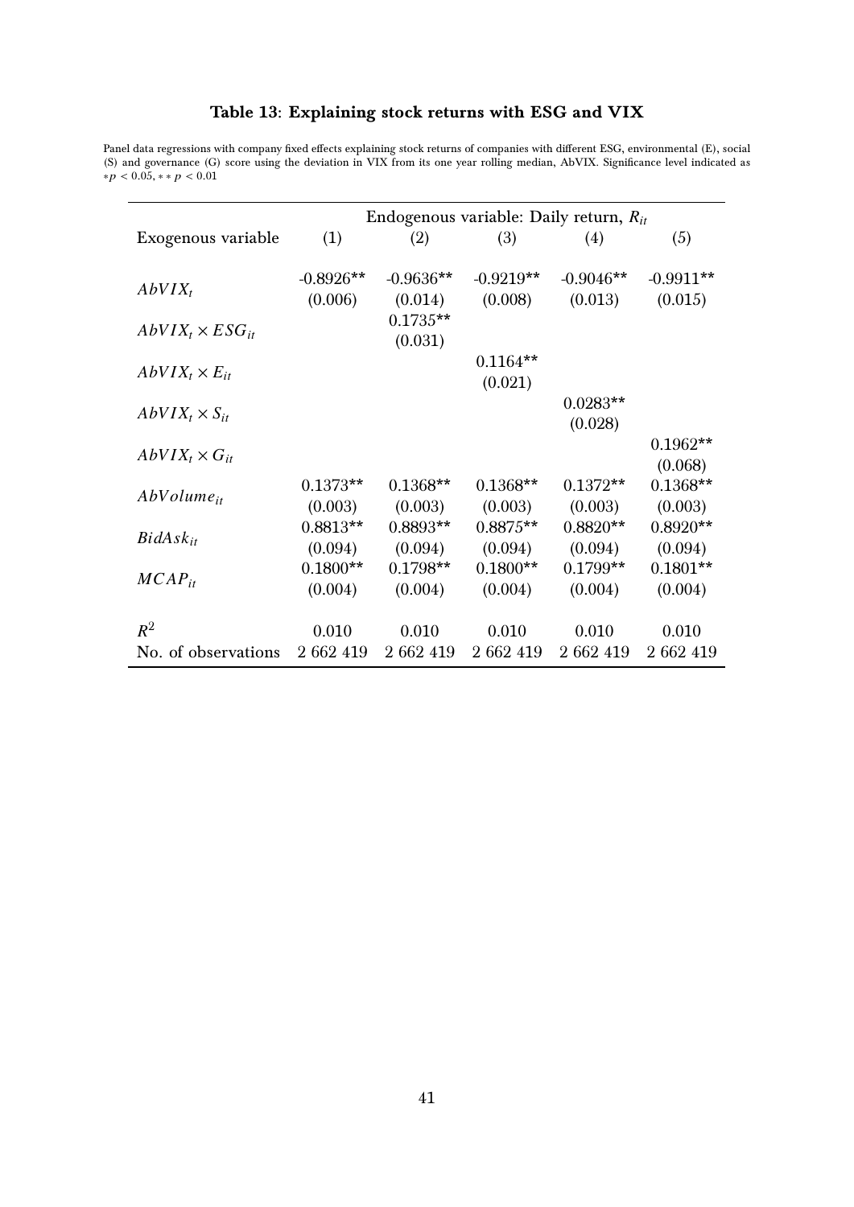### Table 13: Explaining stock returns with ESG and VIX

Panel data regressions with company fixed effects explaining stock returns of companies with different ESG, environmental (E), social (S) and governance (G) score using the deviation in VIX from its one year rolling median, AbVIX. Significance level indicated as $*p < 0.05, **p < 0.01$

| | Endogenous variable: Daily return, $R_{it}$ | | | | |
|---|---|---|---|---|---|
| Exogenous variable | (1) | (2) | (3) | (4) | (5) |
| $AbVIX_t$ | -0.8926** | -0.9636** | -0.9219** | -0.9046** | -0.9911** |
| | (0.006) | (0.014) | (0.008) | (0.013) | (0.015) |
| $AbVIX_t \times ESG_{it}$ | | 0.1735** | | | |
| | | (0.031) | | | |
| $AbVIX_t \times E_{it}$ | | | 0.1164** | | |
| | | | (0.021) | | |
| $AbVIX_t \times S_{it}$ | | | | 0.0283** | |
| | | | | (0.028) | |
| $AbVIX_t \times G_{it}$ | | | | | 0.1962** |
| | | | | | (0.068) |
| $AbVolume_{it}$ | 0.1373** | 0.1368** | 0.1368** | 0.1372** | 0.1368** |
| | (0.003) | (0.003) | (0.003) | (0.003) | (0.003) |
| $BidAsk_{it}$ | 0.8813** | 0.8893** | 0.8875** | 0.8820** | 0.8920** |
| | (0.094) | (0.094) | (0.094) | (0.094) | (0.094) |
| $MCAP_{it}$ | 0.1800** | 0.1798** | 0.1800** | 0.1799** | 0.1801** |
| | (0.004) | (0.004) | (0.004) | (0.004) | (0.004) |
| $R^2$ | 0.010 | 0.010 | 0.010 | 0.010 | 0.010 |
| No. of observations | 2 662 419 | 2 662 419 | 2 662 419 | 2 662 419 | 2 662 419 |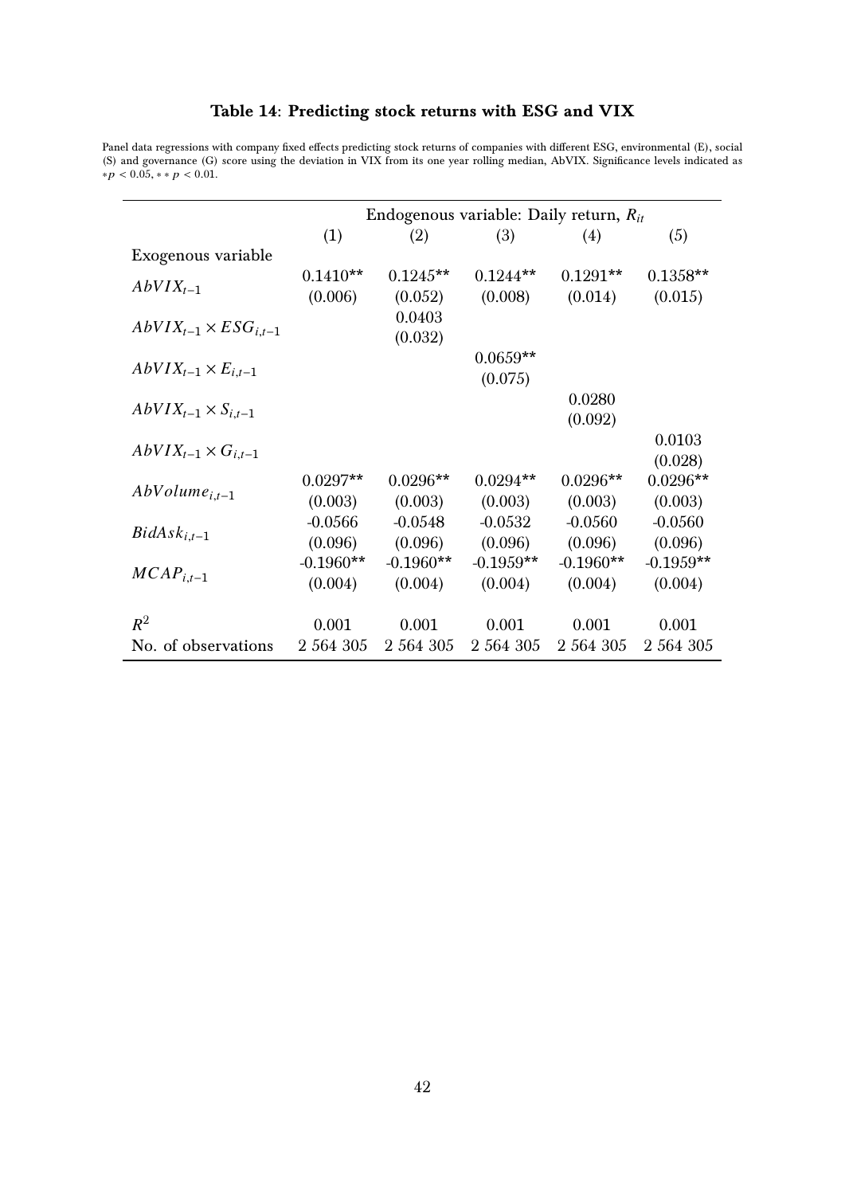## Table 14: Predicting stock returns with ESG and VIX

Panel data regressions with company fixed effects predicting stock returns of companies with different ESG, environmental (E), social (S) and governance (G) score using the deviation in VIX from its one year rolling median, AbVIX. Significance levels indicated as $*p < 0.05, **p < 0.01$.

| | Endogenous variable: Daily return, $R_{it}$ | | | | |
|---|---|---|---|---|---|
| | (1) | (2) | (3) | (4) | (5) |
| Exogenous variable | | | | | |
| $AbVIX_{t-1}$ | 0.1410** | 0.1245** | 0.1244** | 0.1291** | 0.1358** |
| | (0.006) | (0.052) | (0.008) | (0.014) | (0.015) |
| $AbVIX_{t-1} \times ESG_{i,t-1}$ | | 0.0403 | | | |
| | | (0.032) | | | |
| $AbVIX_{t-1} \times E_{i,t-1}$ | | | 0.0659** | | |
| | | | (0.075) | | |
| $AbVIX_{t-1} \times S_{i,t-1}$ | | | | 0.0280 | |
| | | | | (0.092) | |
| $AbVIX_{t-1} \times G_{i,t-1}$ | | | | | 0.0103 |
| | | | | | (0.028) |
| $AbVolume_{i,t-1}$ | 0.0297** | 0.0296** | 0.0294** | 0.0296** | 0.0296** |
| | (0.003) | (0.003) | (0.003) | (0.003) | (0.003) |
| $BidAsk_{i,t-1}$ | -0.0566 | -0.0548 | -0.0532 | -0.0560 | -0.0560 |
| | (0.096) | (0.096) | (0.096) | (0.096) | (0.096) |
| $MCAP_{i,t-1}$ | -0.1960** | -0.1960** | -0.1959** | -0.1960** | -0.1959** |
| | (0.004) | (0.004) | (0.004) | (0.004) | (0.004) |
| $R^2$ | 0.001 | 0.001 | 0.001 | 0.001 | 0.001 |
| No. of observations | 2 564 305 | 2 564 305 | 2 564 305 | 2 564 305 | 2 564 305 |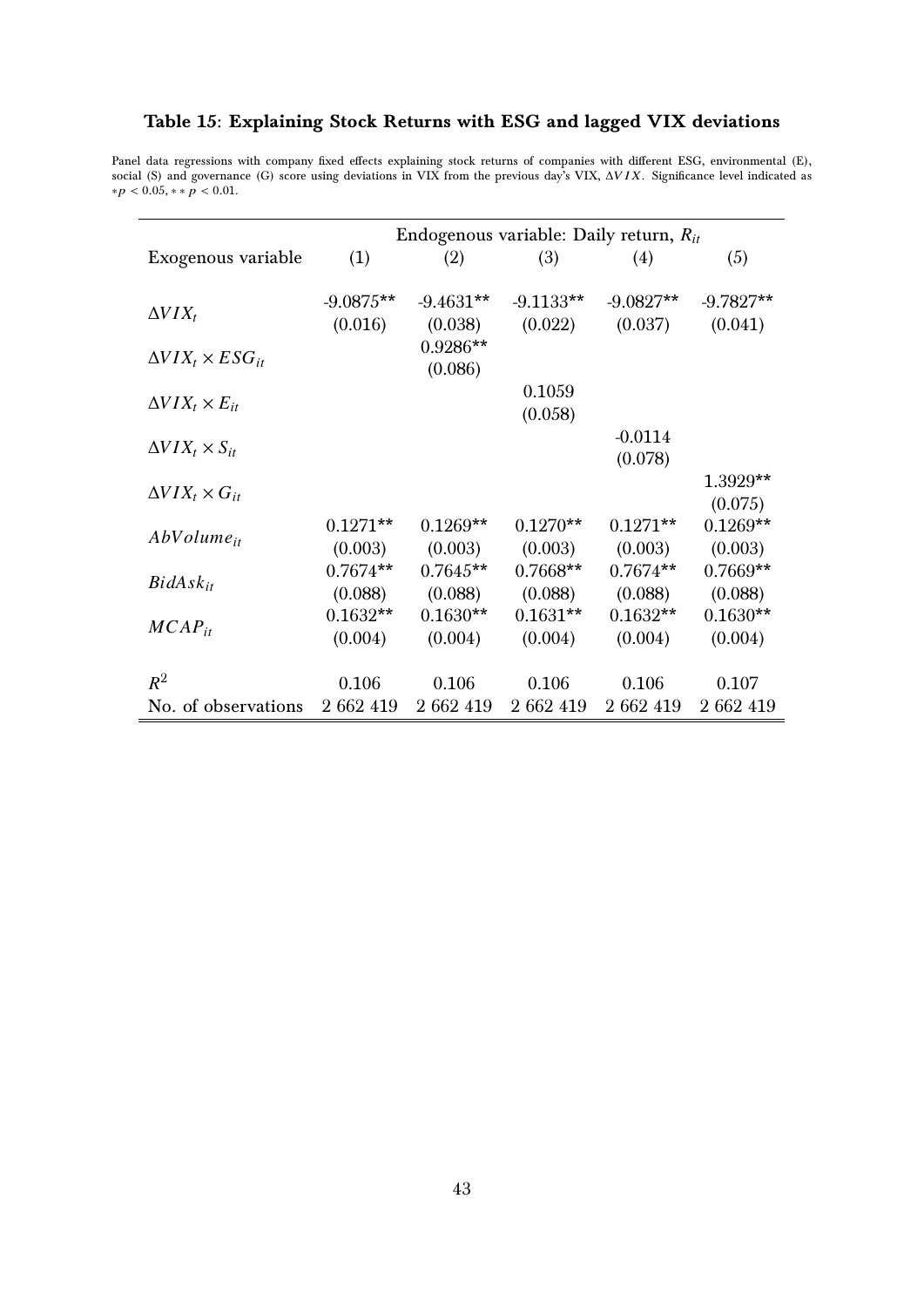### Table 15: Explaining Stock Returns with ESG and lagged VIX deviations

Panel data regressions with company fixed effects explaining stock returns of companies with different ESG, environmental (E), social (S) and governance (G) score using deviations in VIX from the previous day's VIX, $\Delta VIX$. Significance level indicated as $*p < 0.05, **p < 0.01$.

| | Endogenous variable: Daily return, $R_{it}$ | | | | |
|---|---|---|---|---|---|
| Exogenous variable | (1) | (2) | (3) | (4) | (5) |
| $\Delta VIX_t$ | -9.0875** | -9.4631** | -9.1133** | -9.0827** | -9.7827** |
| | (0.016) | (0.038) | (0.022) | (0.037) | (0.041) |
| $\Delta VIX_t \times ESG_{it}$ | | 0.9286** | | | |
| | | (0.086) | | | |
| $\Delta VIX_t \times E_{it}$ | | | 0.1059 | | |
| | | | (0.058) | | |
| $\Delta VIX_t \times S_{it}$ | | | | -0.0114 | |
| | | | | (0.078) | |
| $\Delta VIX_t \times G_{it}$ | | | | | 1.3929** |
| | | | | | (0.075) |
| $AbVolume_{it}$ | 0.1271** | 0.1269** | 0.1270** | 0.1271** | 0.1269** |
| | (0.003) | (0.003) | (0.003) | (0.003) | (0.003) |
| $BidAsk_{it}$ | 0.7674** | 0.7645** | 0.7668** | 0.7674** | 0.7669** |
| | (0.088) | (0.088) | (0.088) | (0.088) | (0.088) |
| $MCAP_{it}$ | 0.1632** | 0.1630** | 0.1631** | 0.1632** | 0.1630** |
| | (0.004) | (0.004) | (0.004) | (0.004) | (0.004) |
| $R^2$ | 0.106 | 0.106 | 0.106 | 0.106 | 0.107 |
| No. of observations | 2 662 419 | 2 662 419 | 2 662 419 | 2 662 419 | 2 662 419 |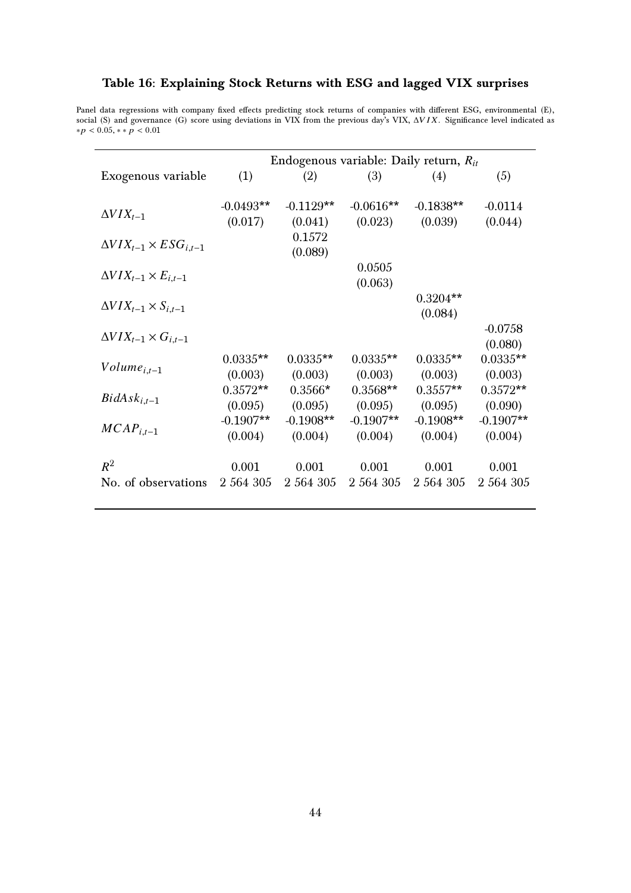### Table 16: Explaining Stock Returns with ESG and lagged VIX surprises

Panel data regressions with company fixed effects predicting stock returns of companies with different ESG, environmental (E), social (S) and governance (G) score using deviations in VIX from the previous day's VIX, $\Delta VIX$. Significance level indicated as $*p < 0.05, **p < 0.01$

| | Endogenous variable: Daily return, $R_{it}$ | | | | |
|---|---|---|---|---|---|
| Exogenous variable | (1) | (2) | (3) | (4) | (5) |
| $\Delta VIX_{t-1}$ | -0.0493** | -0.1129** | -0.0616** | -0.1838** | -0.0114 |
| | (0.017) | (0.041) | (0.023) | (0.039) | (0.044) |
| $\Delta VIX_{t-1} \times ESG_{i,t-1}$ | | 0.1572 | | | |
| | | (0.089) | | | |
| $\Delta VIX_{t-1} \times E_{i,t-1}$ | | | 0.0505 | | |
| | | | (0.063) | | |
| $\Delta VIX_{t-1} \times S_{i,t-1}$ | | | | 0.3204** | |
| | | | | (0.084) | |
| $\Delta VIX_{t-1} \times G_{i,t-1}$ | | | | | -0.0758 |
| | | | | | (0.080) |
| $Volume_{i,t-1}$ | 0.0335** | 0.0335** | 0.0335** | 0.0335** | 0.0335** |
| | (0.003) | (0.003) | (0.003) | (0.003) | (0.003) |
| $BidAsk_{i,t-1}$ | 0.3572** | 0.3566* | 0.3568** | 0.3557** | 0.3572** |
| | (0.095) | (0.095) | (0.095) | (0.095) | (0.090) |
| $MCAP_{i,t-1}$ | -0.1907** | -0.1908** | -0.1907** | -0.1908** | -0.1907** |
| | (0.004) | (0.004) | (0.004) | (0.004) | (0.004) |
| $R^2$ | 0.001 | 0.001 | 0.001 | 0.001 | 0.001 |
| No. of observations | 2 564 305 | 2 564 305 | 2 564 305 | 2 564 305 | 2 564 305 |